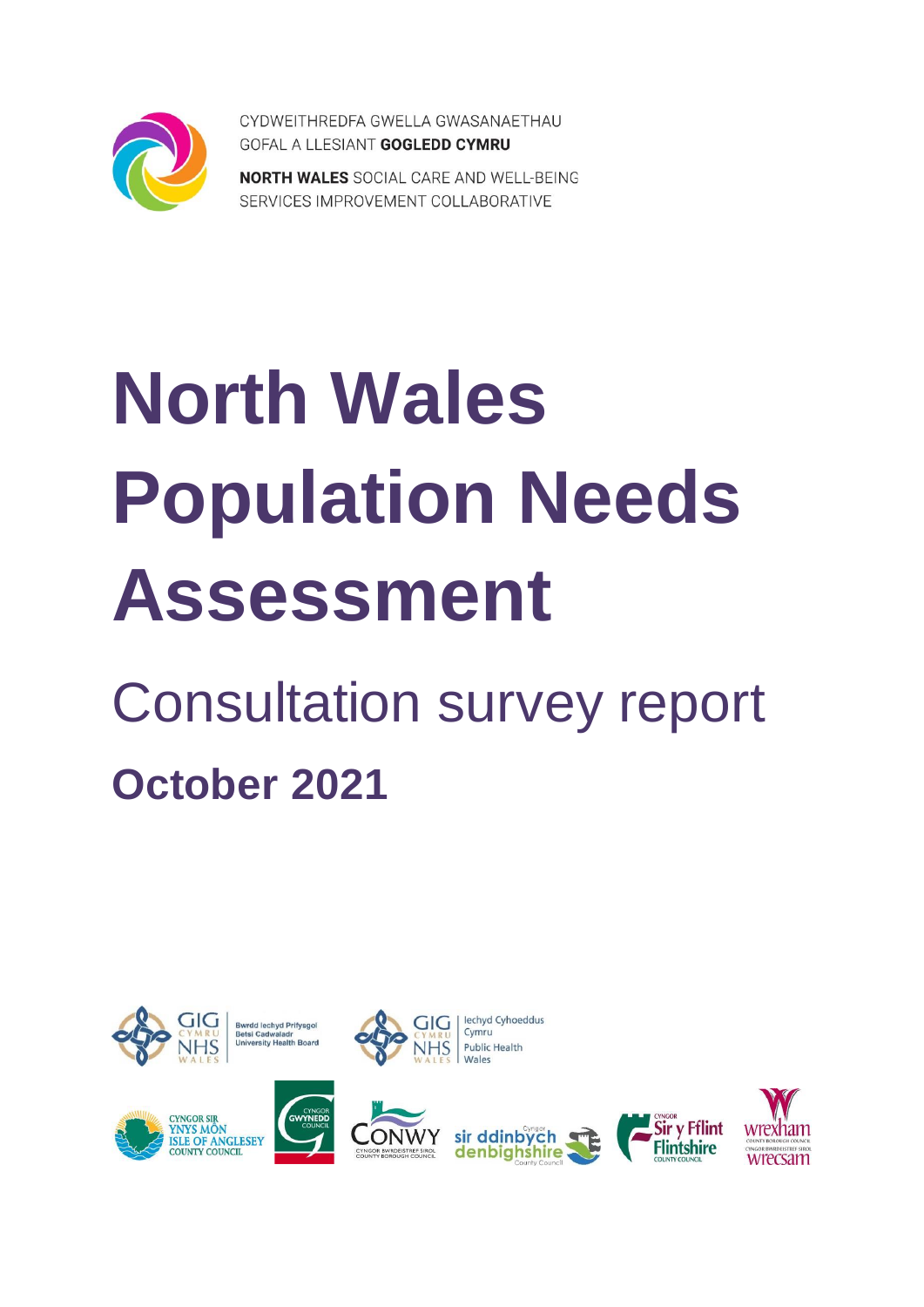CYDWEITHREDFA GWELLA GWASANAETHAU GOFAL A LLESIANT **GOGLEDD CYMRU**

**NORTH WALES** SOCIAL CARE AND WELL-BEING SERVICES IMPROVEMENT COLLABORATIVE

# North Wales Population Needs Assessment

## Consultation survey report

### October 2021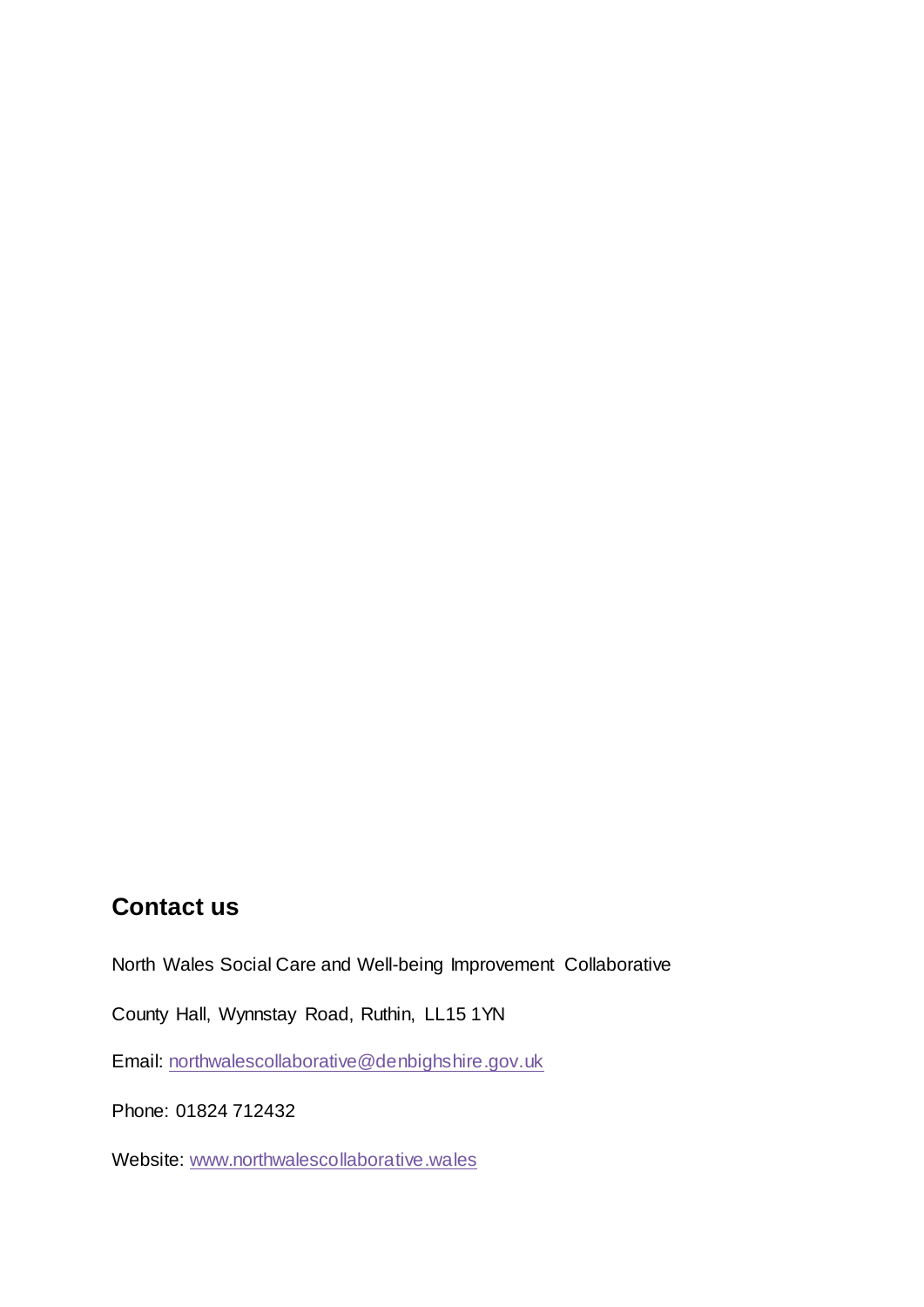## Contact us

North Wales Social Care and Well-being Improvement Collaborative

County Hall, Wynnstay Road, Ruthin, LL15 1YN

Email: northwalescollaborative@denbighshire.gov.uk

Phone: 01824 712432

Website: www.northwalescollaborative.wales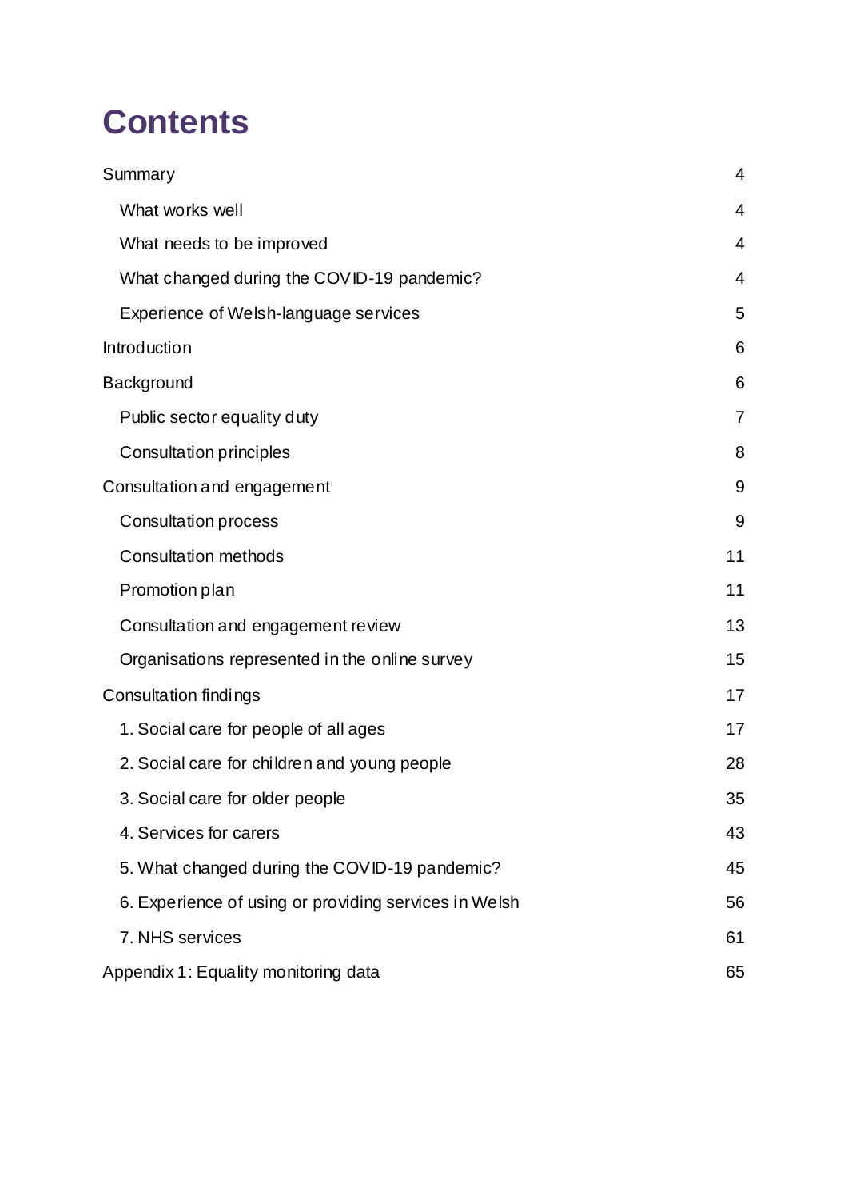# Contents

- Summary 4
  - What works well 4
  - What needs to be improved 4
  - What changed during the COVID-19 pandemic? 4
  - Experience of Welsh-language services 5
- Introduction 6
- Background 6
  - Public sector equality duty 7
  - Consultation principles 8
- Consultation and engagement 9
  - Consultation process 9
  - Consultation methods 11
  - Promotion plan 11
  - Consultation and engagement review 13
  - Organisations represented in the online survey 15
- Consultation findings 17
  - 1. Social care for people of all ages 17
  - 2. Social care for children and young people 28
  - 3. Social care for older people 35
  - 4. Services for carers 43
  - 5. What changed during the COVID-19 pandemic? 45
  - 6. Experience of using or providing services in Welsh 56
  - 7. NHS services 61
- Appendix 1: Equality monitoring data 65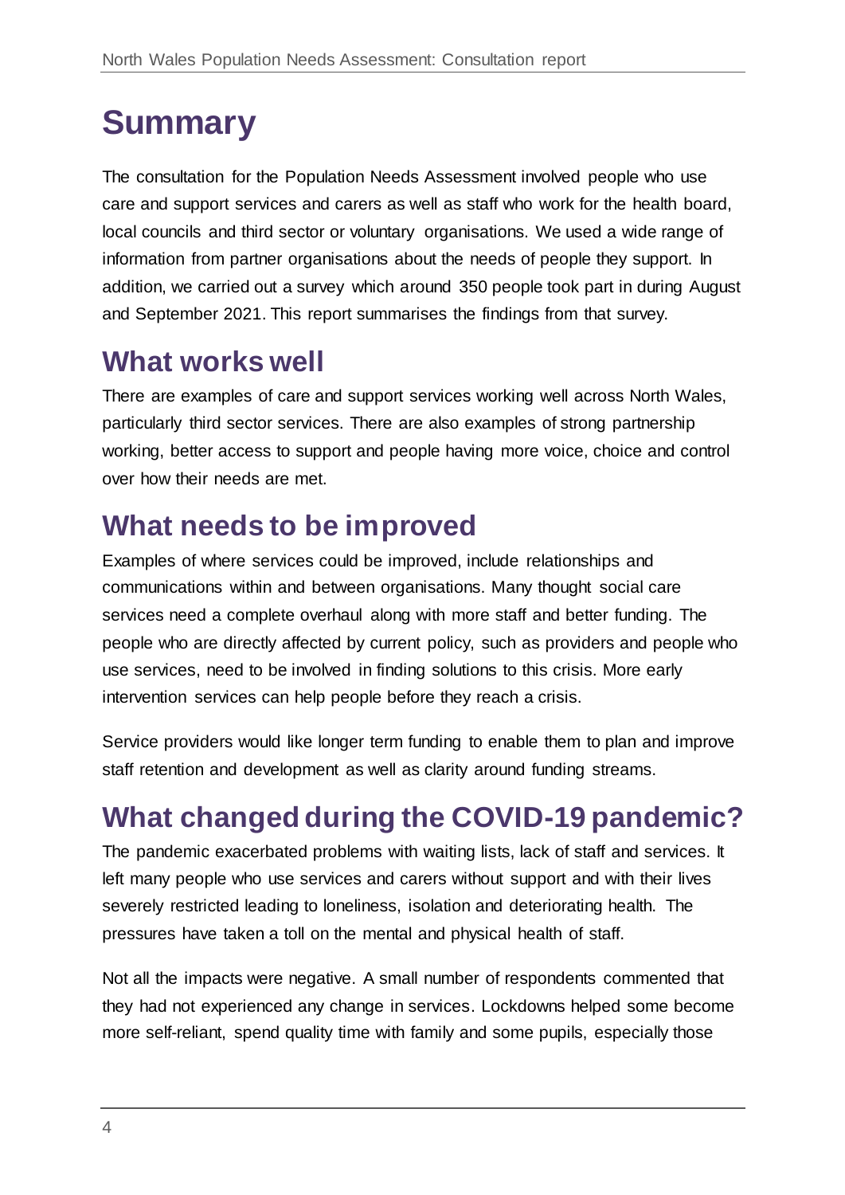# Summary

The consultation for the Population Needs Assessment involved people who use care and support services and carers as well as staff who work for the health board, local councils and third sector or voluntary organisations. We used a wide range of information from partner organisations about the needs of people they support. In addition, we carried out a survey which around 350 people took part in during August and September 2021. This report summarises the findings from that survey.

## What works well

There are examples of care and support services working well across North Wales, particularly third sector services. There are also examples of strong partnership working, better access to support and people having more voice, choice and control over how their needs are met.

## What needs to be improved

Examples of where services could be improved, include relationships and communications within and between organisations. Many thought social care services need a complete overhaul along with more staff and better funding. The people who are directly affected by current policy, such as providers and people who use services, need to be involved in finding solutions to this crisis. More early intervention services can help people before they reach a crisis.

Service providers would like longer term funding to enable them to plan and improve staff retention and development as well as clarity around funding streams.

## What changed during the COVID-19 pandemic?

The pandemic exacerbated problems with waiting lists, lack of staff and services. It left many people who use services and carers without support and with their lives severely restricted leading to loneliness, isolation and deteriorating health. The pressures have taken a toll on the mental and physical health of staff.

Not all the impacts were negative. A small number of respondents commented that they had not experienced any change in services. Lockdowns helped some become more self-reliant, spend quality time with family and some pupils, especially those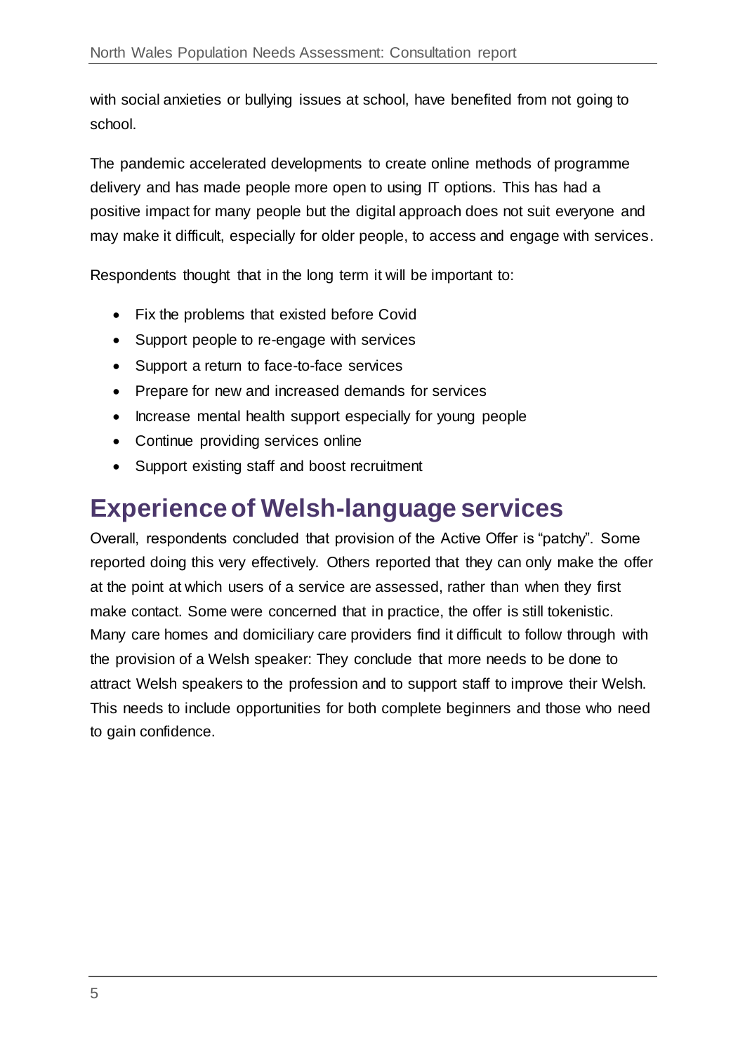with social anxieties or bullying issues at school, have benefited from not going to school.

The pandemic accelerated developments to create online methods of programme delivery and has made people more open to using IT options. This has had a positive impact for many people but the digital approach does not suit everyone and may make it difficult, especially for older people, to access and engage with services.

Respondents thought that in the long term it will be important to:

- Fix the problems that existed before Covid
- Support people to re-engage with services
- Support a return to face-to-face services
- Prepare for new and increased demands for services
- Increase mental health support especially for young people
- Continue providing services online
- Support existing staff and boost recruitment

# Experience of Welsh-language services

Overall, respondents concluded that provision of the Active Offer is "patchy". Some reported doing this very effectively. Others reported that they can only make the offer at the point at which users of a service are assessed, rather than when they first make contact. Some were concerned that in practice, the offer is still tokenistic. Many care homes and domiciliary care providers find it difficult to follow through with the provision of a Welsh speaker: They conclude that more needs to be done to attract Welsh speakers to the profession and to support staff to improve their Welsh. This needs to include opportunities for both complete beginners and those who need to gain confidence.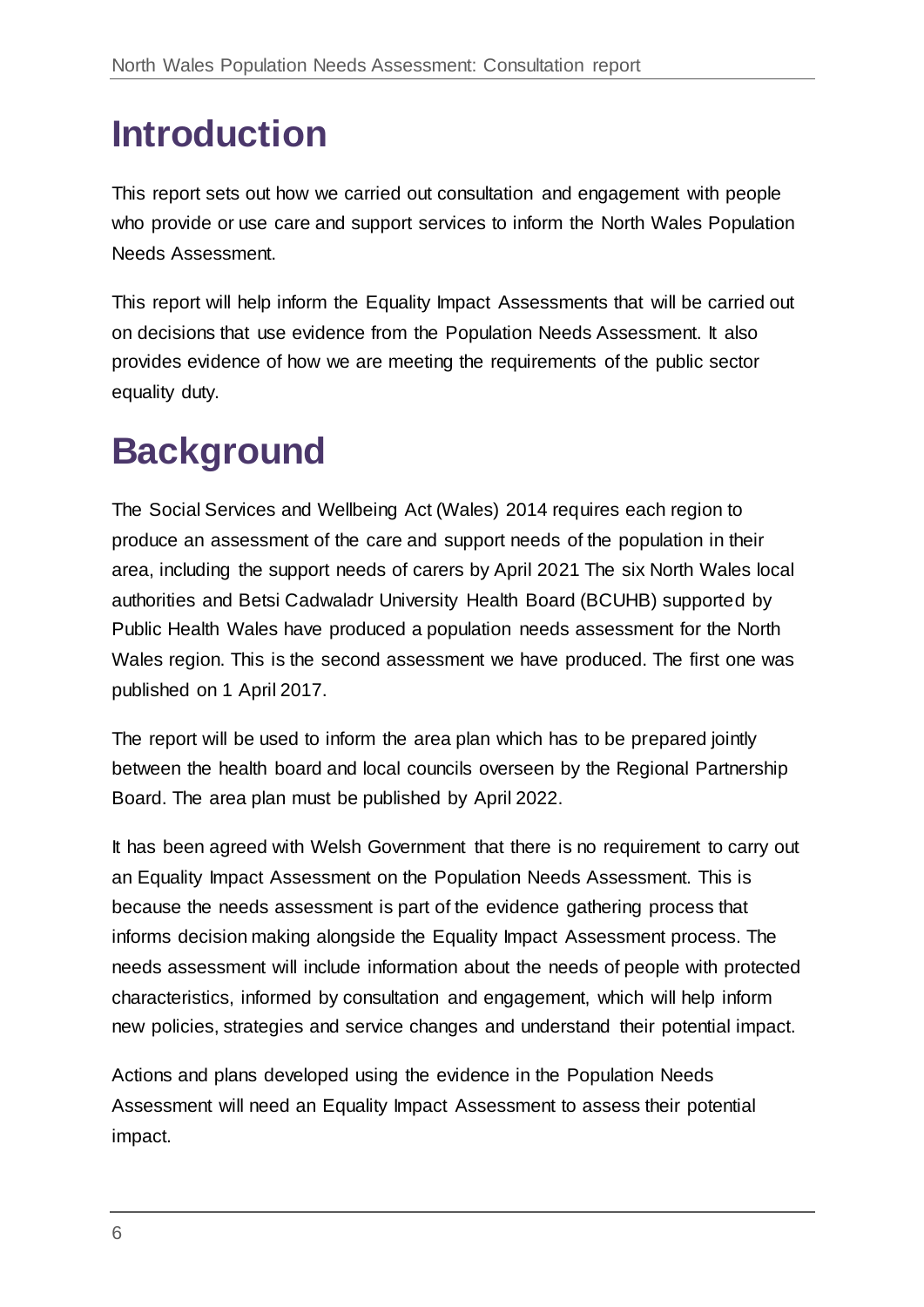# Introduction

This report sets out how we carried out consultation and engagement with people who provide or use care and support services to inform the North Wales Population Needs Assessment.

This report will help inform the Equality Impact Assessments that will be carried out on decisions that use evidence from the Population Needs Assessment. It also provides evidence of how we are meeting the requirements of the public sector equality duty.

# Background

The Social Services and Wellbeing Act (Wales) 2014 requires each region to produce an assessment of the care and support needs of the population in their area, including the support needs of carers by April 2021 The six North Wales local authorities and Betsi Cadwaladr University Health Board (BCUHB) supported by Public Health Wales have produced a population needs assessment for the North Wales region. This is the second assessment we have produced. The first one was published on 1 April 2017.

The report will be used to inform the area plan which has to be prepared jointly between the health board and local councils overseen by the Regional Partnership Board. The area plan must be published by April 2022.

It has been agreed with Welsh Government that there is no requirement to carry out an Equality Impact Assessment on the Population Needs Assessment. This is because the needs assessment is part of the evidence gathering process that informs decision making alongside the Equality Impact Assessment process. The needs assessment will include information about the needs of people with protected characteristics, informed by consultation and engagement, which will help inform new policies, strategies and service changes and understand their potential impact.

Actions and plans developed using the evidence in the Population Needs Assessment will need an Equality Impact Assessment to assess their potential impact.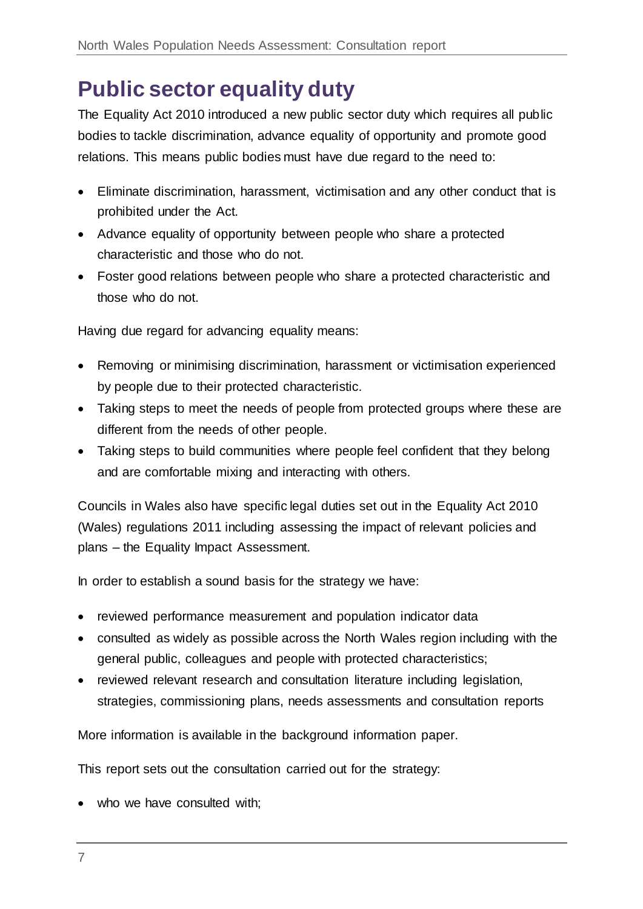# Public sector equality duty

The Equality Act 2010 introduced a new public sector duty which requires all public bodies to tackle discrimination, advance equality of opportunity and promote good relations. This means public bodies must have due regard to the need to:

- Eliminate discrimination, harassment, victimisation and any other conduct that is prohibited under the Act.
- Advance equality of opportunity between people who share a protected characteristic and those who do not.
- Foster good relations between people who share a protected characteristic and those who do not.

Having due regard for advancing equality means:

- Removing or minimising discrimination, harassment or victimisation experienced by people due to their protected characteristic.
- Taking steps to meet the needs of people from protected groups where these are different from the needs of other people.
- Taking steps to build communities where people feel confident that they belong and are comfortable mixing and interacting with others.

Councils in Wales also have specific legal duties set out in the Equality Act 2010 (Wales) regulations 2011 including assessing the impact of relevant policies and plans – the Equality Impact Assessment.

In order to establish a sound basis for the strategy we have:

- reviewed performance measurement and population indicator data
- consulted as widely as possible across the North Wales region including with the general public, colleagues and people with protected characteristics;
- reviewed relevant research and consultation literature including legislation, strategies, commissioning plans, needs assessments and consultation reports

More information is available in the background information paper.

This report sets out the consultation carried out for the strategy:

- who we have consulted with;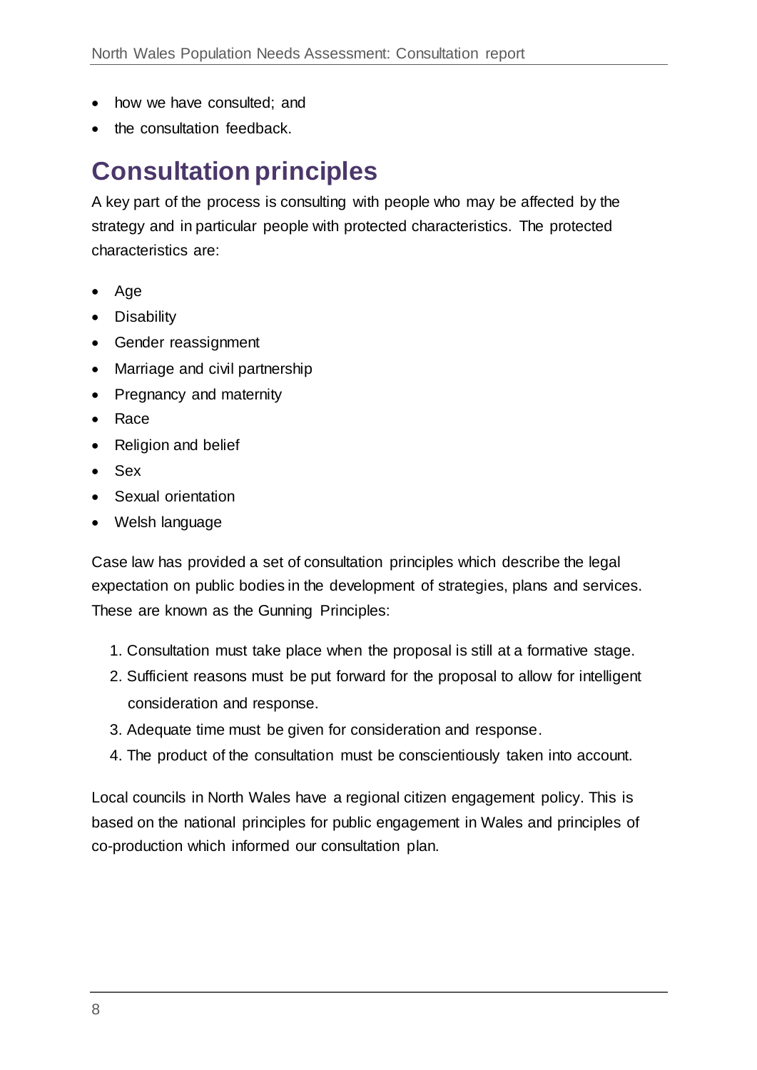- how we have consulted; and
- the consultation feedback.

## Consultation principles

A key part of the process is consulting with people who may be affected by the strategy and in particular people with protected characteristics. The protected characteristics are:

- Age
- Disability
- Gender reassignment
- Marriage and civil partnership
- Pregnancy and maternity
- Race
- Religion and belief
- Sex
- Sexual orientation
- Welsh language

Case law has provided a set of consultation principles which describe the legal expectation on public bodies in the development of strategies, plans and services. These are known as the Gunning Principles:

1. Consultation must take place when the proposal is still at a formative stage.
2. Sufficient reasons must be put forward for the proposal to allow for intelligent consideration and response.
3. Adequate time must be given for consideration and response.
4. The product of the consultation must be conscientiously taken into account.

Local councils in North Wales have a regional citizen engagement policy. This is based on the national principles for public engagement in Wales and principles of co-production which informed our consultation plan.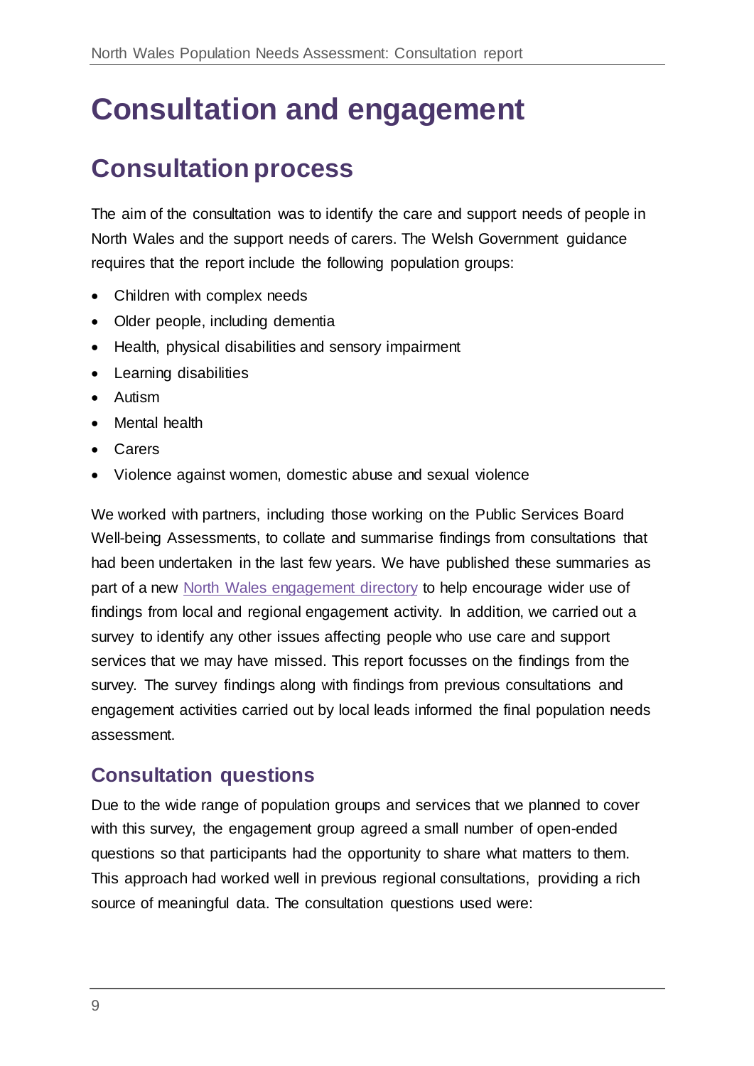# Consultation and engagement

## Consultation process

The aim of the consultation was to identify the care and support needs of people in North Wales and the support needs of carers. The Welsh Government guidance requires that the report include the following population groups:

- Children with complex needs
- Older people, including dementia
- Health, physical disabilities and sensory impairment
- Learning disabilities
- Autism
- Mental health
- Carers
- Violence against women, domestic abuse and sexual violence

We worked with partners, including those working on the Public Services Board Well-being Assessments, to collate and summarise findings from consultations that had been undertaken in the last few years. We have published these summaries as part of a new North Wales engagement directory to help encourage wider use of findings from local and regional engagement activity. In addition, we carried out a survey to identify any other issues affecting people who use care and support services that we may have missed. This report focusses on the findings from the survey. The survey findings along with findings from previous consultations and engagement activities carried out by local leads informed the final population needs assessment.

### Consultation questions

Due to the wide range of population groups and services that we planned to cover with this survey, the engagement group agreed a small number of open-ended questions so that participants had the opportunity to share what matters to them. This approach had worked well in previous regional consultations, providing a rich source of meaningful data. The consultation questions used were: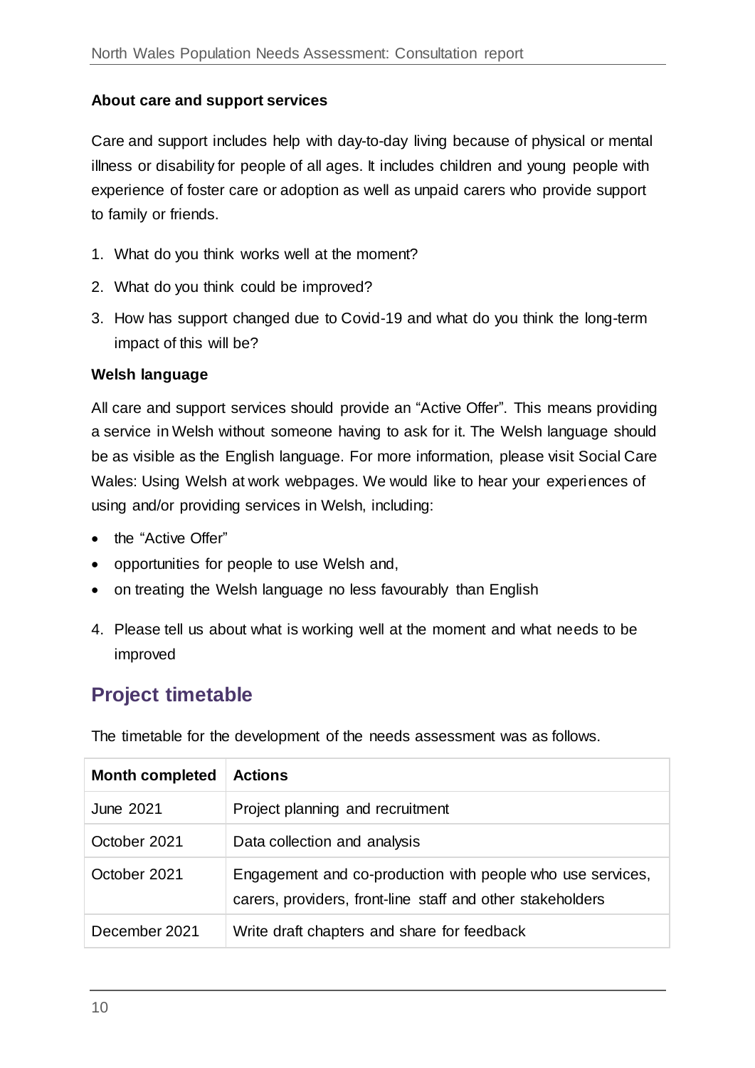**About care and support services**

Care and support includes help with day-to-day living because of physical or mental illness or disability for people of all ages. It includes children and young people with experience of foster care or adoption as well as unpaid carers who provide support to family or friends.

1. What do you think works well at the moment?
2. What do you think could be improved?
3. How has support changed due to Covid-19 and what do you think the long-term impact of this will be?

**Welsh language**

All care and support services should provide an "Active Offer". This means providing a service in Welsh without someone having to ask for it. The Welsh language should be as visible as the English language. For more information, please visit Social Care Wales: Using Welsh at work webpages. We would like to hear your experiences of using and/or providing services in Welsh, including:

- the "Active Offer"
- opportunities for people to use Welsh and,
- on treating the Welsh language no less favourably than English

4. Please tell us about what is working well at the moment and what needs to be improved

## Project timetable

The timetable for the development of the needs assessment was as follows.

| Month completed | Actions |
|---|---|
| June 2021 | Project planning and recruitment |
| October 2021 | Data collection and analysis |
| October 2021 | Engagement and co-production with people who use services, carers, providers, front-line staff and other stakeholders |
| December 2021 | Write draft chapters and share for feedback |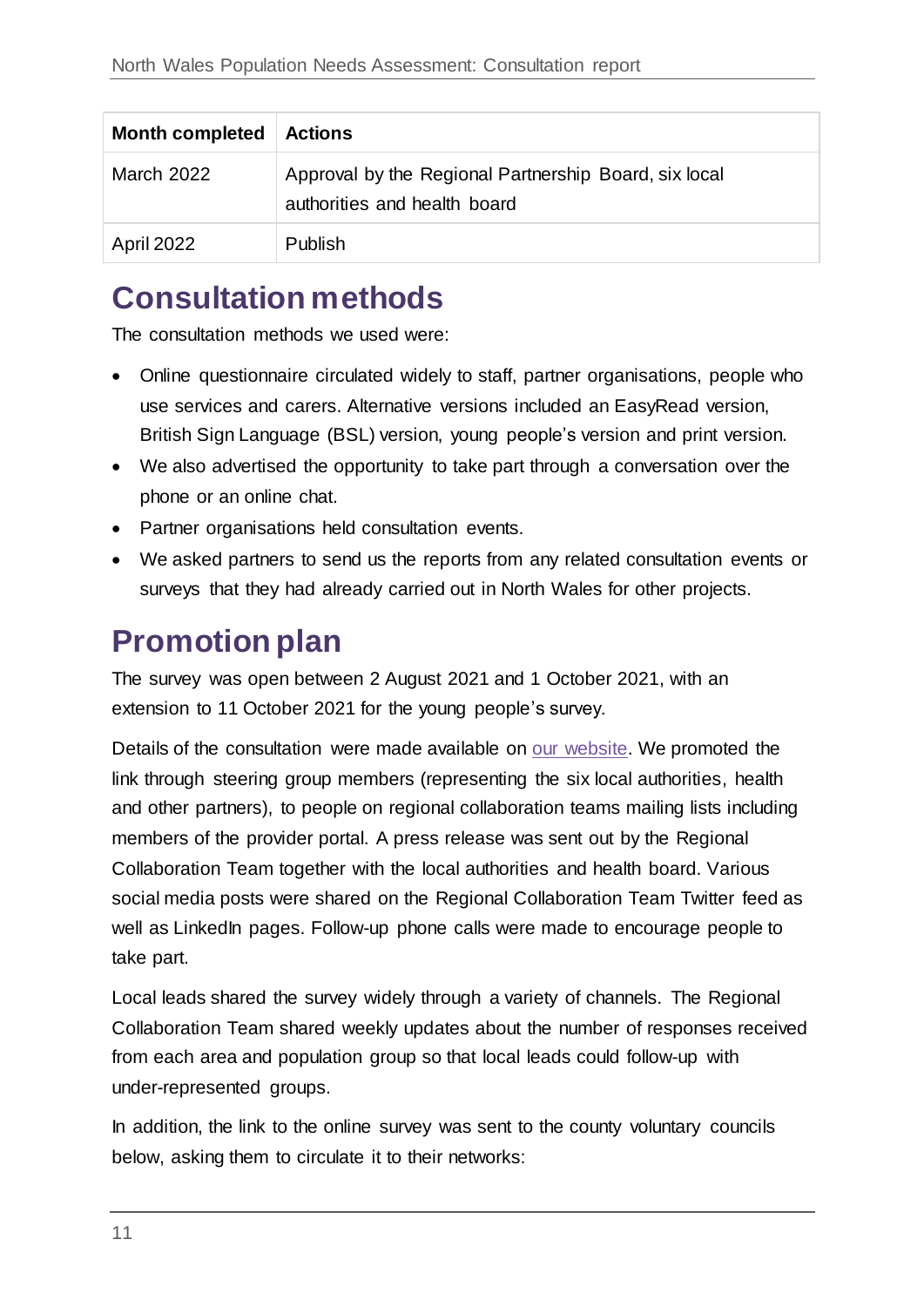| Month completed | Actions |
| --- | --- |
| March 2022 | Approval by the Regional Partnership Board, six local authorities and health board |
| April 2022 | Publish |

## Consultation methods

The consultation methods we used were:

- Online questionnaire circulated widely to staff, partner organisations, people who use services and carers. Alternative versions included an EasyRead version, British Sign Language (BSL) version, young people's version and print version.
- We also advertised the opportunity to take part through a conversation over the phone or an online chat.
- Partner organisations held consultation events.
- We asked partners to send us the reports from any related consultation events or surveys that they had already carried out in North Wales for other projects.

## Promotion plan

The survey was open between 2 August 2021 and 1 October 2021, with an extension to 11 October 2021 for the young people's survey.

Details of the consultation were made available on our website. We promoted the link through steering group members (representing the six local authorities, health and other partners), to people on regional collaboration teams mailing lists including members of the provider portal. A press release was sent out by the Regional Collaboration Team together with the local authorities and health board. Various social media posts were shared on the Regional Collaboration Team Twitter feed as well as LinkedIn pages. Follow-up phone calls were made to encourage people to take part.

Local leads shared the survey widely through a variety of channels. The Regional Collaboration Team shared weekly updates about the number of responses received from each area and population group so that local leads could follow-up with under-represented groups.

In addition, the link to the online survey was sent to the county voluntary councils below, asking them to circulate it to their networks: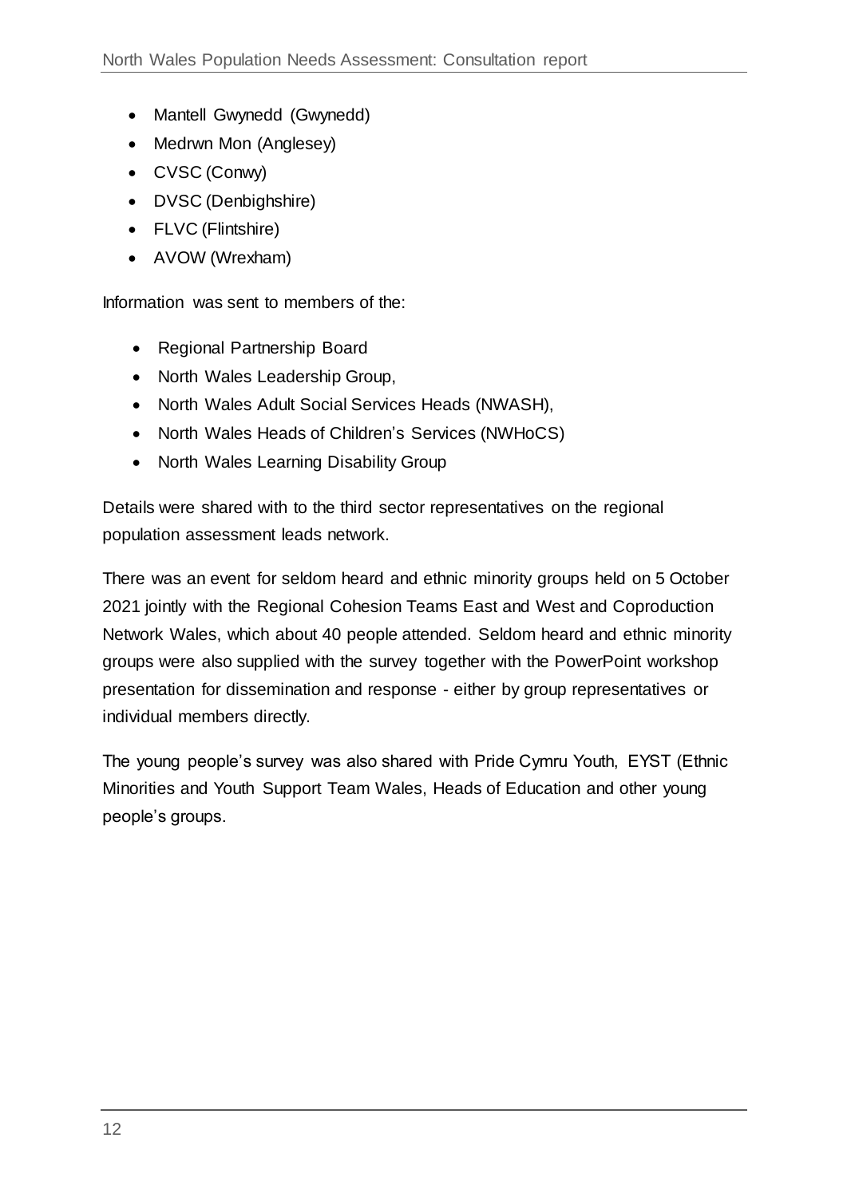- Mantell Gwynedd (Gwynedd)
- Medrwn Mon (Anglesey)
- CVSC (Conwy)
- DVSC (Denbighshire)
- FLVC (Flintshire)
- AVOW (Wrexham)

Information was sent to members of the:

- Regional Partnership Board
- North Wales Leadership Group,
- North Wales Adult Social Services Heads (NWASH),
- North Wales Heads of Children's Services (NWHoCS)
- North Wales Learning Disability Group

Details were shared with to the third sector representatives on the regional population assessment leads network.

There was an event for seldom heard and ethnic minority groups held on 5 October 2021 jointly with the Regional Cohesion Teams East and West and Coproduction Network Wales, which about 40 people attended. Seldom heard and ethnic minority groups were also supplied with the survey together with the PowerPoint workshop presentation for dissemination and response - either by group representatives or individual members directly.

The young people's survey was also shared with Pride Cymru Youth, EYST (Ethnic Minorities and Youth Support Team Wales, Heads of Education and other young people's groups.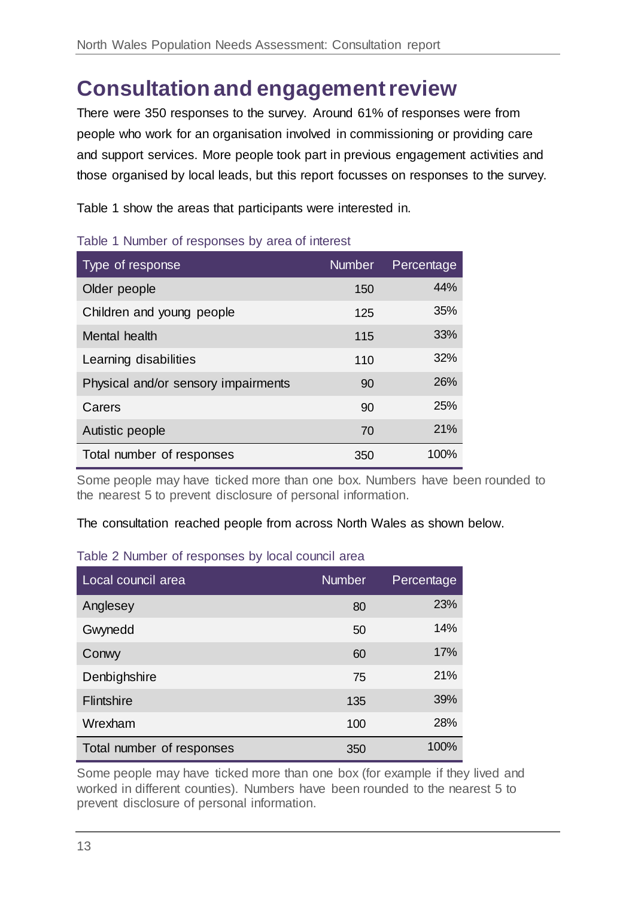# Consultation and engagement review

There were 350 responses to the survey. Around 61% of responses were from people who work for an organisation involved in commissioning or providing care and support services. More people took part in previous engagement activities and those organised by local leads, but this report focusses on responses to the survey.

Table 1 show the areas that participants were interested in.

Table 1 Number of responses by area of interest

| Type of response | Number | Percentage |
|---|---|---|
| Older people | 150 | 44% |
| Children and young people | 125 | 35% |
| Mental health | 115 | 33% |
| Learning disabilities | 110 | 32% |
| Physical and/or sensory impairments | 90 | 26% |
| Carers | 90 | 25% |
| Autistic people | 70 | 21% |
| Total number of responses | 350 | 100% |

Some people may have ticked more than one box. Numbers have been rounded to the nearest 5 to prevent disclosure of personal information.

The consultation reached people from across North Wales as shown below.

Table 2 Number of responses by local council area

| Local council area | Number | Percentage |
|---|---|---|
| Anglesey | 80 | 23% |
| Gwynedd | 50 | 14% |
| Conwy | 60 | 17% |
| Denbighshire | 75 | 21% |
| Flintshire | 135 | 39% |
| Wrexham | 100 | 28% |
| Total number of responses | 350 | 100% |

Some people may have ticked more than one box (for example if they lived and worked in different counties). Numbers have been rounded to the nearest 5 to prevent disclosure of personal information.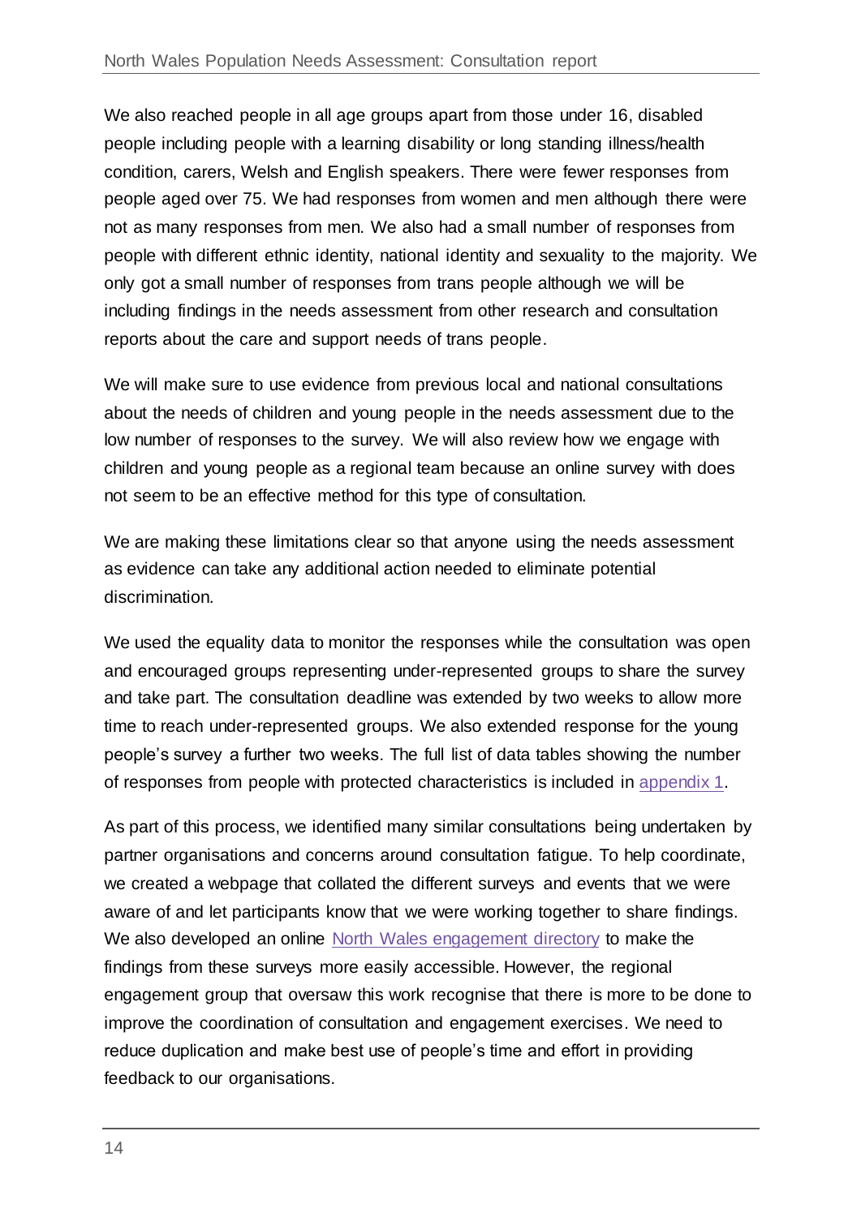We also reached people in all age groups apart from those under 16, disabled people including people with a learning disability or long standing illness/health condition, carers, Welsh and English speakers. There were fewer responses from people aged over 75. We had responses from women and men although there were not as many responses from men. We also had a small number of responses from people with different ethnic identity, national identity and sexuality to the majority. We only got a small number of responses from trans people although we will be including findings in the needs assessment from other research and consultation reports about the care and support needs of trans people.

We will make sure to use evidence from previous local and national consultations about the needs of children and young people in the needs assessment due to the low number of responses to the survey. We will also review how we engage with children and young people as a regional team because an online survey with does not seem to be an effective method for this type of consultation.

We are making these limitations clear so that anyone using the needs assessment as evidence can take any additional action needed to eliminate potential discrimination.

We used the equality data to monitor the responses while the consultation was open and encouraged groups representing under-represented groups to share the survey and take part. The consultation deadline was extended by two weeks to allow more time to reach under-represented groups. We also extended response for the young people's survey a further two weeks. The full list of data tables showing the number of responses from people with protected characteristics is included in appendix 1.

As part of this process, we identified many similar consultations being undertaken by partner organisations and concerns around consultation fatigue. To help coordinate, we created a webpage that collated the different surveys and events that we were aware of and let participants know that we were working together to share findings. We also developed an online North Wales engagement directory to make the findings from these surveys more easily accessible. However, the regional engagement group that oversaw this work recognise that there is more to be done to improve the coordination of consultation and engagement exercises. We need to reduce duplication and make best use of people's time and effort in providing feedback to our organisations.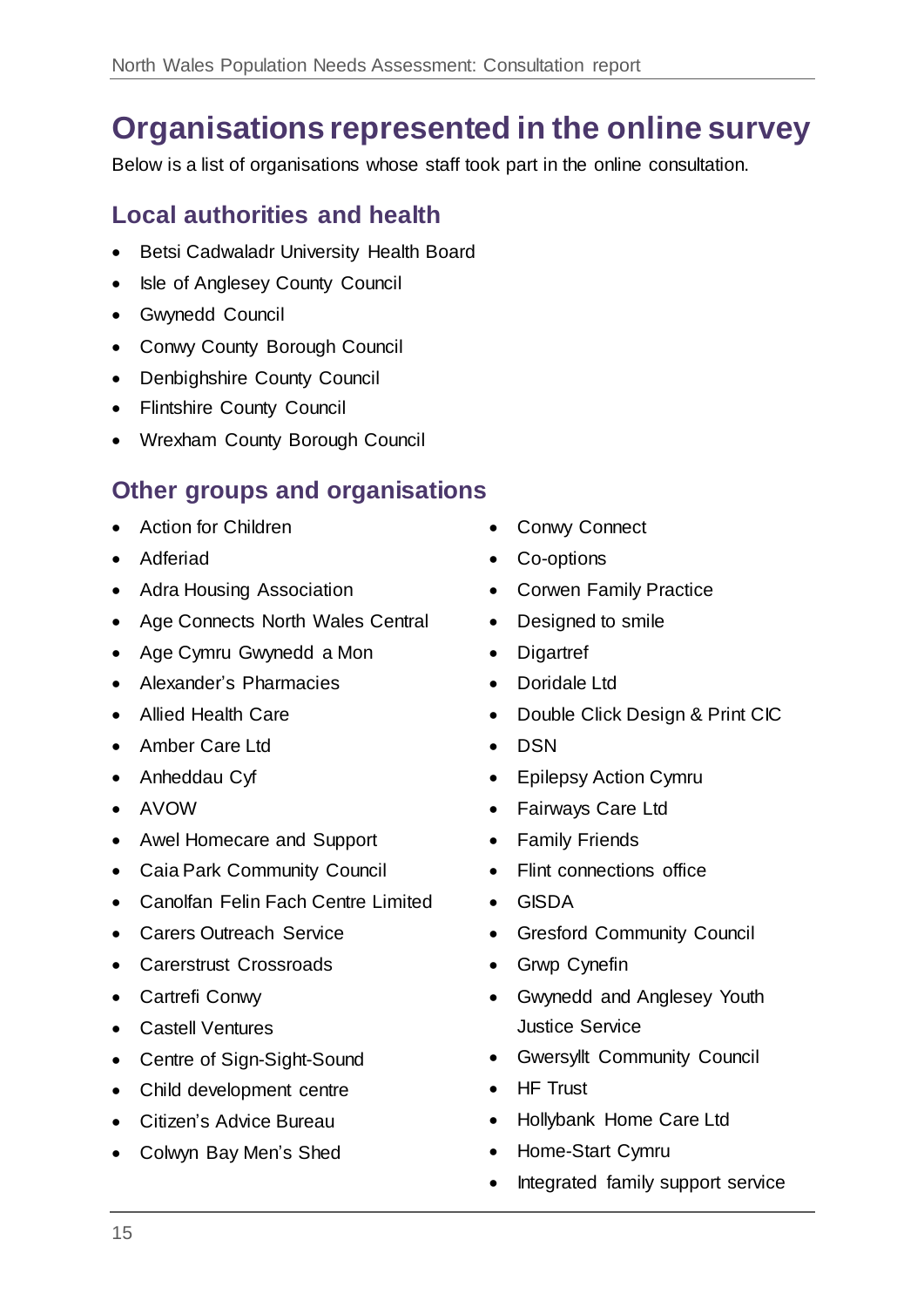# Organisations represented in the online survey

Below is a list of organisations whose staff took part in the online consultation.

## Local authorities and health

- Betsi Cadwaladr University Health Board
- Isle of Anglesey County Council
- Gwynedd Council
- Conwy County Borough Council
- Denbighshire County Council
- Flintshire County Council
- Wrexham County Borough Council

## Other groups and organisations

- Action for Children
- Adferiad
- Adra Housing Association
- Age Connects North Wales Central
- Age Cymru Gwynedd a Mon
- Alexander's Pharmacies
- Allied Health Care
- Amber Care Ltd
- Anheddau Cyf
- AVOW
- Awel Homecare and Support
- Caia Park Community Council
- Canolfan Felin Fach Centre Limited
- Carers Outreach Service
- Carerstrust Crossroads
- Cartrefi Conwy
- Castell Ventures
- Centre of Sign-Sight-Sound
- Child development centre
- Citizen's Advice Bureau
- Colwyn Bay Men's Shed
- Conwy Connect
- Co-options
- Corwen Family Practice
- Designed to smile
- Digartref
- Doridale Ltd
- Double Click Design & Print CIC
- DSN
- Epilepsy Action Cymru
- Fairways Care Ltd
- Family Friends
- Flint connections office
- GISDA
- Gresford Community Council
- Grwp Cynefin
- Gwynedd and Anglesey Youth Justice Service
- Gwersyllt Community Council
- HF Trust
- Hollybank Home Care Ltd
- Home-Start Cymru
- Integrated family support service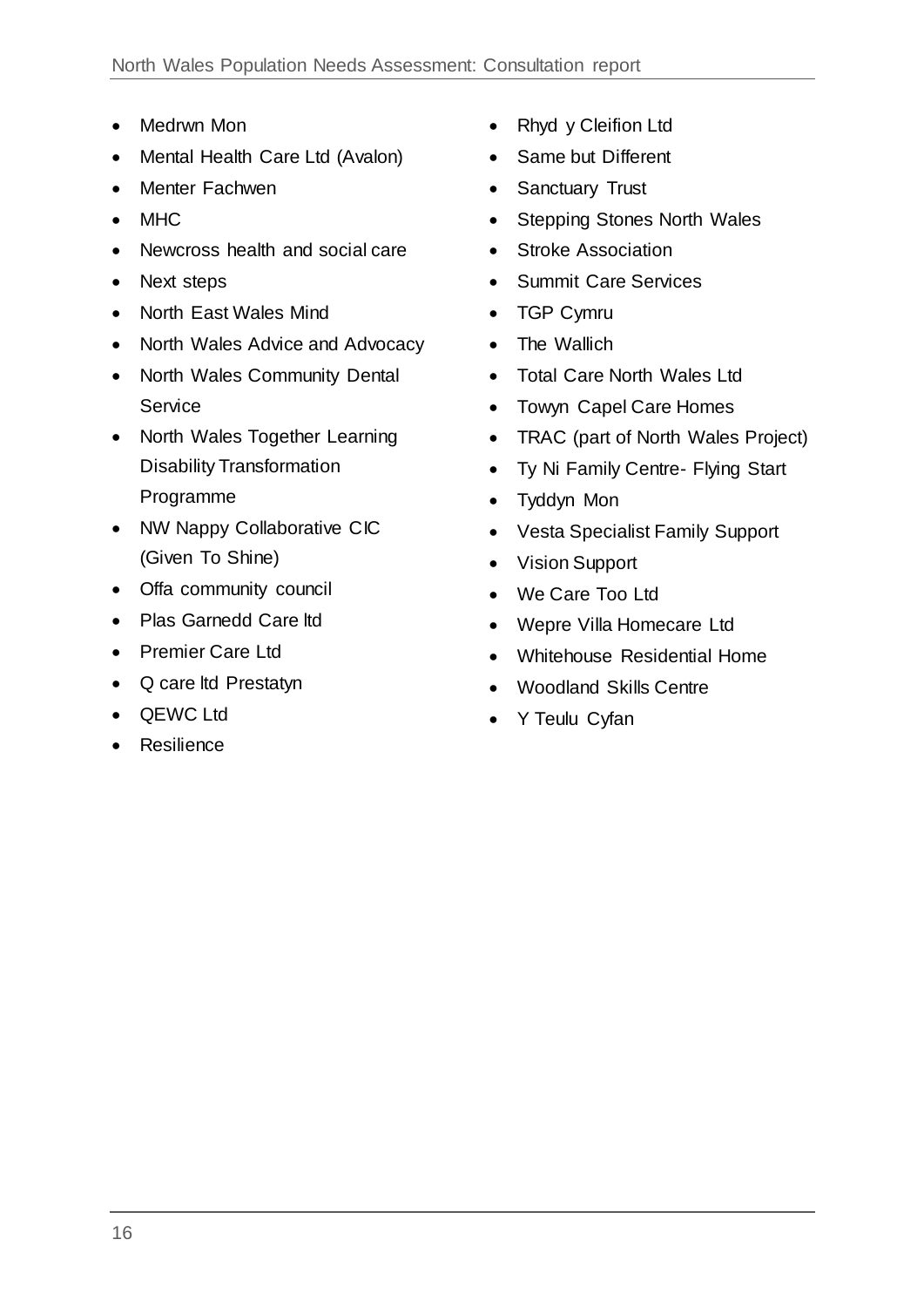- Medrwn Mon
- Mental Health Care Ltd (Avalon)
- Menter Fachwen
- MHC
- Newcross health and social care
- Next steps
- North East Wales Mind
- North Wales Advice and Advocacy
- North Wales Community Dental Service
- North Wales Together Learning Disability Transformation Programme
- NW Nappy Collaborative CIC (Given To Shine)
- Offa community council
- Plas Garnedd Care ltd
- Premier Care Ltd
- Q care ltd Prestatyn
- QEWC Ltd
- Resilience
- Rhyd y Cleifion Ltd
- Same but Different
- Sanctuary Trust
- Stepping Stones North Wales
- Stroke Association
- Summit Care Services
- TGP Cymru
- The Wallich
- Total Care North Wales Ltd
- Towyn Capel Care Homes
- TRAC (part of North Wales Project)
- Ty Ni Family Centre- Flying Start
- Tyddyn Mon
- Vesta Specialist Family Support
- Vision Support
- We Care Too Ltd
- Wepre Villa Homecare Ltd
- Whitehouse Residential Home
- Woodland Skills Centre
- Y Teulu Cyfan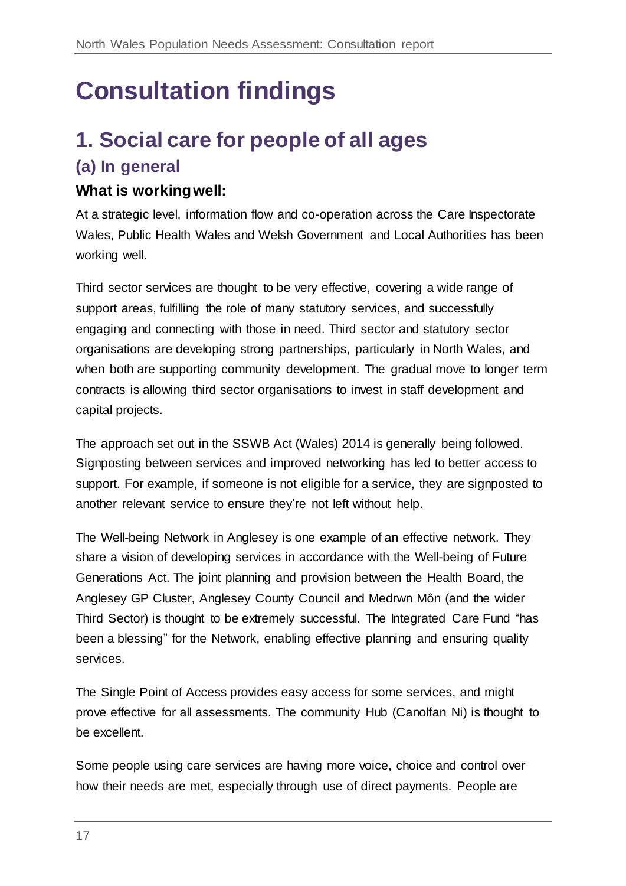# Consultation findings

## 1. Social care for people of all ages

### (a) In general

**What is working well:**

At a strategic level, information flow and co-operation across the Care Inspectorate Wales, Public Health Wales and Welsh Government and Local Authorities has been working well.

Third sector services are thought to be very effective, covering a wide range of support areas, fulfilling the role of many statutory services, and successfully engaging and connecting with those in need. Third sector and statutory sector organisations are developing strong partnerships, particularly in North Wales, and when both are supporting community development. The gradual move to longer term contracts is allowing third sector organisations to invest in staff development and capital projects.

The approach set out in the SSWB Act (Wales) 2014 is generally being followed. Signposting between services and improved networking has led to better access to support. For example, if someone is not eligible for a service, they are signposted to another relevant service to ensure they're not left without help.

The Well-being Network in Anglesey is one example of an effective network. They share a vision of developing services in accordance with the Well-being of Future Generations Act. The joint planning and provision between the Health Board, the Anglesey GP Cluster, Anglesey County Council and Medrwn Môn (and the wider Third Sector) is thought to be extremely successful. The Integrated Care Fund "has been a blessing" for the Network, enabling effective planning and ensuring quality services.

The Single Point of Access provides easy access for some services, and might prove effective for all assessments. The community Hub (Canolfan Ni) is thought to be excellent.

Some people using care services are having more voice, choice and control over how their needs are met, especially through use of direct payments. People are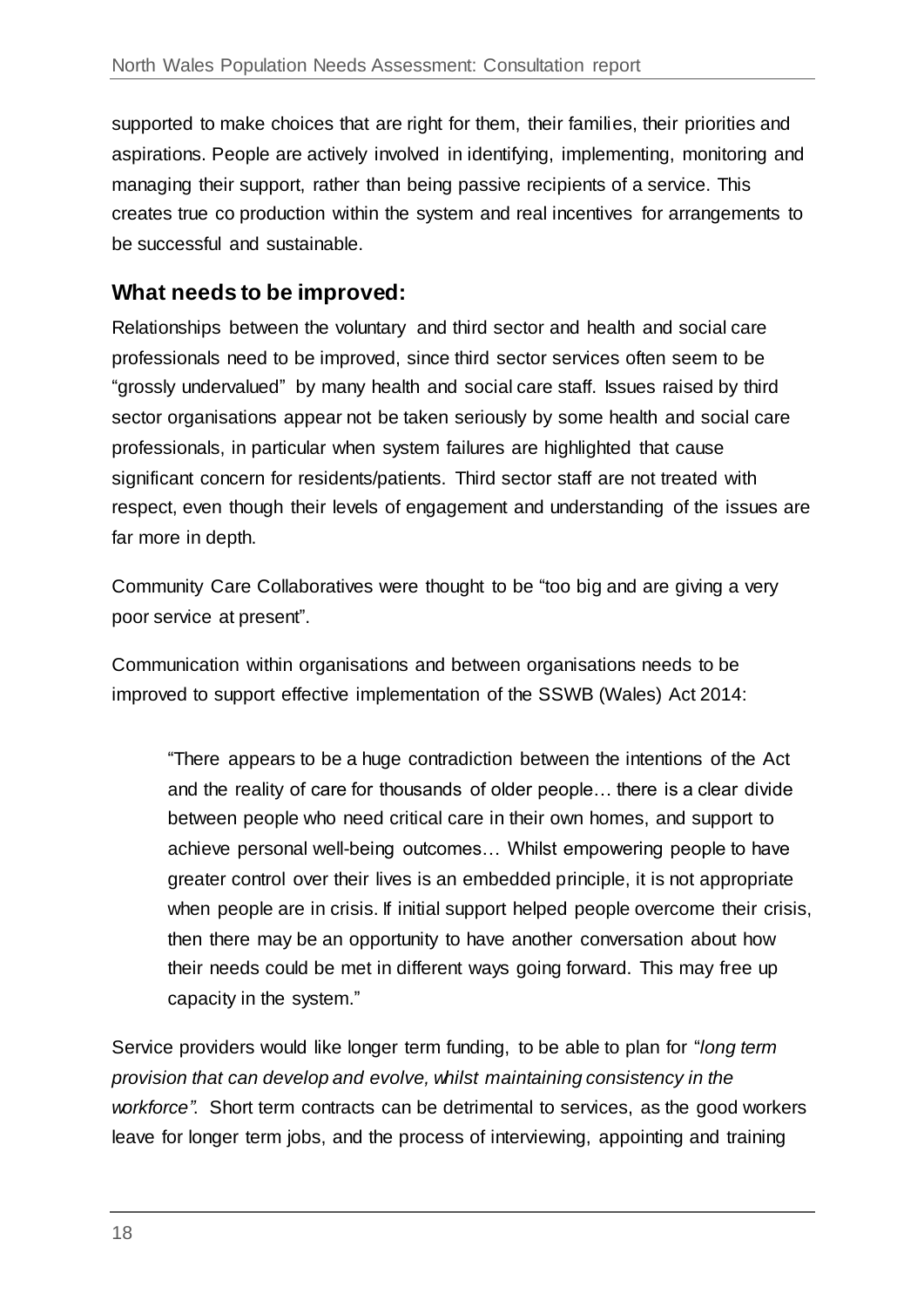supported to make choices that are right for them, their families, their priorities and aspirations. People are actively involved in identifying, implementing, monitoring and managing their support, rather than being passive recipients of a service. This creates true co production within the system and real incentives for arrangements to be successful and sustainable.

## What needs to be improved:

Relationships between the voluntary and third sector and health and social care professionals need to be improved, since third sector services often seem to be "grossly undervalued" by many health and social care staff. Issues raised by third sector organisations appear not be taken seriously by some health and social care professionals, in particular when system failures are highlighted that cause significant concern for residents/patients. Third sector staff are not treated with respect, even though their levels of engagement and understanding of the issues are far more in depth.

Community Care Collaboratives were thought to be "too big and are giving a very poor service at present".

Communication within organisations and between organisations needs to be improved to support effective implementation of the SSWB (Wales) Act 2014:

> "There appears to be a huge contradiction between the intentions of the Act and the reality of care for thousands of older people… there is a clear divide between people who need critical care in their own homes, and support to achieve personal well-being outcomes… Whilst empowering people to have greater control over their lives is an embedded principle, it is not appropriate when people are in crisis. If initial support helped people overcome their crisis, then there may be an opportunity to have another conversation about how their needs could be met in different ways going forward. This may free up capacity in the system."

Service providers would like longer term funding, to be able to plan for "*long term provision that can develop and evolve, whilst maintaining consistency in the workforce"*. Short term contracts can be detrimental to services, as the good workers leave for longer term jobs, and the process of interviewing, appointing and training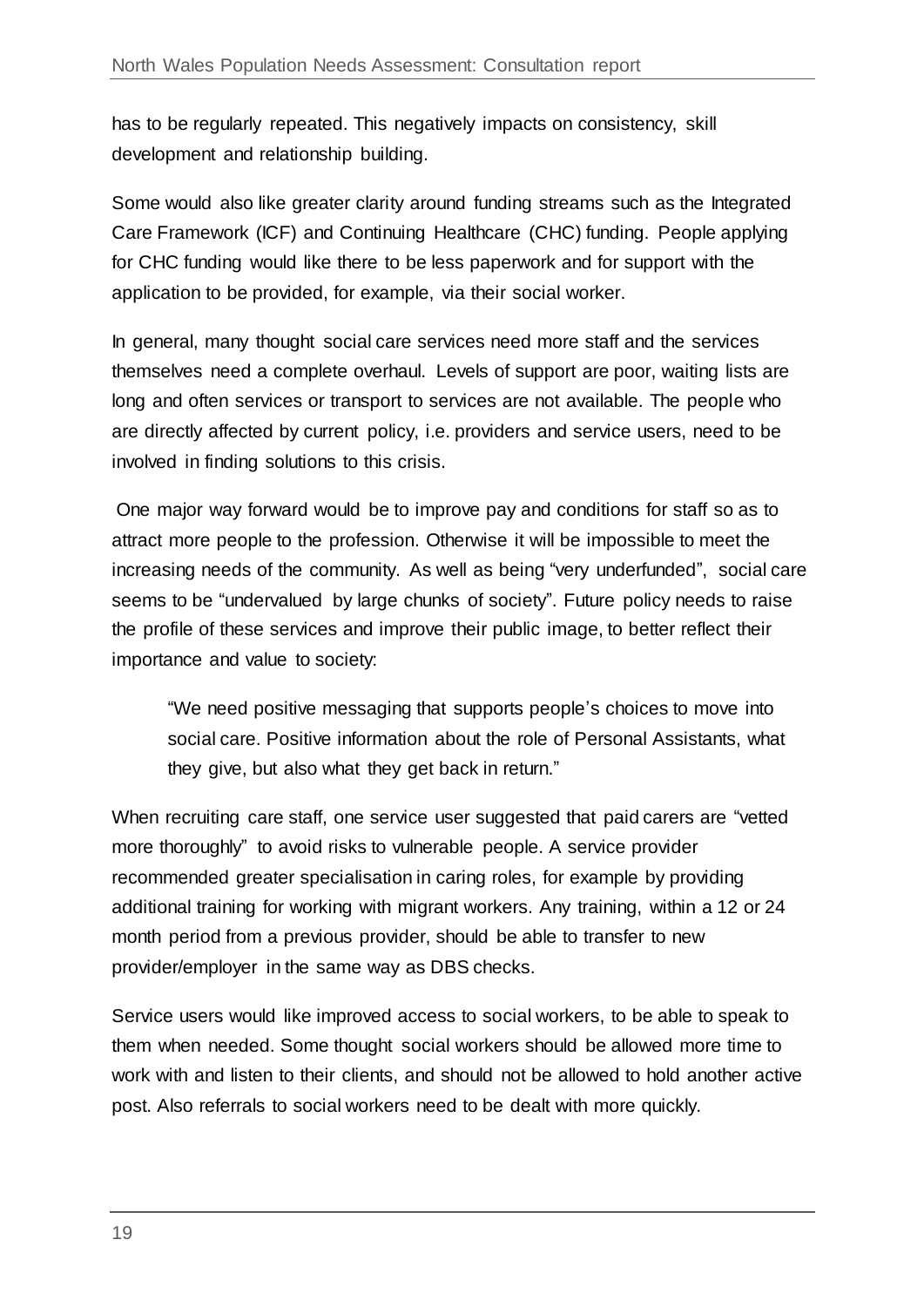has to be regularly repeated. This negatively impacts on consistency, skill development and relationship building.

Some would also like greater clarity around funding streams such as the Integrated Care Framework (ICF) and Continuing Healthcare (CHC) funding. People applying for CHC funding would like there to be less paperwork and for support with the application to be provided, for example, via their social worker.

In general, many thought social care services need more staff and the services themselves need a complete overhaul. Levels of support are poor, waiting lists are long and often services or transport to services are not available. The people who are directly affected by current policy, i.e. providers and service users, need to be involved in finding solutions to this crisis.

One major way forward would be to improve pay and conditions for staff so as to attract more people to the profession. Otherwise it will be impossible to meet the increasing needs of the community. As well as being "very underfunded", social care seems to be "undervalued by large chunks of society". Future policy needs to raise the profile of these services and improve their public image, to better reflect their importance and value to society:

> "We need positive messaging that supports people's choices to move into social care. Positive information about the role of Personal Assistants, what they give, but also what they get back in return."

When recruiting care staff, one service user suggested that paid carers are "vetted more thoroughly" to avoid risks to vulnerable people. A service provider recommended greater specialisation in caring roles, for example by providing additional training for working with migrant workers. Any training, within a 12 or 24 month period from a previous provider, should be able to transfer to new provider/employer in the same way as DBS checks.

Service users would like improved access to social workers, to be able to speak to them when needed. Some thought social workers should be allowed more time to work with and listen to their clients, and should not be allowed to hold another active post. Also referrals to social workers need to be dealt with more quickly.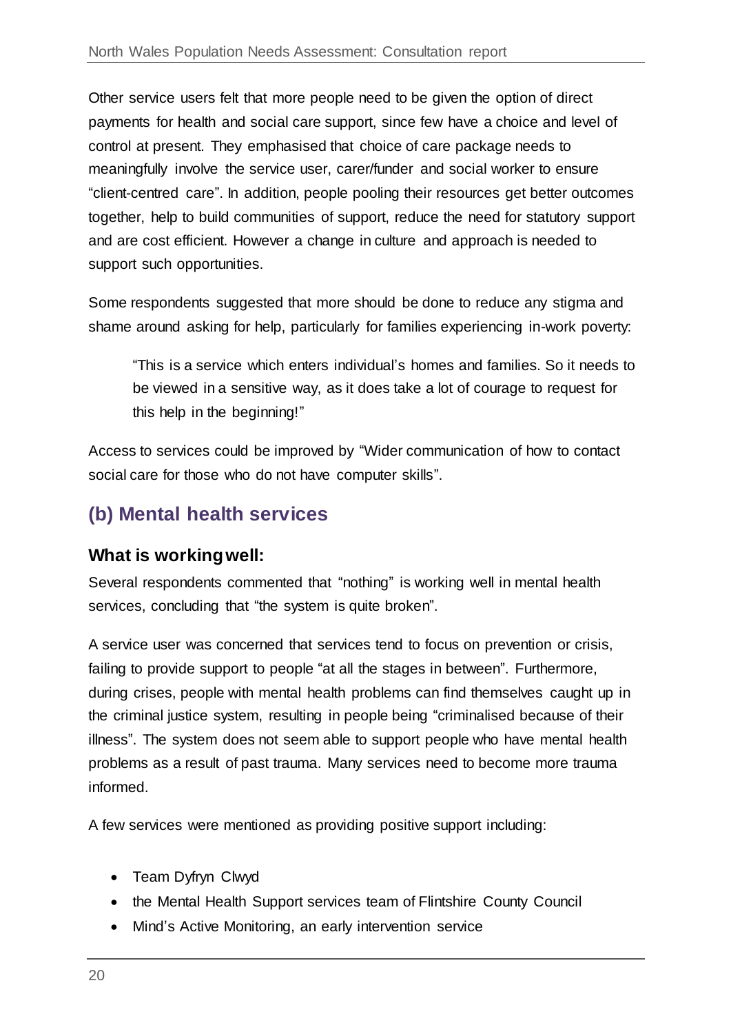Other service users felt that more people need to be given the option of direct payments for health and social care support, since few have a choice and level of control at present. They emphasised that choice of care package needs to meaningfully involve the service user, carer/funder and social worker to ensure "client-centred care". In addition, people pooling their resources get better outcomes together, help to build communities of support, reduce the need for statutory support and are cost efficient. However a change in culture and approach is needed to support such opportunities.

Some respondents suggested that more should be done to reduce any stigma and shame around asking for help, particularly for families experiencing in-work poverty:

> "This is a service which enters individual's homes and families. So it needs to be viewed in a sensitive way, as it does take a lot of courage to request for this help in the beginning!"

Access to services could be improved by "Wider communication of how to contact social care for those who do not have computer skills".

## (b) Mental health services

### What is working well:

Several respondents commented that "nothing" is working well in mental health services, concluding that "the system is quite broken".

A service user was concerned that services tend to focus on prevention or crisis, failing to provide support to people "at all the stages in between". Furthermore, during crises, people with mental health problems can find themselves caught up in the criminal justice system, resulting in people being "criminalised because of their illness". The system does not seem able to support people who have mental health problems as a result of past trauma. Many services need to become more trauma informed.

A few services were mentioned as providing positive support including:

- Team Dyfryn Clwyd
- the Mental Health Support services team of Flintshire County Council
- Mind's Active Monitoring, an early intervention service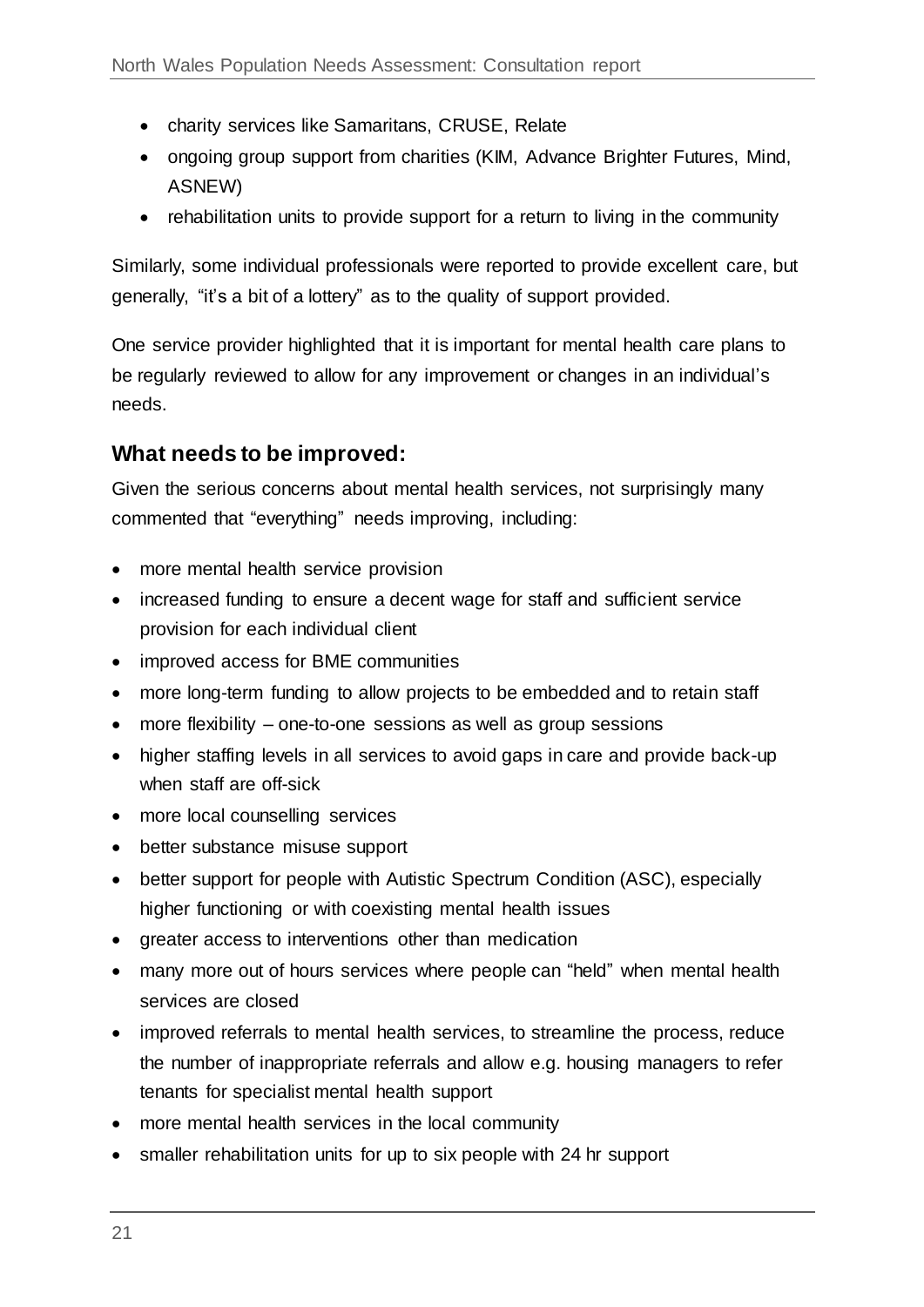- charity services like Samaritans, CRUSE, Relate
- ongoing group support from charities (KIM, Advance Brighter Futures, Mind, ASNEW)
- rehabilitation units to provide support for a return to living in the community

Similarly, some individual professionals were reported to provide excellent care, but generally, "it's a bit of a lottery" as to the quality of support provided.

One service provider highlighted that it is important for mental health care plans to be regularly reviewed to allow for any improvement or changes in an individual's needs.

## What needs to be improved:

Given the serious concerns about mental health services, not surprisingly many commented that "everything" needs improving, including:

- more mental health service provision
- increased funding to ensure a decent wage for staff and sufficient service provision for each individual client
- improved access for BME communities
- more long-term funding to allow projects to be embedded and to retain staff
- more flexibility – one-to-one sessions as well as group sessions
- higher staffing levels in all services to avoid gaps in care and provide back-up when staff are off-sick
- more local counselling services
- better substance misuse support
- better support for people with Autistic Spectrum Condition (ASC), especially higher functioning or with coexisting mental health issues
- greater access to interventions other than medication
- many more out of hours services where people can "held" when mental health services are closed
- improved referrals to mental health services, to streamline the process, reduce the number of inappropriate referrals and allow e.g. housing managers to refer tenants for specialist mental health support
- more mental health services in the local community
- smaller rehabilitation units for up to six people with 24 hr support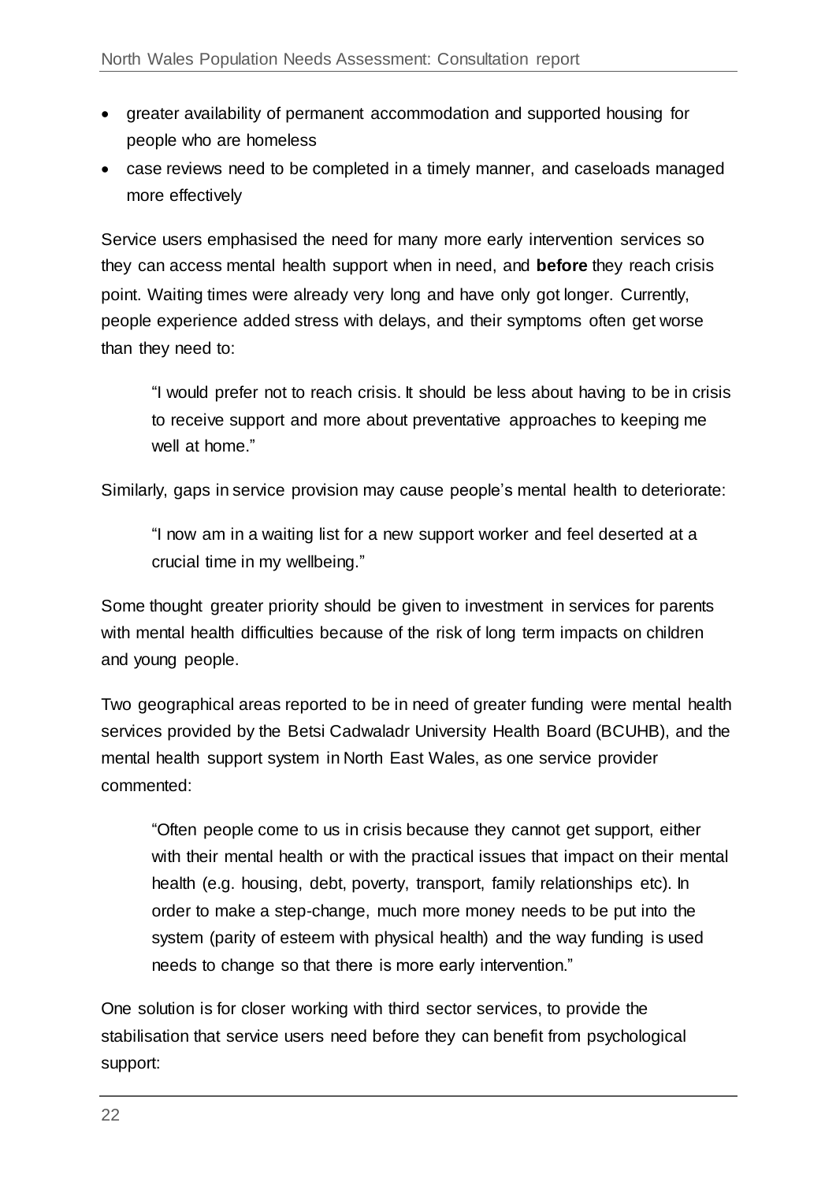- greater availability of permanent accommodation and supported housing for people who are homeless
- case reviews need to be completed in a timely manner, and caseloads managed more effectively

Service users emphasised the need for many more early intervention services so they can access mental health support when in need, and **before** they reach crisis point. Waiting times were already very long and have only got longer. Currently, people experience added stress with delays, and their symptoms often get worse than they need to:

> "I would prefer not to reach crisis. It should be less about having to be in crisis to receive support and more about preventative approaches to keeping me well at home."

Similarly, gaps in service provision may cause people's mental health to deteriorate:

> "I now am in a waiting list for a new support worker and feel deserted at a crucial time in my wellbeing."

Some thought greater priority should be given to investment in services for parents with mental health difficulties because of the risk of long term impacts on children and young people.

Two geographical areas reported to be in need of greater funding were mental health services provided by the Betsi Cadwaladr University Health Board (BCUHB), and the mental health support system in North East Wales, as one service provider commented:

> "Often people come to us in crisis because they cannot get support, either with their mental health or with the practical issues that impact on their mental health (e.g. housing, debt, poverty, transport, family relationships etc). In order to make a step-change, much more money needs to be put into the system (parity of esteem with physical health) and the way funding is used needs to change so that there is more early intervention."

One solution is for closer working with third sector services, to provide the stabilisation that service users need before they can benefit from psychological support: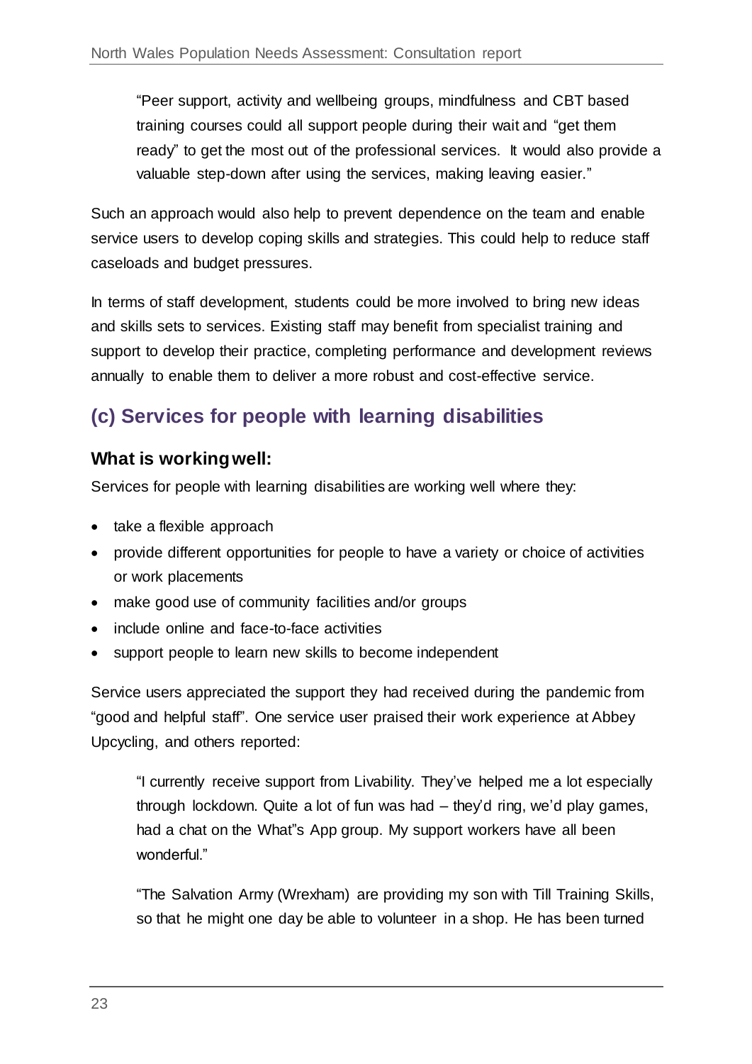> "Peer support, activity and wellbeing groups, mindfulness and CBT based training courses could all support people during their wait and "get them ready" to get the most out of the professional services. It would also provide a valuable step-down after using the services, making leaving easier."

Such an approach would also help to prevent dependence on the team and enable service users to develop coping skills and strategies. This could help to reduce staff caseloads and budget pressures.

In terms of staff development, students could be more involved to bring new ideas and skills sets to services. Existing staff may benefit from specialist training and support to develop their practice, completing performance and development reviews annually to enable them to deliver a more robust and cost-effective service.

## (c) Services for people with learning disabilities

### What is working well:

Services for people with learning disabilities are working well where they:

- take a flexible approach
- provide different opportunities for people to have a variety or choice of activities or work placements
- make good use of community facilities and/or groups
- include online and face-to-face activities
- support people to learn new skills to become independent

Service users appreciated the support they had received during the pandemic from "good and helpful staff". One service user praised their work experience at Abbey Upcycling, and others reported:

> "I currently receive support from Livability. They've helped me a lot especially through lockdown. Quite a lot of fun was had – they'd ring, we'd play games, had a chat on the What"s App group. My support workers have all been wonderful."

> "The Salvation Army (Wrexham) are providing my son with Till Training Skills, so that he might one day be able to volunteer in a shop. He has been turned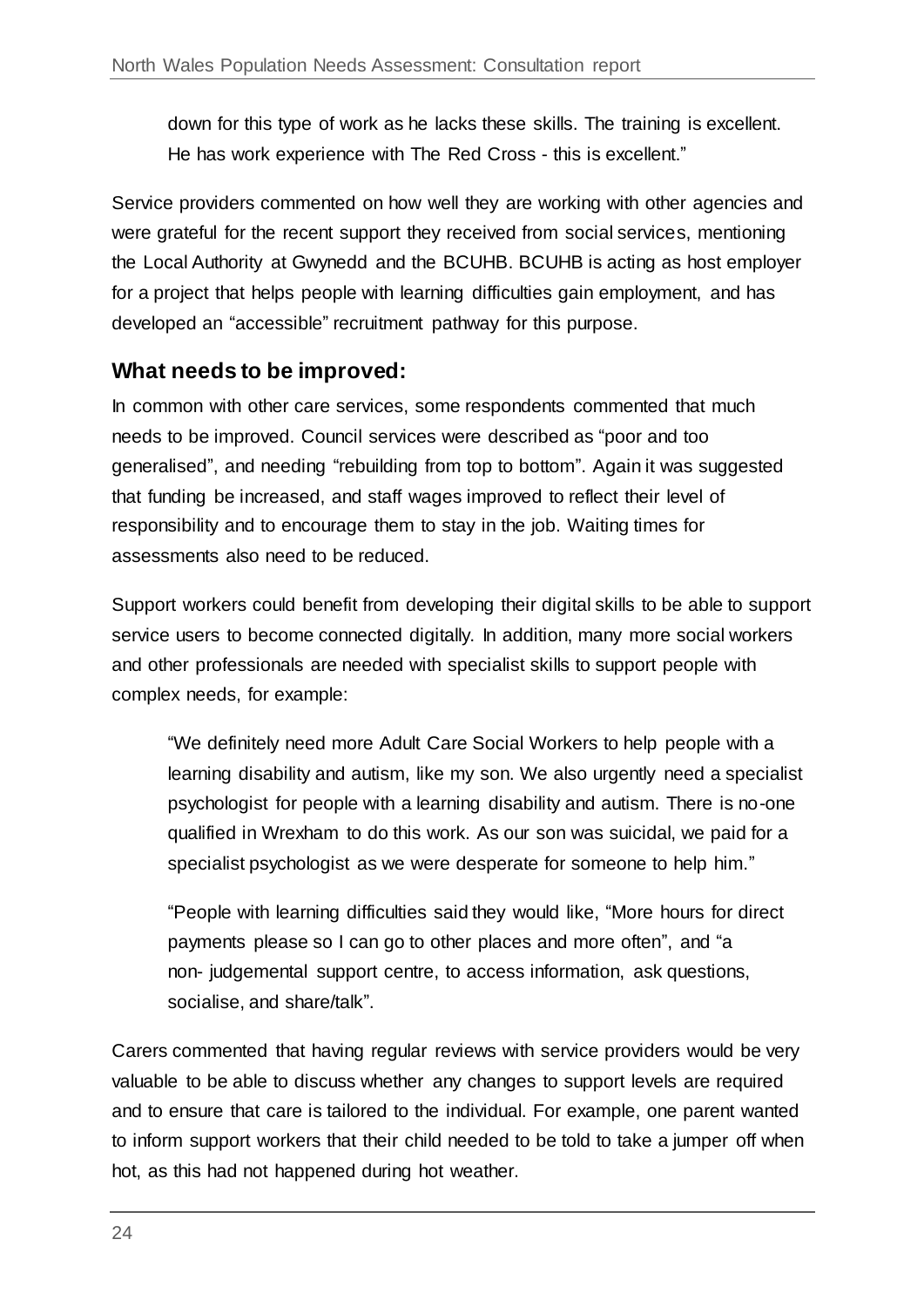down for this type of work as he lacks these skills. The training is excellent. He has work experience with The Red Cross - this is excellent."

Service providers commented on how well they are working with other agencies and were grateful for the recent support they received from social services, mentioning the Local Authority at Gwynedd and the BCUHB. BCUHB is acting as host employer for a project that helps people with learning difficulties gain employment, and has developed an "accessible" recruitment pathway for this purpose.

### What needs to be improved:

In common with other care services, some respondents commented that much needs to be improved. Council services were described as "poor and too generalised", and needing "rebuilding from top to bottom". Again it was suggested that funding be increased, and staff wages improved to reflect their level of responsibility and to encourage them to stay in the job. Waiting times for assessments also need to be reduced.

Support workers could benefit from developing their digital skills to be able to support service users to become connected digitally. In addition, many more social workers and other professionals are needed with specialist skills to support people with complex needs, for example:

> "We definitely need more Adult Care Social Workers to help people with a learning disability and autism, like my son. We also urgently need a specialist psychologist for people with a learning disability and autism. There is no-one qualified in Wrexham to do this work. As our son was suicidal, we paid for a specialist psychologist as we were desperate for someone to help him."
>
> "People with learning difficulties said they would like, "More hours for direct payments please so I can go to other places and more often", and "a non- judgemental support centre, to access information, ask questions, socialise, and share/talk".

Carers commented that having regular reviews with service providers would be very valuable to be able to discuss whether any changes to support levels are required and to ensure that care is tailored to the individual. For example, one parent wanted to inform support workers that their child needed to be told to take a jumper off when hot, as this had not happened during hot weather.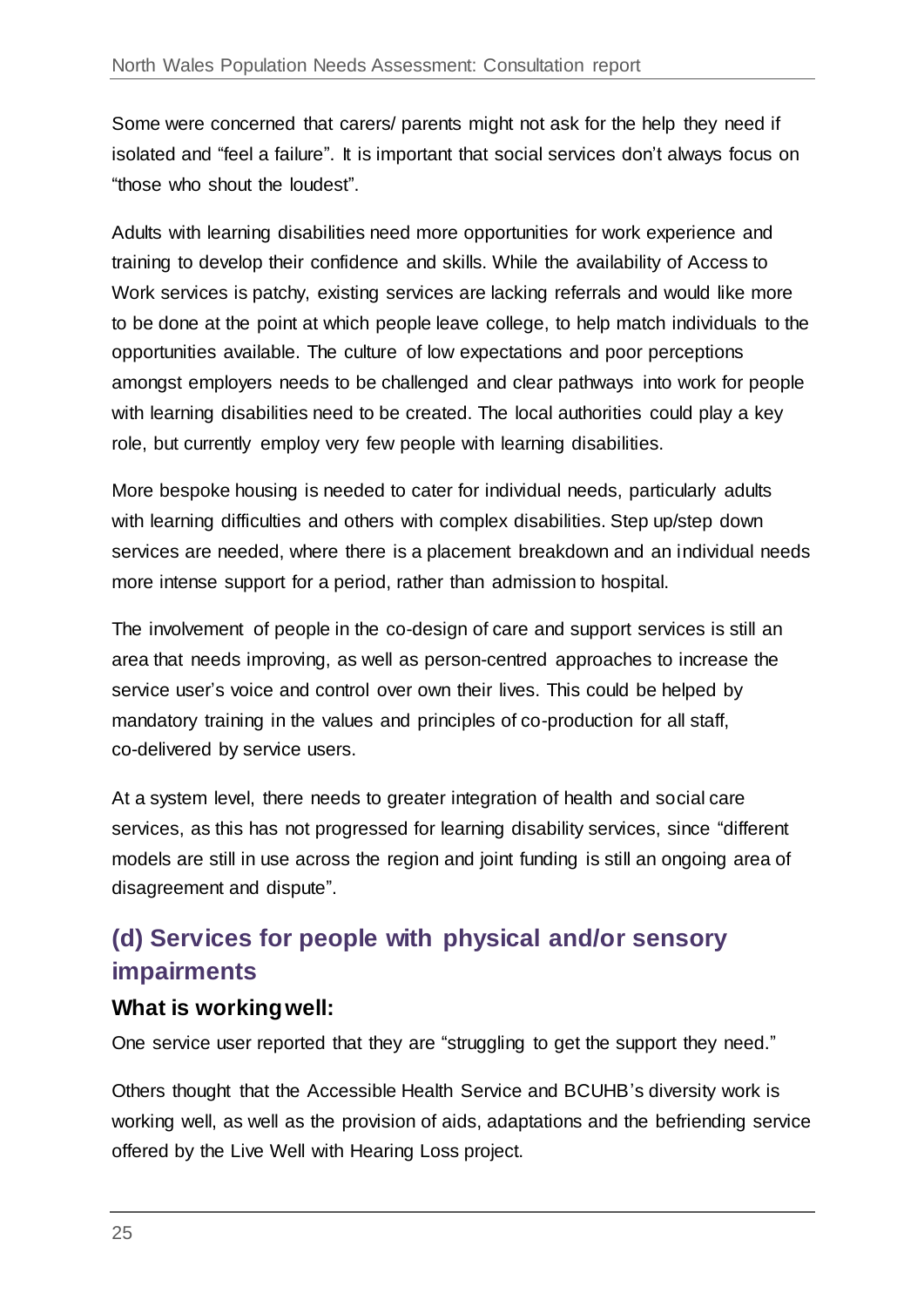Some were concerned that carers/ parents might not ask for the help they need if isolated and "feel a failure". It is important that social services don't always focus on "those who shout the loudest".

Adults with learning disabilities need more opportunities for work experience and training to develop their confidence and skills. While the availability of Access to Work services is patchy, existing services are lacking referrals and would like more to be done at the point at which people leave college, to help match individuals to the opportunities available. The culture of low expectations and poor perceptions amongst employers needs to be challenged and clear pathways into work for people with learning disabilities need to be created. The local authorities could play a key role, but currently employ very few people with learning disabilities.

More bespoke housing is needed to cater for individual needs, particularly adults with learning difficulties and others with complex disabilities. Step up/step down services are needed, where there is a placement breakdown and an individual needs more intense support for a period, rather than admission to hospital.

The involvement of people in the co-design of care and support services is still an area that needs improving, as well as person-centred approaches to increase the service user's voice and control over own their lives. This could be helped by mandatory training in the values and principles of co-production for all staff, co-delivered by service users.

At a system level, there needs to greater integration of health and social care services, as this has not progressed for learning disability services, since "different models are still in use across the region and joint funding is still an ongoing area of disagreement and dispute".

## (d) Services for people with physical and/or sensory impairments

### What is working well:

One service user reported that they are "struggling to get the support they need."

Others thought that the Accessible Health Service and BCUHB's diversity work is working well, as well as the provision of aids, adaptations and the befriending service offered by the Live Well with Hearing Loss project.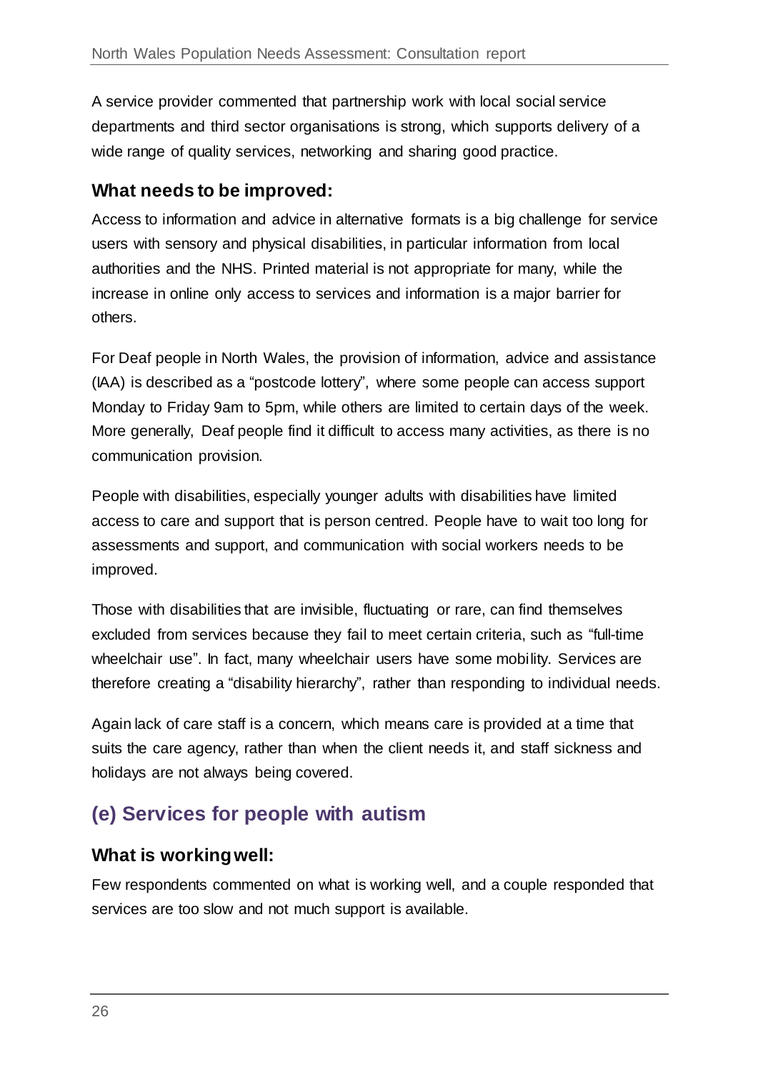A service provider commented that partnership work with local social service departments and third sector organisations is strong, which supports delivery of a wide range of quality services, networking and sharing good practice.

### What needs to be improved:

Access to information and advice in alternative formats is a big challenge for service users with sensory and physical disabilities, in particular information from local authorities and the NHS. Printed material is not appropriate for many, while the increase in online only access to services and information is a major barrier for others.

For Deaf people in North Wales, the provision of information, advice and assistance (IAA) is described as a "postcode lottery", where some people can access support Monday to Friday 9am to 5pm, while others are limited to certain days of the week. More generally, Deaf people find it difficult to access many activities, as there is no communication provision.

People with disabilities, especially younger adults with disabilities have limited access to care and support that is person centred. People have to wait too long for assessments and support, and communication with social workers needs to be improved.

Those with disabilities that are invisible, fluctuating or rare, can find themselves excluded from services because they fail to meet certain criteria, such as "full-time wheelchair use". In fact, many wheelchair users have some mobility. Services are therefore creating a "disability hierarchy", rather than responding to individual needs.

Again lack of care staff is a concern, which means care is provided at a time that suits the care agency, rather than when the client needs it, and staff sickness and holidays are not always being covered.

## (e) Services for people with autism

### What is working well:

Few respondents commented on what is working well, and a couple responded that services are too slow and not much support is available.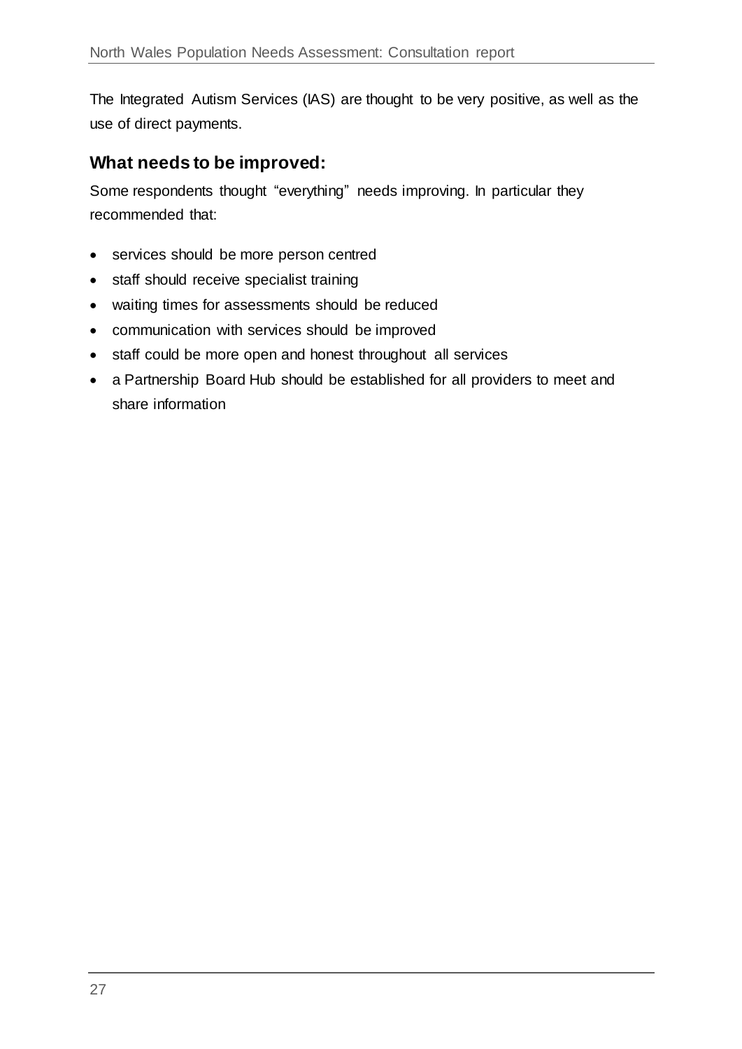The Integrated Autism Services (IAS) are thought to be very positive, as well as the use of direct payments.

### What needs to be improved:

Some respondents thought "everything" needs improving. In particular they recommended that:

- services should be more person centred
- staff should receive specialist training
- waiting times for assessments should be reduced
- communication with services should be improved
- staff could be more open and honest throughout all services
- a Partnership Board Hub should be established for all providers to meet and share information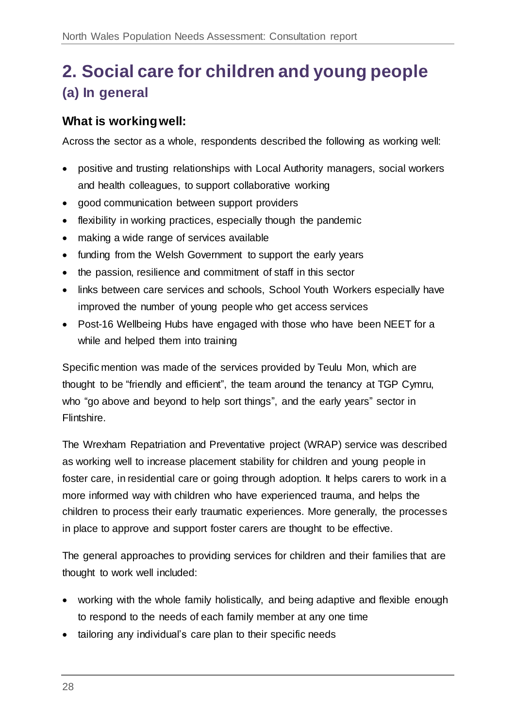# 2. Social care for children and young people

## (a) In general

### What is working well:

Across the sector as a whole, respondents described the following as working well:

- positive and trusting relationships with Local Authority managers, social workers and health colleagues, to support collaborative working
- good communication between support providers
- flexibility in working practices, especially though the pandemic
- making a wide range of services available
- funding from the Welsh Government to support the early years
- the passion, resilience and commitment of staff in this sector
- links between care services and schools, School Youth Workers especially have improved the number of young people who get access services
- Post-16 Wellbeing Hubs have engaged with those who have been NEET for a while and helped them into training

Specific mention was made of the services provided by Teulu Mon, which are thought to be "friendly and efficient", the team around the tenancy at TGP Cymru, who "go above and beyond to help sort things", and the early years" sector in Flintshire.

The Wrexham Repatriation and Preventative project (WRAP) service was described as working well to increase placement stability for children and young people in foster care, in residential care or going through adoption. It helps carers to work in a more informed way with children who have experienced trauma, and helps the children to process their early traumatic experiences. More generally, the processes in place to approve and support foster carers are thought to be effective.

The general approaches to providing services for children and their families that are thought to work well included:

- working with the whole family holistically, and being adaptive and flexible enough to respond to the needs of each family member at any one time
- tailoring any individual's care plan to their specific needs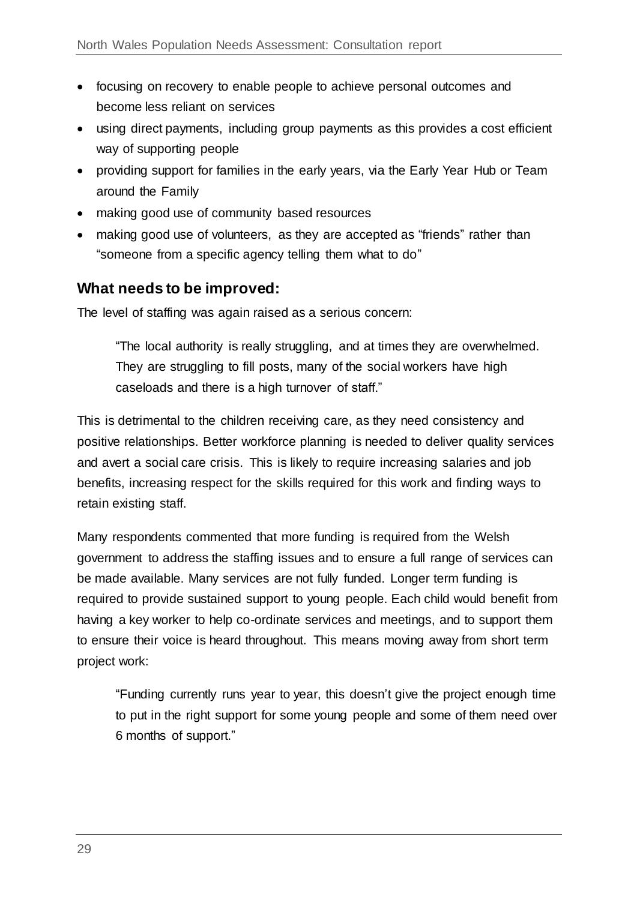- focusing on recovery to enable people to achieve personal outcomes and become less reliant on services
- using direct payments, including group payments as this provides a cost efficient way of supporting people
- providing support for families in the early years, via the Early Year Hub or Team around the Family
- making good use of community based resources
- making good use of volunteers, as they are accepted as "friends" rather than "someone from a specific agency telling them what to do"

### What needs to be improved:

The level of staffing was again raised as a serious concern:

> "The local authority is really struggling, and at times they are overwhelmed. They are struggling to fill posts, many of the social workers have high caseloads and there is a high turnover of staff."

This is detrimental to the children receiving care, as they need consistency and positive relationships. Better workforce planning is needed to deliver quality services and avert a social care crisis. This is likely to require increasing salaries and job benefits, increasing respect for the skills required for this work and finding ways to retain existing staff.

Many respondents commented that more funding is required from the Welsh government to address the staffing issues and to ensure a full range of services can be made available. Many services are not fully funded. Longer term funding is required to provide sustained support to young people. Each child would benefit from having a key worker to help co-ordinate services and meetings, and to support them to ensure their voice is heard throughout. This means moving away from short term project work:

> "Funding currently runs year to year, this doesn't give the project enough time to put in the right support for some young people and some of them need over 6 months of support."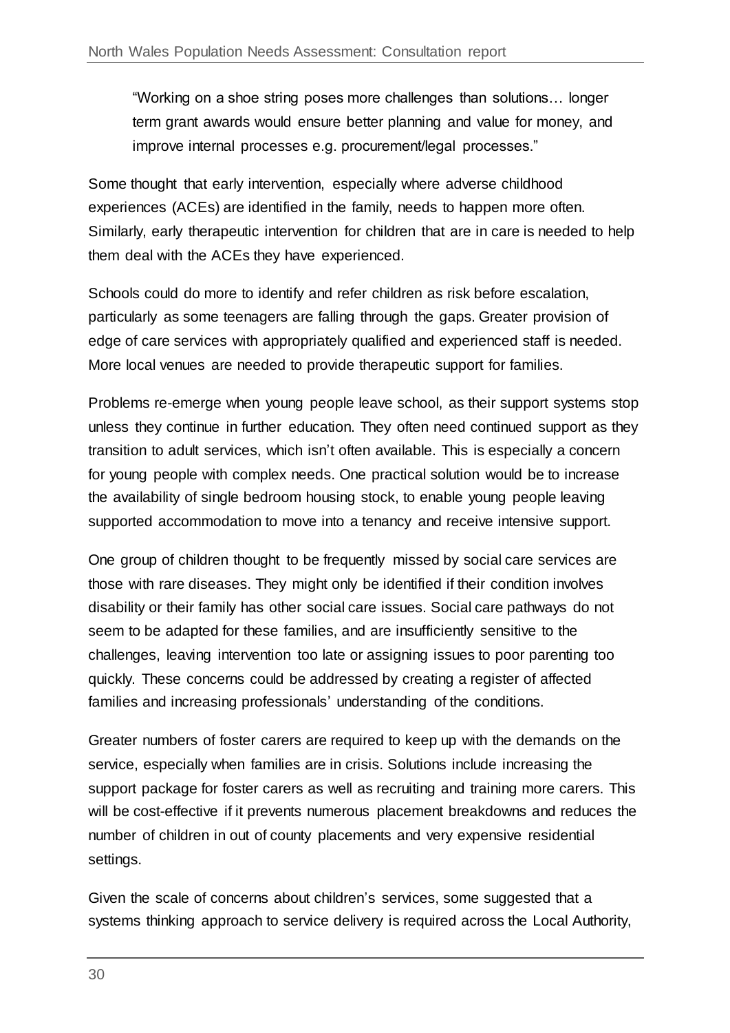> “Working on a shoe string poses more challenges than solutions… longer term grant awards would ensure better planning and value for money, and improve internal processes e.g. procurement/legal processes.”

Some thought that early intervention, especially where adverse childhood experiences (ACEs) are identified in the family, needs to happen more often. Similarly, early therapeutic intervention for children that are in care is needed to help them deal with the ACEs they have experienced.

Schools could do more to identify and refer children as risk before escalation, particularly as some teenagers are falling through the gaps. Greater provision of edge of care services with appropriately qualified and experienced staff is needed. More local venues are needed to provide therapeutic support for families.

Problems re-emerge when young people leave school, as their support systems stop unless they continue in further education. They often need continued support as they transition to adult services, which isn’t often available. This is especially a concern for young people with complex needs. One practical solution would be to increase the availability of single bedroom housing stock, to enable young people leaving supported accommodation to move into a tenancy and receive intensive support.

One group of children thought to be frequently missed by social care services are those with rare diseases. They might only be identified if their condition involves disability or their family has other social care issues. Social care pathways do not seem to be adapted for these families, and are insufficiently sensitive to the challenges, leaving intervention too late or assigning issues to poor parenting too quickly. These concerns could be addressed by creating a register of affected families and increasing professionals’ understanding of the conditions.

Greater numbers of foster carers are required to keep up with the demands on the service, especially when families are in crisis. Solutions include increasing the support package for foster carers as well as recruiting and training more carers. This will be cost-effective if it prevents numerous placement breakdowns and reduces the number of children in out of county placements and very expensive residential settings.

Given the scale of concerns about children’s services, some suggested that a systems thinking approach to service delivery is required across the Local Authority,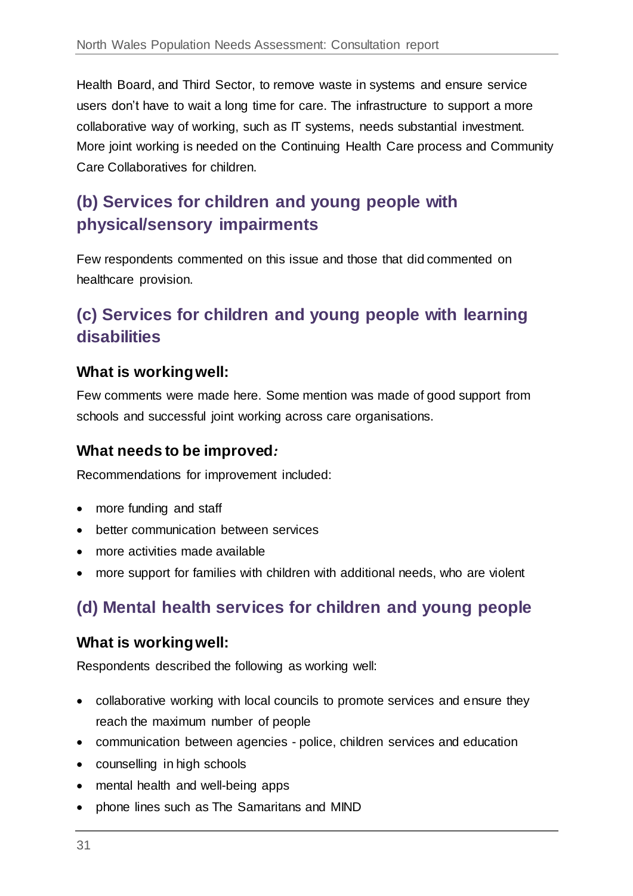Health Board, and Third Sector, to remove waste in systems and ensure service users don't have to wait a long time for care. The infrastructure to support a more collaborative way of working, such as IT systems, needs substantial investment. More joint working is needed on the Continuing Health Care process and Community Care Collaboratives for children.

## (b) Services for children and young people with physical/sensory impairments

Few respondents commented on this issue and those that did commented on healthcare provision.

## (c) Services for children and young people with learning disabilities

### What is working well:

Few comments were made here. Some mention was made of good support from schools and successful joint working across care organisations.

### What needs to be improved*:*

Recommendations for improvement included:

- more funding and staff
- better communication between services
- more activities made available
- more support for families with children with additional needs, who are violent

## (d) Mental health services for children and young people

### What is working well:

Respondents described the following as working well:

- collaborative working with local councils to promote services and ensure they reach the maximum number of people
- communication between agencies - police, children services and education
- counselling in high schools
- mental health and well-being apps
- phone lines such as The Samaritans and MIND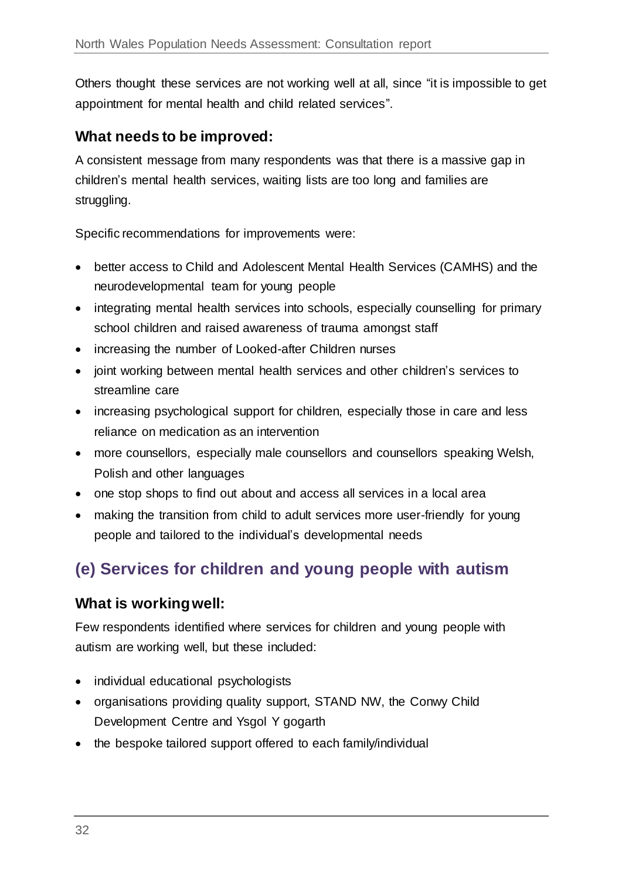Others thought these services are not working well at all, since "it is impossible to get appointment for mental health and child related services".

### What needs to be improved:

A consistent message from many respondents was that there is a massive gap in children's mental health services, waiting lists are too long and families are struggling.

Specific recommendations for improvements were:

- better access to Child and Adolescent Mental Health Services (CAMHS) and the neurodevelopmental team for young people
- integrating mental health services into schools, especially counselling for primary school children and raised awareness of trauma amongst staff
- increasing the number of Looked-after Children nurses
- joint working between mental health services and other children's services to streamline care
- increasing psychological support for children, especially those in care and less reliance on medication as an intervention
- more counsellors, especially male counsellors and counsellors speaking Welsh, Polish and other languages
- one stop shops to find out about and access all services in a local area
- making the transition from child to adult services more user-friendly for young people and tailored to the individual's developmental needs

## (e) Services for children and young people with autism

### What is working well:

Few respondents identified where services for children and young people with autism are working well, but these included:

- individual educational psychologists
- organisations providing quality support, STAND NW, the Conwy Child Development Centre and Ysgol Y gogarth
- the bespoke tailored support offered to each family/individual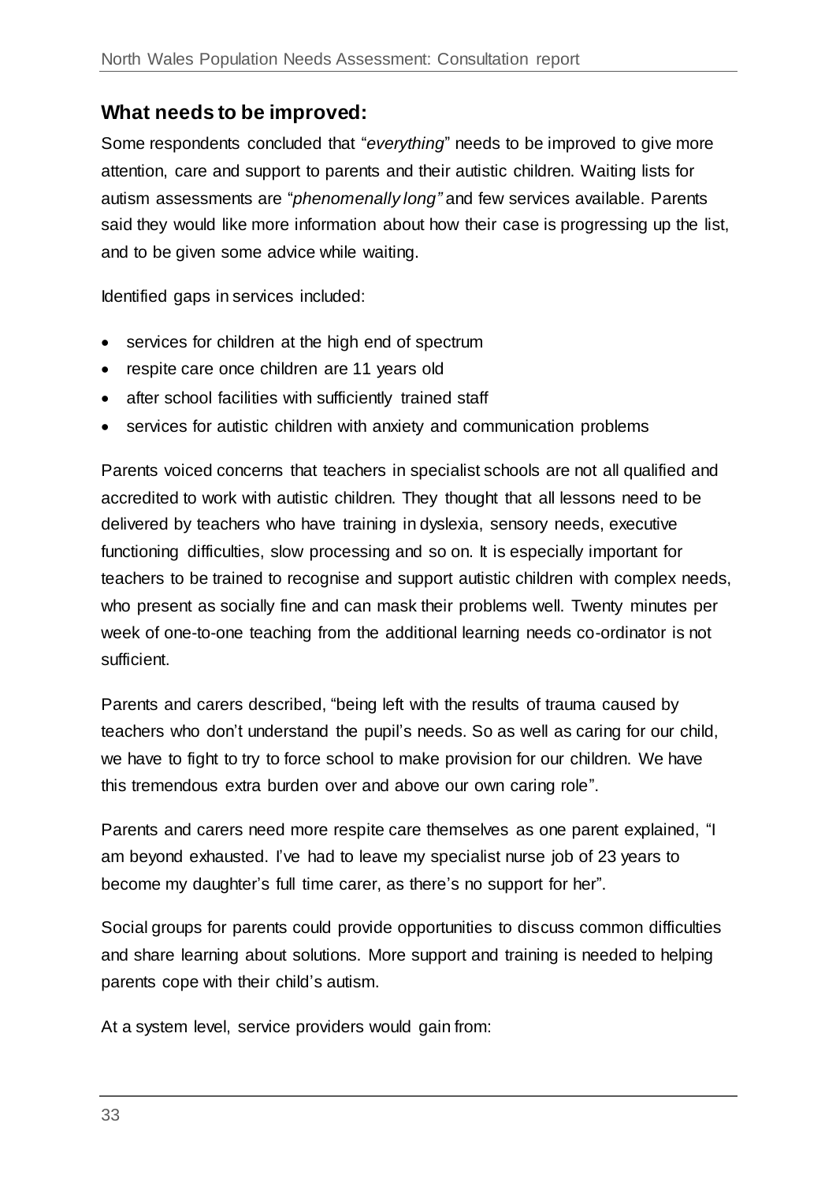## What needs to be improved:

Some respondents concluded that "*everything*" needs to be improved to give more attention, care and support to parents and their autistic children. Waiting lists for autism assessments are "*phenomenally long"* and few services available. Parents said they would like more information about how their case is progressing up the list, and to be given some advice while waiting.

Identified gaps in services included:

- services for children at the high end of spectrum
- respite care once children are 11 years old
- after school facilities with sufficiently trained staff
- services for autistic children with anxiety and communication problems

Parents voiced concerns that teachers in specialist schools are not all qualified and accredited to work with autistic children. They thought that all lessons need to be delivered by teachers who have training in dyslexia, sensory needs, executive functioning difficulties, slow processing and so on. It is especially important for teachers to be trained to recognise and support autistic children with complex needs, who present as socially fine and can mask their problems well. Twenty minutes per week of one-to-one teaching from the additional learning needs co-ordinator is not sufficient.

Parents and carers described, "being left with the results of trauma caused by teachers who don't understand the pupil's needs. So as well as caring for our child, we have to fight to try to force school to make provision for our children. We have this tremendous extra burden over and above our own caring role".

Parents and carers need more respite care themselves as one parent explained, "I am beyond exhausted. I've had to leave my specialist nurse job of 23 years to become my daughter's full time carer, as there's no support for her".

Social groups for parents could provide opportunities to discuss common difficulties and share learning about solutions. More support and training is needed to helping parents cope with their child's autism.

At a system level, service providers would gain from: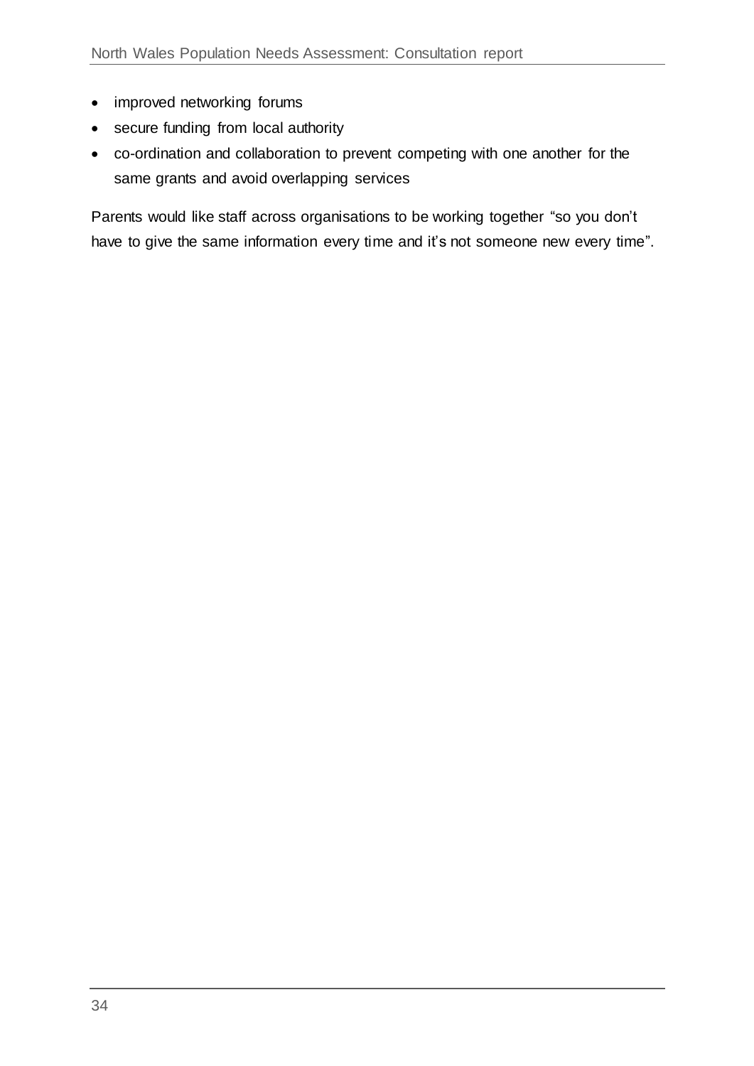- improved networking forums
- secure funding from local authority
- co-ordination and collaboration to prevent competing with one another for the same grants and avoid overlapping services

Parents would like staff across organisations to be working together “so you don’t have to give the same information every time and it’s not someone new every time”.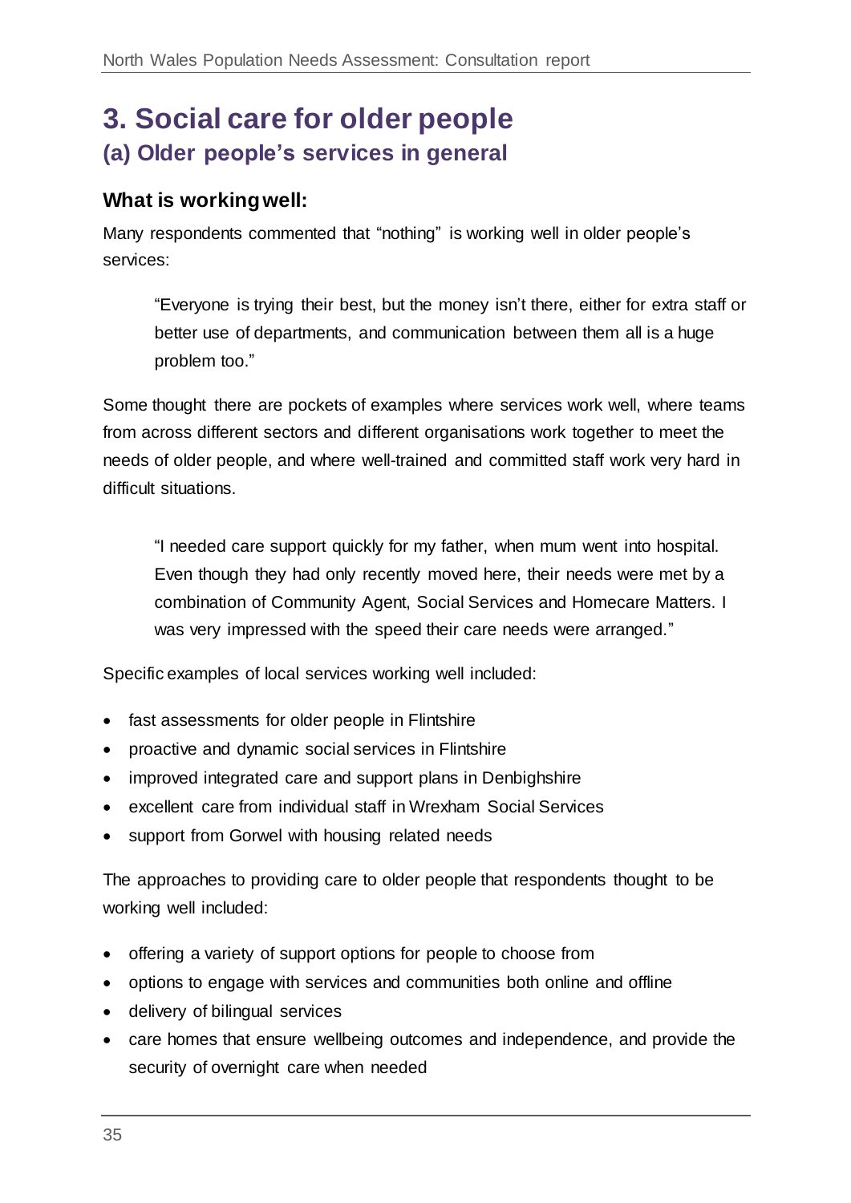# 3. Social care for older people

## (a) Older people's services in general

### What is working well:

Many respondents commented that "nothing" is working well in older people's services:

> "Everyone is trying their best, but the money isn't there, either for extra staff or better use of departments, and communication between them all is a huge problem too."

Some thought there are pockets of examples where services work well, where teams from across different sectors and different organisations work together to meet the needs of older people, and where well-trained and committed staff work very hard in difficult situations.

> "I needed care support quickly for my father, when mum went into hospital. Even though they had only recently moved here, their needs were met by a combination of Community Agent, Social Services and Homecare Matters. I was very impressed with the speed their care needs were arranged."

Specific examples of local services working well included:

- fast assessments for older people in Flintshire
- proactive and dynamic social services in Flintshire
- improved integrated care and support plans in Denbighshire
- excellent care from individual staff in Wrexham Social Services
- support from Gorwel with housing related needs

The approaches to providing care to older people that respondents thought to be working well included:

- offering a variety of support options for people to choose from
- options to engage with services and communities both online and offline
- delivery of bilingual services
- care homes that ensure wellbeing outcomes and independence, and provide the security of overnight care when needed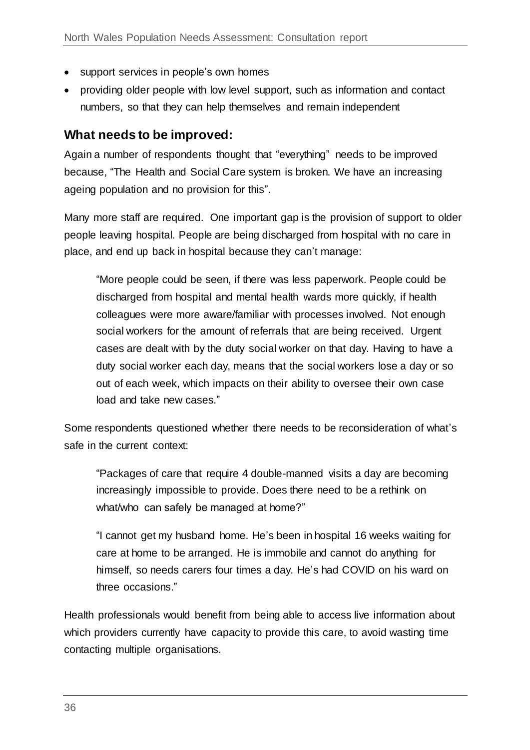- support services in people's own homes
- providing older people with low level support, such as information and contact numbers, so that they can help themselves and remain independent

## What needs to be improved:

Again a number of respondents thought that "everything" needs to be improved because, "The Health and Social Care system is broken. We have an increasing ageing population and no provision for this".

Many more staff are required. One important gap is the provision of support to older people leaving hospital. People are being discharged from hospital with no care in place, and end up back in hospital because they can't manage:

> "More people could be seen, if there was less paperwork. People could be discharged from hospital and mental health wards more quickly, if health colleagues were more aware/familiar with processes involved. Not enough social workers for the amount of referrals that are being received. Urgent cases are dealt with by the duty social worker on that day. Having to have a duty social worker each day, means that the social workers lose a day or so out of each week, which impacts on their ability to oversee their own case load and take new cases."

Some respondents questioned whether there needs to be reconsideration of what's safe in the current context:

> "Packages of care that require 4 double-manned visits a day are becoming increasingly impossible to provide. Does there need to be a rethink on what/who can safely be managed at home?"

> "I cannot get my husband home. He's been in hospital 16 weeks waiting for care at home to be arranged. He is immobile and cannot do anything for himself, so needs carers four times a day. He's had COVID on his ward on three occasions."

Health professionals would benefit from being able to access live information about which providers currently have capacity to provide this care, to avoid wasting time contacting multiple organisations.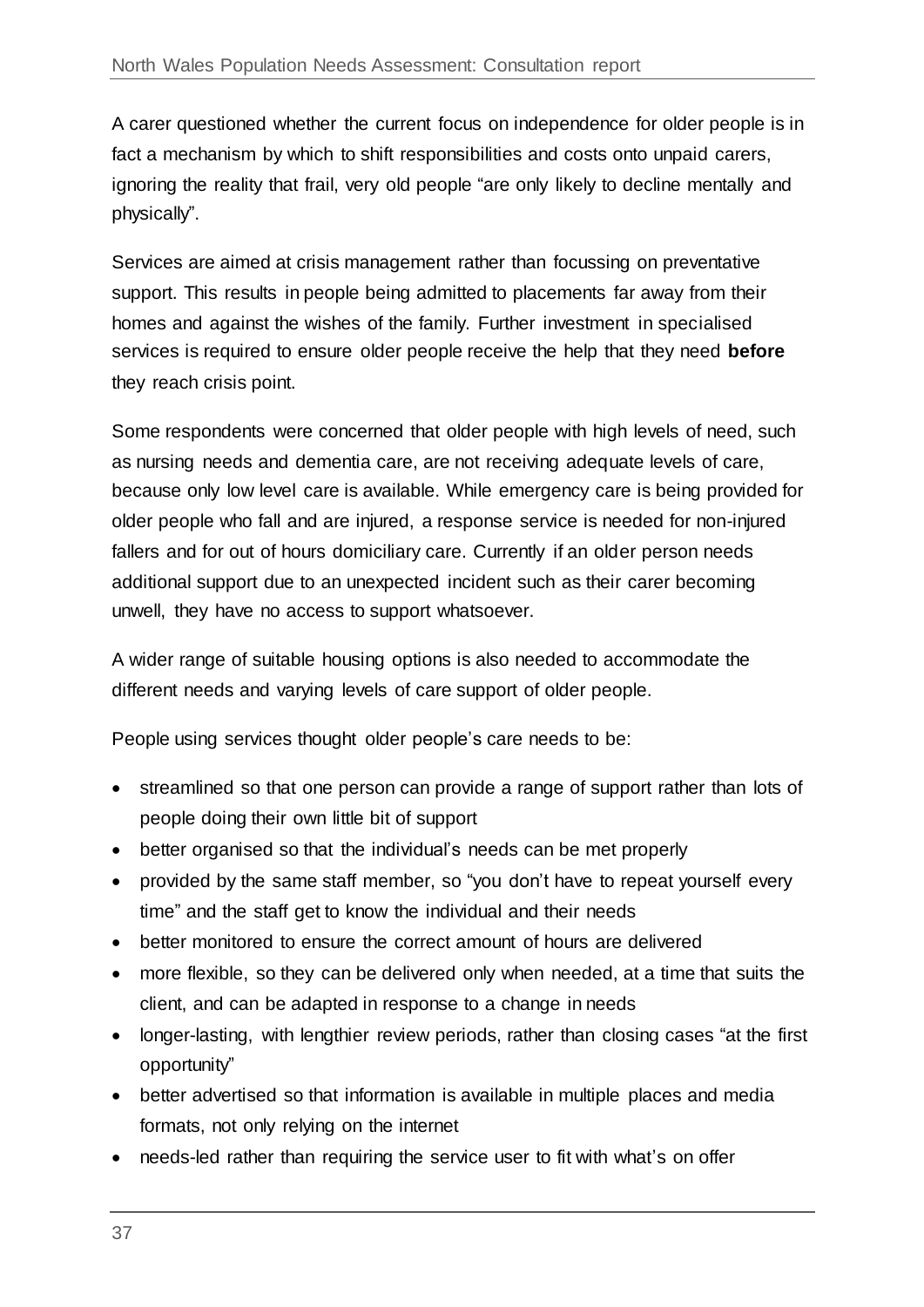A carer questioned whether the current focus on independence for older people is in fact a mechanism by which to shift responsibilities and costs onto unpaid carers, ignoring the reality that frail, very old people “are only likely to decline mentally and physically”.

Services are aimed at crisis management rather than focussing on preventative support. This results in people being admitted to placements far away from their homes and against the wishes of the family. Further investment in specialised services is required to ensure older people receive the help that they need **before** they reach crisis point.

Some respondents were concerned that older people with high levels of need, such as nursing needs and dementia care, are not receiving adequate levels of care, because only low level care is available. While emergency care is being provided for older people who fall and are injured, a response service is needed for non-injured fallers and for out of hours domiciliary care. Currently if an older person needs additional support due to an unexpected incident such as their carer becoming unwell, they have no access to support whatsoever.

A wider range of suitable housing options is also needed to accommodate the different needs and varying levels of care support of older people.

People using services thought older people’s care needs to be:

- streamlined so that one person can provide a range of support rather than lots of people doing their own little bit of support
- better organised so that the individual’s needs can be met properly
- provided by the same staff member, so “you don’t have to repeat yourself every time” and the staff get to know the individual and their needs
- better monitored to ensure the correct amount of hours are delivered
- more flexible, so they can be delivered only when needed, at a time that suits the client, and can be adapted in response to a change in needs
- longer-lasting, with lengthier review periods, rather than closing cases “at the first opportunity”
- better advertised so that information is available in multiple places and media formats, not only relying on the internet
- needs-led rather than requiring the service user to fit with what’s on offer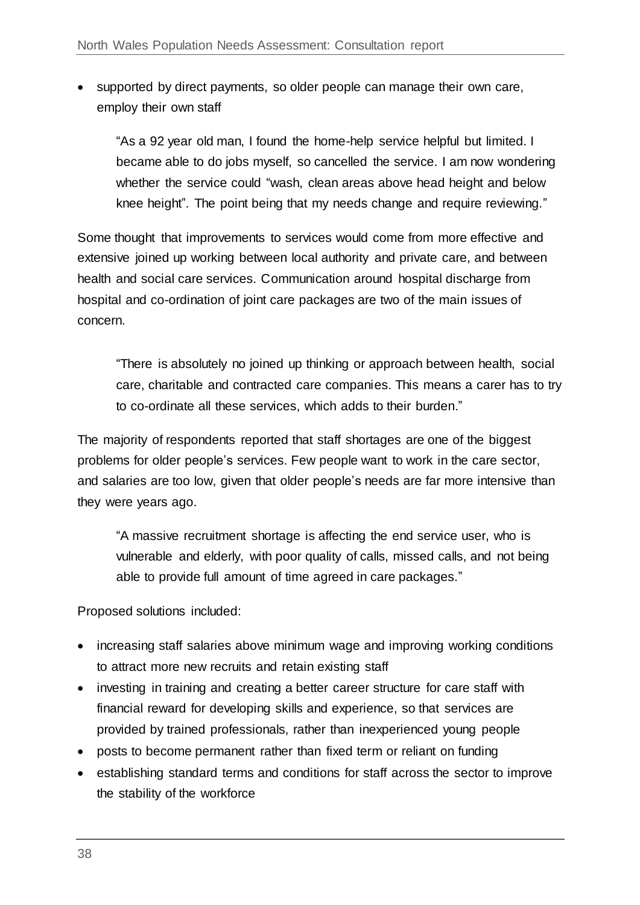- supported by direct payments, so older people can manage their own care, employ their own staff

> "As a 92 year old man, I found the home-help service helpful but limited. I became able to do jobs myself, so cancelled the service. I am now wondering whether the service could "wash, clean areas above head height and below knee height". The point being that my needs change and require reviewing."

Some thought that improvements to services would come from more effective and extensive joined up working between local authority and private care, and between health and social care services. Communication around hospital discharge from hospital and co-ordination of joint care packages are two of the main issues of concern.

> "There is absolutely no joined up thinking or approach between health, social care, charitable and contracted care companies. This means a carer has to try to co-ordinate all these services, which adds to their burden."

The majority of respondents reported that staff shortages are one of the biggest problems for older people's services. Few people want to work in the care sector, and salaries are too low, given that older people's needs are far more intensive than they were years ago.

> "A massive recruitment shortage is affecting the end service user, who is vulnerable and elderly, with poor quality of calls, missed calls, and not being able to provide full amount of time agreed in care packages."

Proposed solutions included:

- increasing staff salaries above minimum wage and improving working conditions to attract more new recruits and retain existing staff
- investing in training and creating a better career structure for care staff with financial reward for developing skills and experience, so that services are provided by trained professionals, rather than inexperienced young people
- posts to become permanent rather than fixed term or reliant on funding
- establishing standard terms and conditions for staff across the sector to improve the stability of the workforce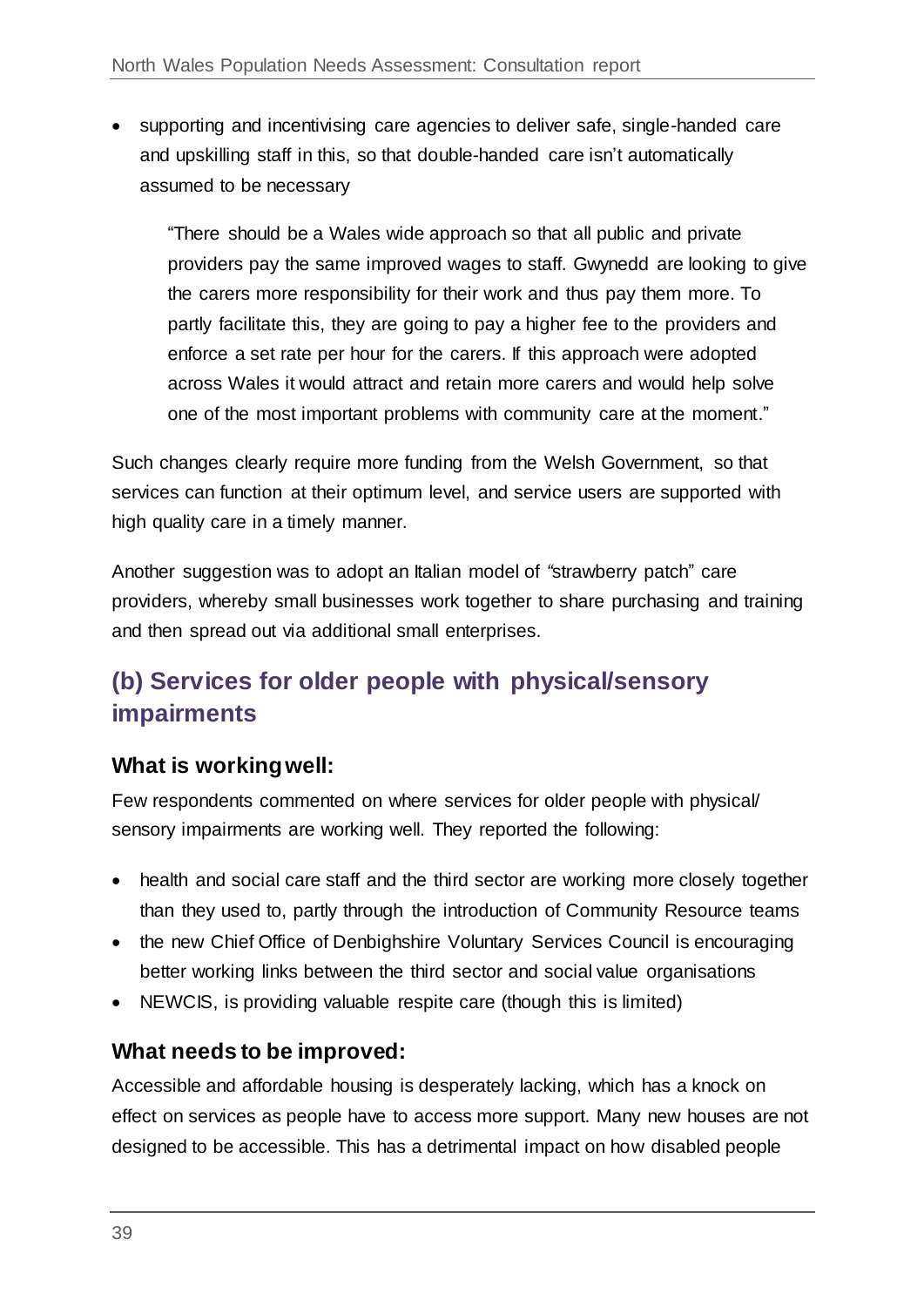- supporting and incentivising care agencies to deliver safe, single-handed care and upskilling staff in this, so that double-handed care isn't automatically assumed to be necessary

> "There should be a Wales wide approach so that all public and private providers pay the same improved wages to staff. Gwynedd are looking to give the carers more responsibility for their work and thus pay them more. To partly facilitate this, they are going to pay a higher fee to the providers and enforce a set rate per hour for the carers. If this approach were adopted across Wales it would attract and retain more carers and would help solve one of the most important problems with community care at the moment."

Such changes clearly require more funding from the Welsh Government, so that services can function at their optimum level, and service users are supported with high quality care in a timely manner.

Another suggestion was to adopt an Italian model of "strawberry patch" care providers, whereby small businesses work together to share purchasing and training and then spread out via additional small enterprises.

## (b) Services for older people with physical/sensory impairments

### What is working well:

Few respondents commented on where services for older people with physical/ sensory impairments are working well. They reported the following:

- health and social care staff and the third sector are working more closely together than they used to, partly through the introduction of Community Resource teams
- the new Chief Office of Denbighshire Voluntary Services Council is encouraging better working links between the third sector and social value organisations
- NEWCIS, is providing valuable respite care (though this is limited)

### What needs to be improved:

Accessible and affordable housing is desperately lacking, which has a knock on effect on services as people have to access more support. Many new houses are not designed to be accessible. This has a detrimental impact on how disabled people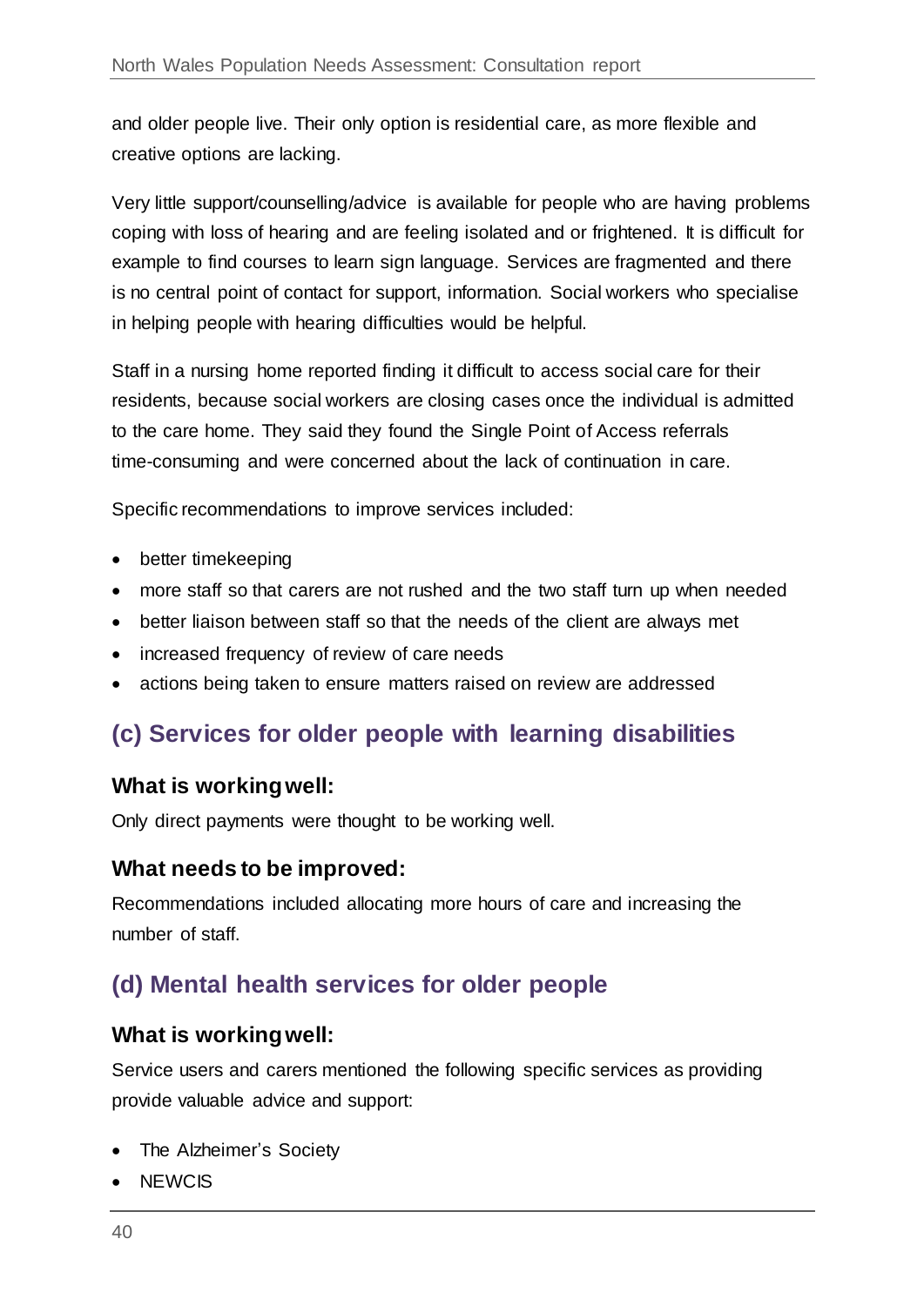and older people live. Their only option is residential care, as more flexible and creative options are lacking.

Very little support/counselling/advice is available for people who are having problems coping with loss of hearing and are feeling isolated and or frightened. It is difficult for example to find courses to learn sign language. Services are fragmented and there is no central point of contact for support, information. Social workers who specialise in helping people with hearing difficulties would be helpful.

Staff in a nursing home reported finding it difficult to access social care for their residents, because social workers are closing cases once the individual is admitted to the care home. They said they found the Single Point of Access referrals time-consuming and were concerned about the lack of continuation in care.

Specific recommendations to improve services included:

- better timekeeping
- more staff so that carers are not rushed and the two staff turn up when needed
- better liaison between staff so that the needs of the client are always met
- increased frequency of review of care needs
- actions being taken to ensure matters raised on review are addressed

## (c) Services for older people with learning disabilities

### What is working well:

Only direct payments were thought to be working well.

### What needs to be improved:

Recommendations included allocating more hours of care and increasing the number of staff.

## (d) Mental health services for older people

### What is working well:

Service users and carers mentioned the following specific services as providing provide valuable advice and support:

- The Alzheimer's Society
- NEWCIS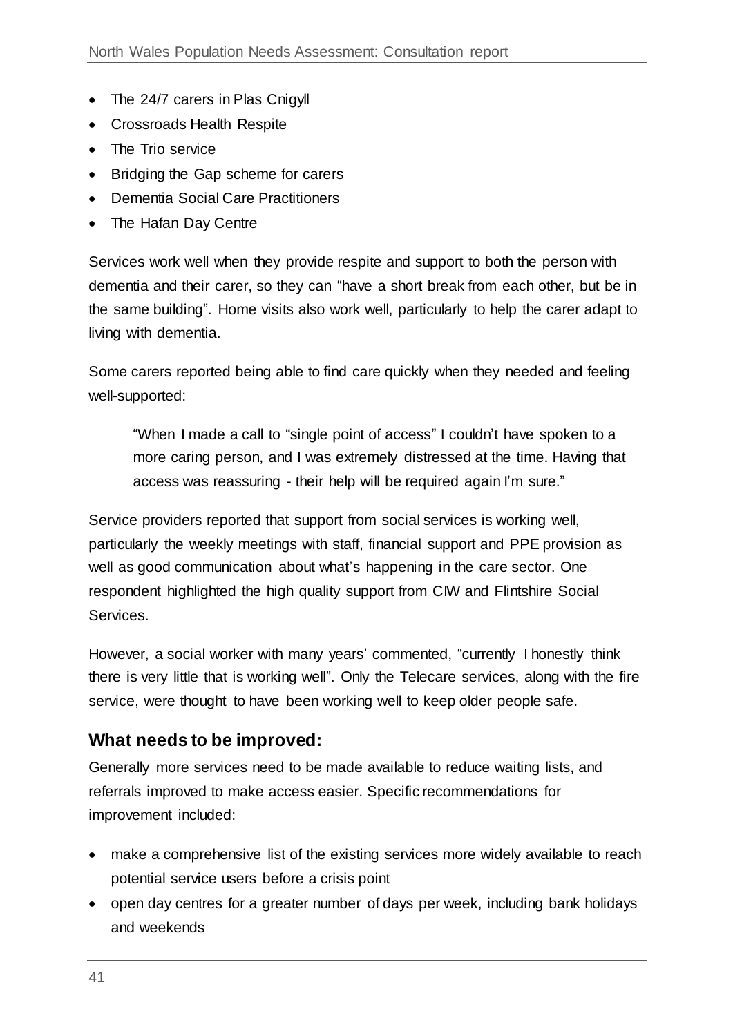- The 24/7 carers in Plas Cnigyll
- Crossroads Health Respite
- The Trio service
- Bridging the Gap scheme for carers
- Dementia Social Care Practitioners
- The Hafan Day Centre

Services work well when they provide respite and support to both the person with dementia and their carer, so they can "have a short break from each other, but be in the same building". Home visits also work well, particularly to help the carer adapt to living with dementia.

Some carers reported being able to find care quickly when they needed and feeling well-supported:

> "When I made a call to "single point of access" I couldn't have spoken to a more caring person, and I was extremely distressed at the time. Having that access was reassuring - their help will be required again I'm sure."

Service providers reported that support from social services is working well, particularly the weekly meetings with staff, financial support and PPE provision as well as good communication about what's happening in the care sector. One respondent highlighted the high quality support from CIW and Flintshire Social Services.

However, a social worker with many years' commented, "currently I honestly think there is very little that is working well". Only the Telecare services, along with the fire service, were thought to have been working well to keep older people safe.

## What needs to be improved:

Generally more services need to be made available to reduce waiting lists, and referrals improved to make access easier. Specific recommendations for improvement included:

- make a comprehensive list of the existing services more widely available to reach potential service users before a crisis point
- open day centres for a greater number of days per week, including bank holidays and weekends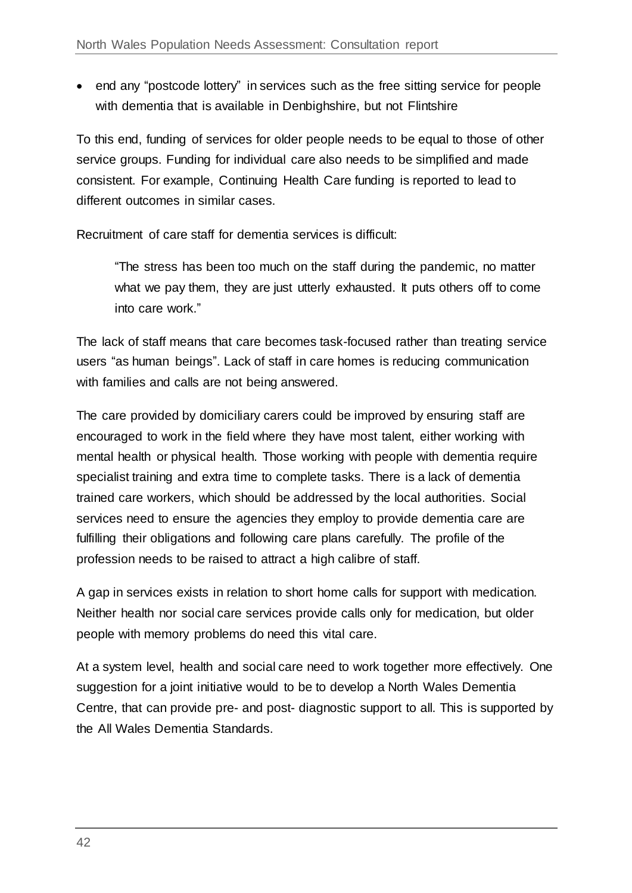- end any "postcode lottery" in services such as the free sitting service for people with dementia that is available in Denbighshire, but not Flintshire

To this end, funding of services for older people needs to be equal to those of other service groups. Funding for individual care also needs to be simplified and made consistent. For example, Continuing Health Care funding is reported to lead to different outcomes in similar cases.

Recruitment of care staff for dementia services is difficult:

> "The stress has been too much on the staff during the pandemic, no matter what we pay them, they are just utterly exhausted. It puts others off to come into care work."

The lack of staff means that care becomes task-focused rather than treating service users "as human beings". Lack of staff in care homes is reducing communication with families and calls are not being answered.

The care provided by domiciliary carers could be improved by ensuring staff are encouraged to work in the field where they have most talent, either working with mental health or physical health. Those working with people with dementia require specialist training and extra time to complete tasks. There is a lack of dementia trained care workers, which should be addressed by the local authorities. Social services need to ensure the agencies they employ to provide dementia care are fulfilling their obligations and following care plans carefully. The profile of the profession needs to be raised to attract a high calibre of staff.

A gap in services exists in relation to short home calls for support with medication. Neither health nor social care services provide calls only for medication, but older people with memory problems do need this vital care.

At a system level, health and social care need to work together more effectively. One suggestion for a joint initiative would to be to develop a North Wales Dementia Centre, that can provide pre- and post- diagnostic support to all. This is supported by the All Wales Dementia Standards.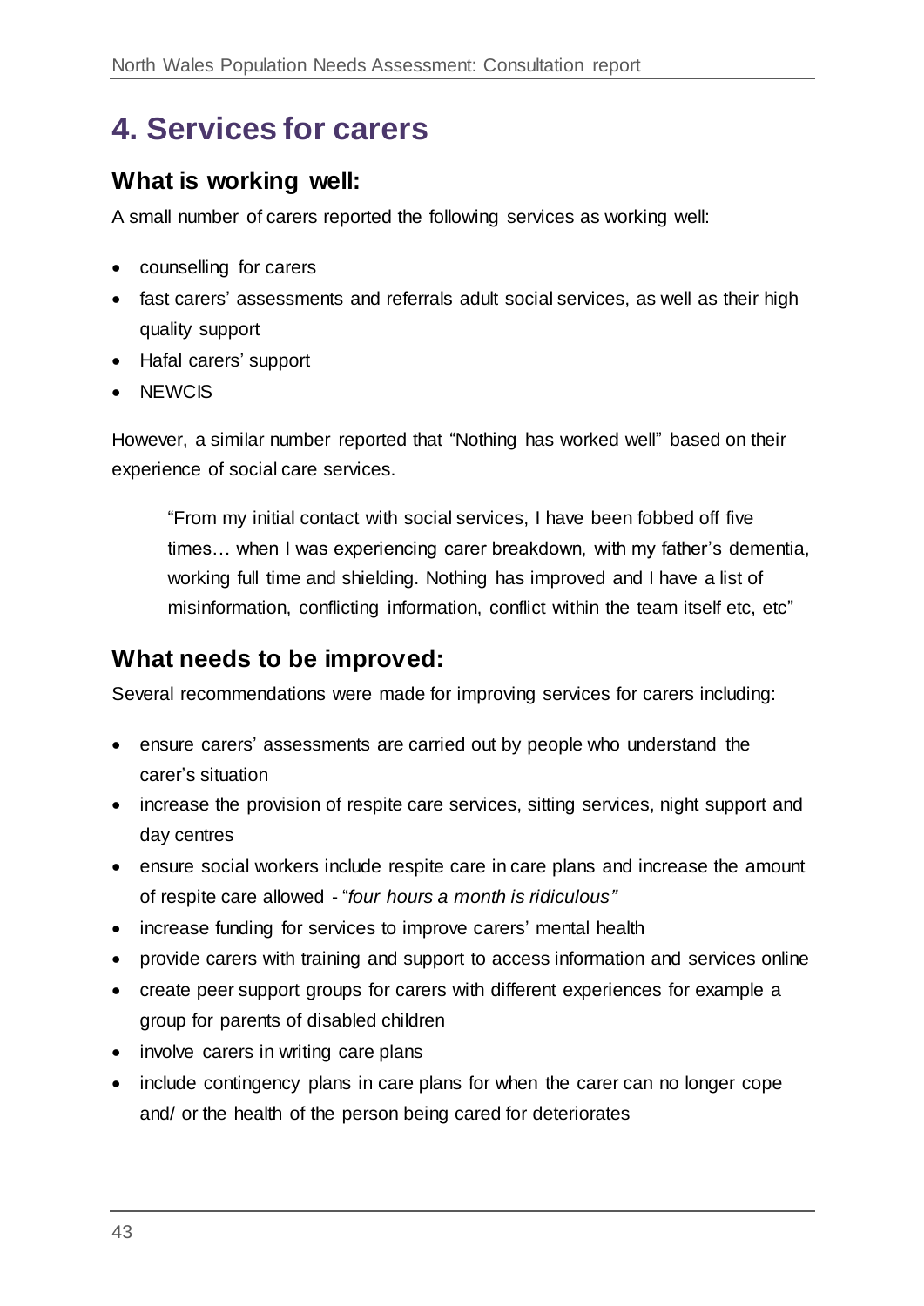# 4. Services for carers

## What is working well:

A small number of carers reported the following services as working well:

- counselling for carers
- fast carers' assessments and referrals adult social services, as well as their high quality support
- Hafal carers' support
- NEWCIS

However, a similar number reported that "Nothing has worked well" based on their experience of social care services.

> "From my initial contact with social services, I have been fobbed off five times… when I was experiencing carer breakdown, with my father's dementia, working full time and shielding. Nothing has improved and I have a list of misinformation, conflicting information, conflict within the team itself etc, etc"

## What needs to be improved:

Several recommendations were made for improving services for carers including:

- ensure carers' assessments are carried out by people who understand the carer's situation
- increase the provision of respite care services, sitting services, night support and day centres
- ensure social workers include respite care in care plans and increase the amount of respite care allowed - "*four hours a month is ridiculous"*
- increase funding for services to improve carers' mental health
- provide carers with training and support to access information and services online
- create peer support groups for carers with different experiences for example a group for parents of disabled children
- involve carers in writing care plans
- include contingency plans in care plans for when the carer can no longer cope and/ or the health of the person being cared for deteriorates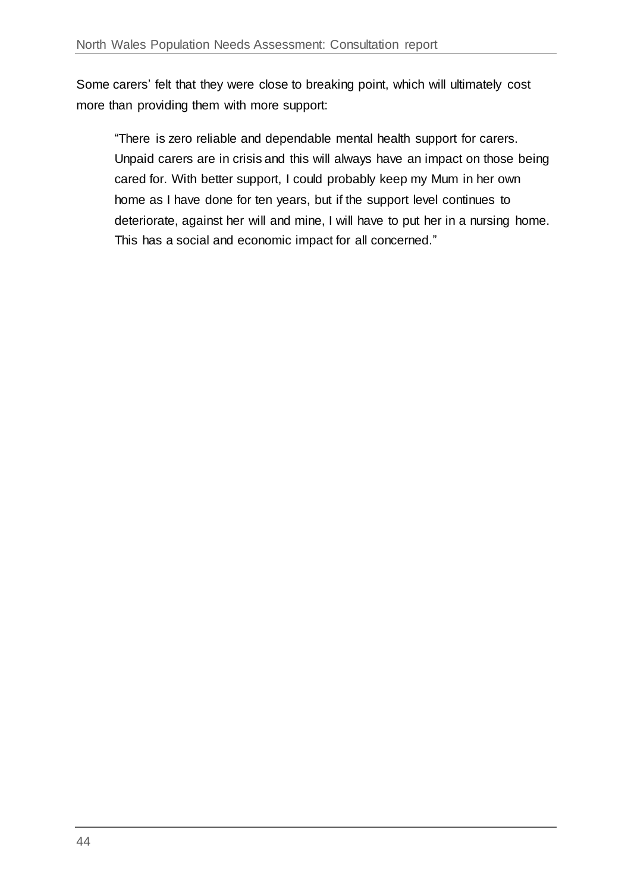Some carers' felt that they were close to breaking point, which will ultimately cost more than providing them with more support:

> "There is zero reliable and dependable mental health support for carers. Unpaid carers are in crisis and this will always have an impact on those being cared for. With better support, I could probably keep my Mum in her own home as I have done for ten years, but if the support level continues to deteriorate, against her will and mine, I will have to put her in a nursing home. This has a social and economic impact for all concerned."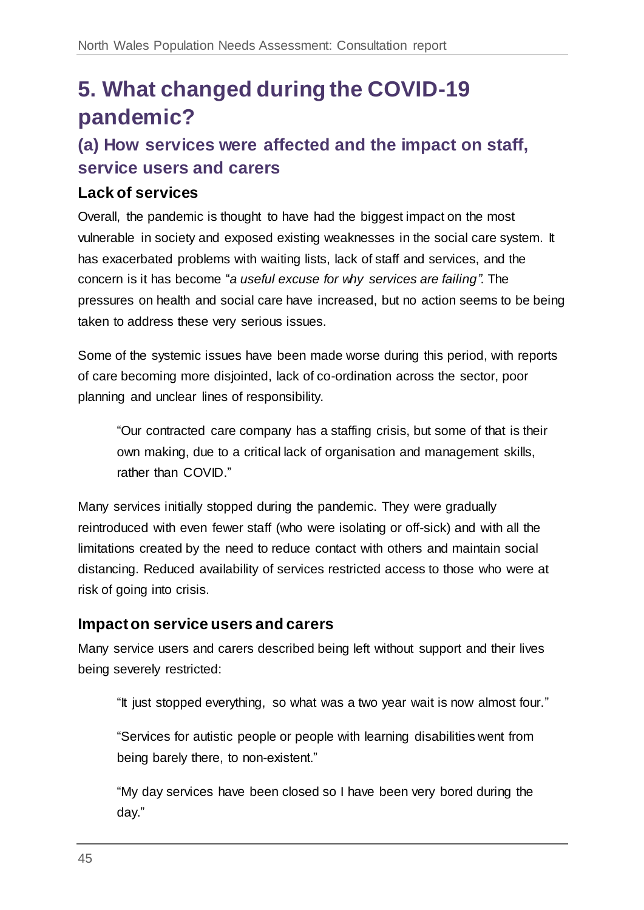# 5. What changed during the COVID-19 pandemic?

## (a) How services were affected and the impact on staff, service users and carers

### Lack of services

Overall, the pandemic is thought to have had the biggest impact on the most vulnerable in society and exposed existing weaknesses in the social care system. It has exacerbated problems with waiting lists, lack of staff and services, and the concern is it has become "*a useful excuse for why services are failing"*. The pressures on health and social care have increased, but no action seems to be being taken to address these very serious issues.

Some of the systemic issues have been made worse during this period, with reports of care becoming more disjointed, lack of co-ordination across the sector, poor planning and unclear lines of responsibility.

> "Our contracted care company has a staffing crisis, but some of that is their own making, due to a critical lack of organisation and management skills, rather than COVID."

Many services initially stopped during the pandemic. They were gradually reintroduced with even fewer staff (who were isolating or off-sick) and with all the limitations created by the need to reduce contact with others and maintain social distancing. Reduced availability of services restricted access to those who were at risk of going into crisis.

### Impact on service users and carers

Many service users and carers described being left without support and their lives being severely restricted:

> "It just stopped everything, so what was a two year wait is now almost four."

> "Services for autistic people or people with learning disabilities went from being barely there, to non-existent."

> "My day services have been closed so I have been very bored during the day."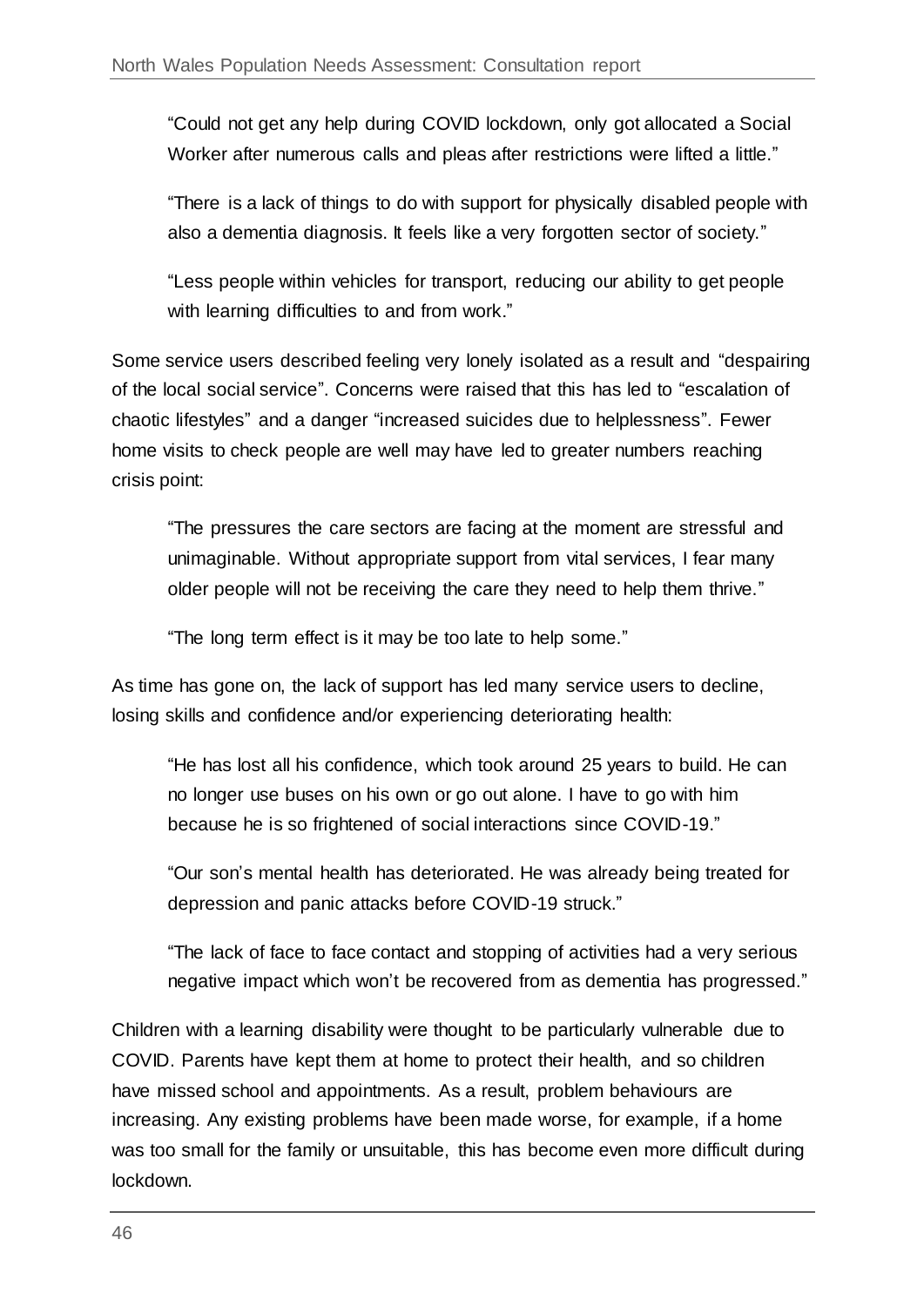> "Could not get any help during COVID lockdown, only got allocated a Social Worker after numerous calls and pleas after restrictions were lifted a little."

> "There is a lack of things to do with support for physically disabled people with also a dementia diagnosis. It feels like a very forgotten sector of society."

> "Less people within vehicles for transport, reducing our ability to get people with learning difficulties to and from work."

Some service users described feeling very lonely isolated as a result and "despairing of the local social service". Concerns were raised that this has led to "escalation of chaotic lifestyles" and a danger "increased suicides due to helplessness". Fewer home visits to check people are well may have led to greater numbers reaching crisis point:

> "The pressures the care sectors are facing at the moment are stressful and unimaginable. Without appropriate support from vital services, I fear many older people will not be receiving the care they need to help them thrive."

> "The long term effect is it may be too late to help some."

As time has gone on, the lack of support has led many service users to decline, losing skills and confidence and/or experiencing deteriorating health:

> "He has lost all his confidence, which took around 25 years to build. He can no longer use buses on his own or go out alone. I have to go with him because he is so frightened of social interactions since COVID-19."

> "Our son's mental health has deteriorated. He was already being treated for depression and panic attacks before COVID-19 struck."

> "The lack of face to face contact and stopping of activities had a very serious negative impact which won't be recovered from as dementia has progressed."

Children with a learning disability were thought to be particularly vulnerable due to COVID. Parents have kept them at home to protect their health, and so children have missed school and appointments. As a result, problem behaviours are increasing. Any existing problems have been made worse, for example, if a home was too small for the family or unsuitable, this has become even more difficult during lockdown.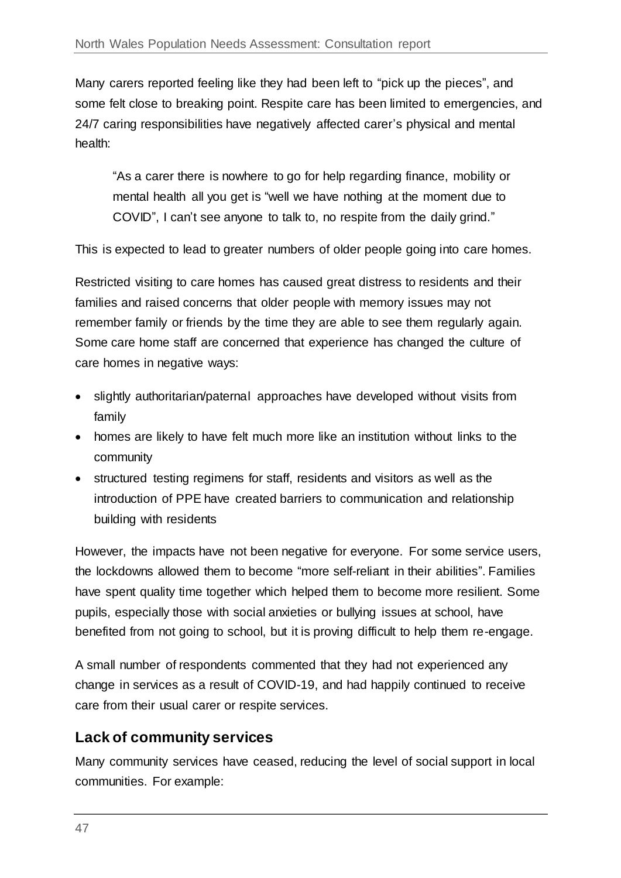Many carers reported feeling like they had been left to "pick up the pieces", and some felt close to breaking point. Respite care has been limited to emergencies, and 24/7 caring responsibilities have negatively affected carer's physical and mental health:

> "As a carer there is nowhere to go for help regarding finance, mobility or mental health all you get is "well we have nothing at the moment due to COVID", I can't see anyone to talk to, no respite from the daily grind."

This is expected to lead to greater numbers of older people going into care homes.

Restricted visiting to care homes has caused great distress to residents and their families and raised concerns that older people with memory issues may not remember family or friends by the time they are able to see them regularly again. Some care home staff are concerned that experience has changed the culture of care homes in negative ways:

- slightly authoritarian/paternal approaches have developed without visits from family
- homes are likely to have felt much more like an institution without links to the community
- structured testing regimens for staff, residents and visitors as well as the introduction of PPE have created barriers to communication and relationship building with residents

However, the impacts have not been negative for everyone. For some service users, the lockdowns allowed them to become "more self-reliant in their abilities". Families have spent quality time together which helped them to become more resilient. Some pupils, especially those with social anxieties or bullying issues at school, have benefited from not going to school, but it is proving difficult to help them re-engage.

A small number of respondents commented that they had not experienced any change in services as a result of COVID-19, and had happily continued to receive care from their usual carer or respite services.

## Lack of community services

Many community services have ceased, reducing the level of social support in local communities. For example: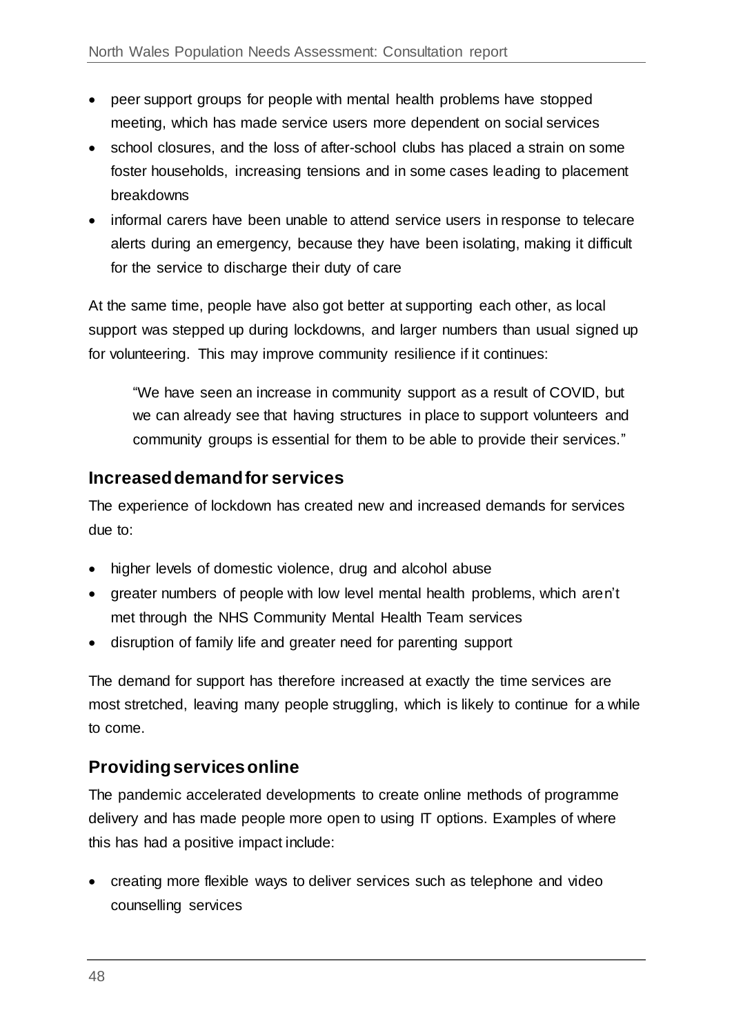- peer support groups for people with mental health problems have stopped meeting, which has made service users more dependent on social services
- school closures, and the loss of after-school clubs has placed a strain on some foster households, increasing tensions and in some cases leading to placement breakdowns
- informal carers have been unable to attend service users in response to telecare alerts during an emergency, because they have been isolating, making it difficult for the service to discharge their duty of care

At the same time, people have also got better at supporting each other, as local support was stepped up during lockdowns, and larger numbers than usual signed up for volunteering. This may improve community resilience if it continues:

> "We have seen an increase in community support as a result of COVID, but we can already see that having structures in place to support volunteers and community groups is essential for them to be able to provide their services."

## Increased demand for services

The experience of lockdown has created new and increased demands for services due to:

- higher levels of domestic violence, drug and alcohol abuse
- greater numbers of people with low level mental health problems, which aren't met through the NHS Community Mental Health Team services
- disruption of family life and greater need for parenting support

The demand for support has therefore increased at exactly the time services are most stretched, leaving many people struggling, which is likely to continue for a while to come.

## Providing services online

The pandemic accelerated developments to create online methods of programme delivery and has made people more open to using IT options. Examples of where this has had a positive impact include:

- creating more flexible ways to deliver services such as telephone and video counselling services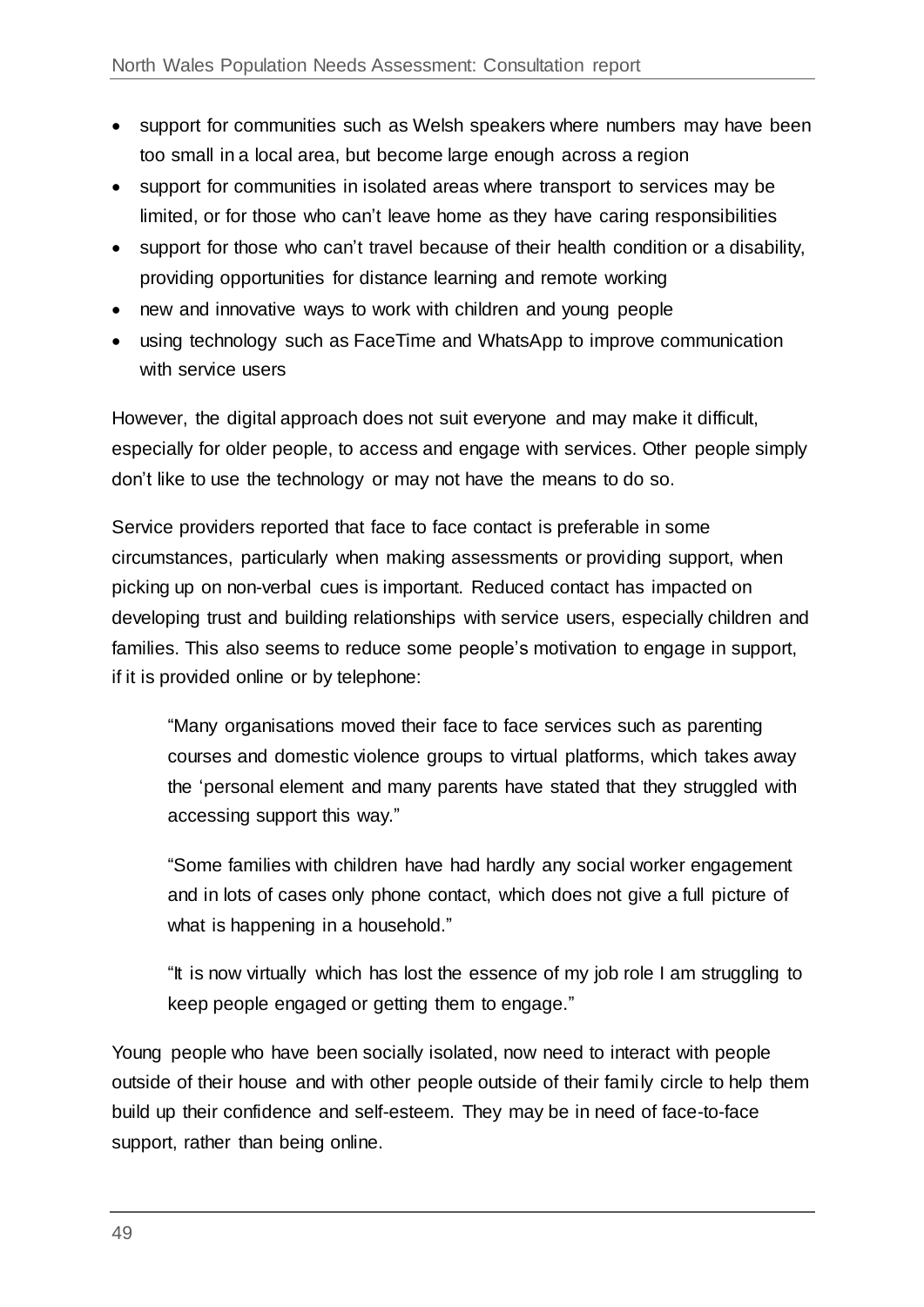- support for communities such as Welsh speakers where numbers may have been too small in a local area, but become large enough across a region
- support for communities in isolated areas where transport to services may be limited, or for those who can't leave home as they have caring responsibilities
- support for those who can't travel because of their health condition or a disability, providing opportunities for distance learning and remote working
- new and innovative ways to work with children and young people
- using technology such as FaceTime and WhatsApp to improve communication with service users

However, the digital approach does not suit everyone and may make it difficult, especially for older people, to access and engage with services. Other people simply don't like to use the technology or may not have the means to do so.

Service providers reported that face to face contact is preferable in some circumstances, particularly when making assessments or providing support, when picking up on non-verbal cues is important. Reduced contact has impacted on developing trust and building relationships with service users, especially children and families. This also seems to reduce some people's motivation to engage in support, if it is provided online or by telephone:

> "Many organisations moved their face to face services such as parenting courses and domestic violence groups to virtual platforms, which takes away the 'personal element and many parents have stated that they struggled with accessing support this way."

> "Some families with children have had hardly any social worker engagement and in lots of cases only phone contact, which does not give a full picture of what is happening in a household."

> "It is now virtually which has lost the essence of my job role I am struggling to keep people engaged or getting them to engage."

Young people who have been socially isolated, now need to interact with people outside of their house and with other people outside of their family circle to help them build up their confidence and self-esteem. They may be in need of face-to-face support, rather than being online.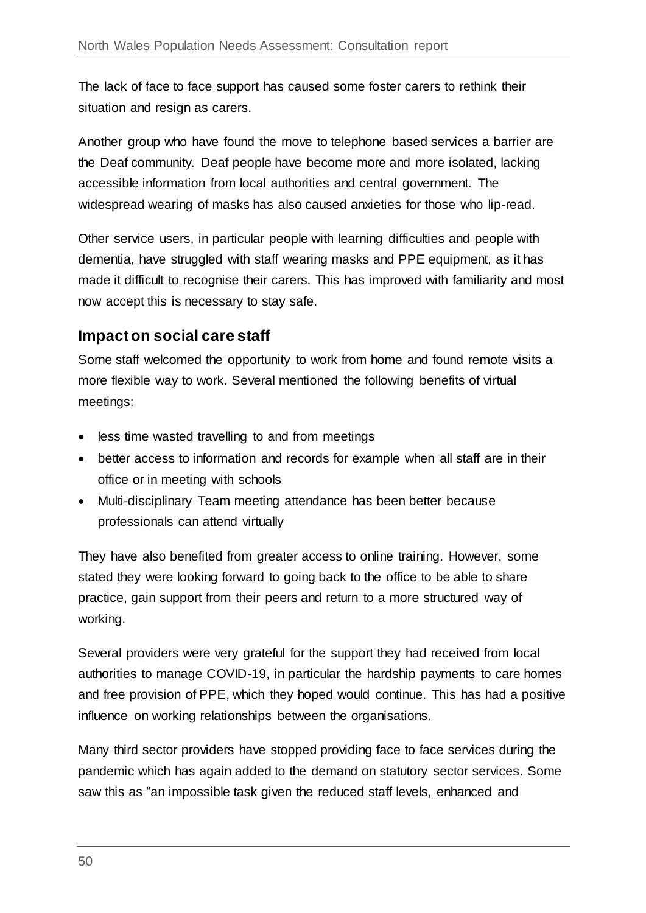The lack of face to face support has caused some foster carers to rethink their situation and resign as carers.

Another group who have found the move to telephone based services a barrier are the Deaf community. Deaf people have become more and more isolated, lacking accessible information from local authorities and central government. The widespread wearing of masks has also caused anxieties for those who lip-read.

Other service users, in particular people with learning difficulties and people with dementia, have struggled with staff wearing masks and PPE equipment, as it has made it difficult to recognise their carers. This has improved with familiarity and most now accept this is necessary to stay safe.

## Impact on social care staff

Some staff welcomed the opportunity to work from home and found remote visits a more flexible way to work. Several mentioned the following benefits of virtual meetings:

- less time wasted travelling to and from meetings
- better access to information and records for example when all staff are in their office or in meeting with schools
- Multi-disciplinary Team meeting attendance has been better because professionals can attend virtually

They have also benefited from greater access to online training. However, some stated they were looking forward to going back to the office to be able to share practice, gain support from their peers and return to a more structured way of working.

Several providers were very grateful for the support they had received from local authorities to manage COVID-19, in particular the hardship payments to care homes and free provision of PPE, which they hoped would continue. This has had a positive influence on working relationships between the organisations.

Many third sector providers have stopped providing face to face services during the pandemic which has again added to the demand on statutory sector services. Some saw this as "an impossible task given the reduced staff levels, enhanced and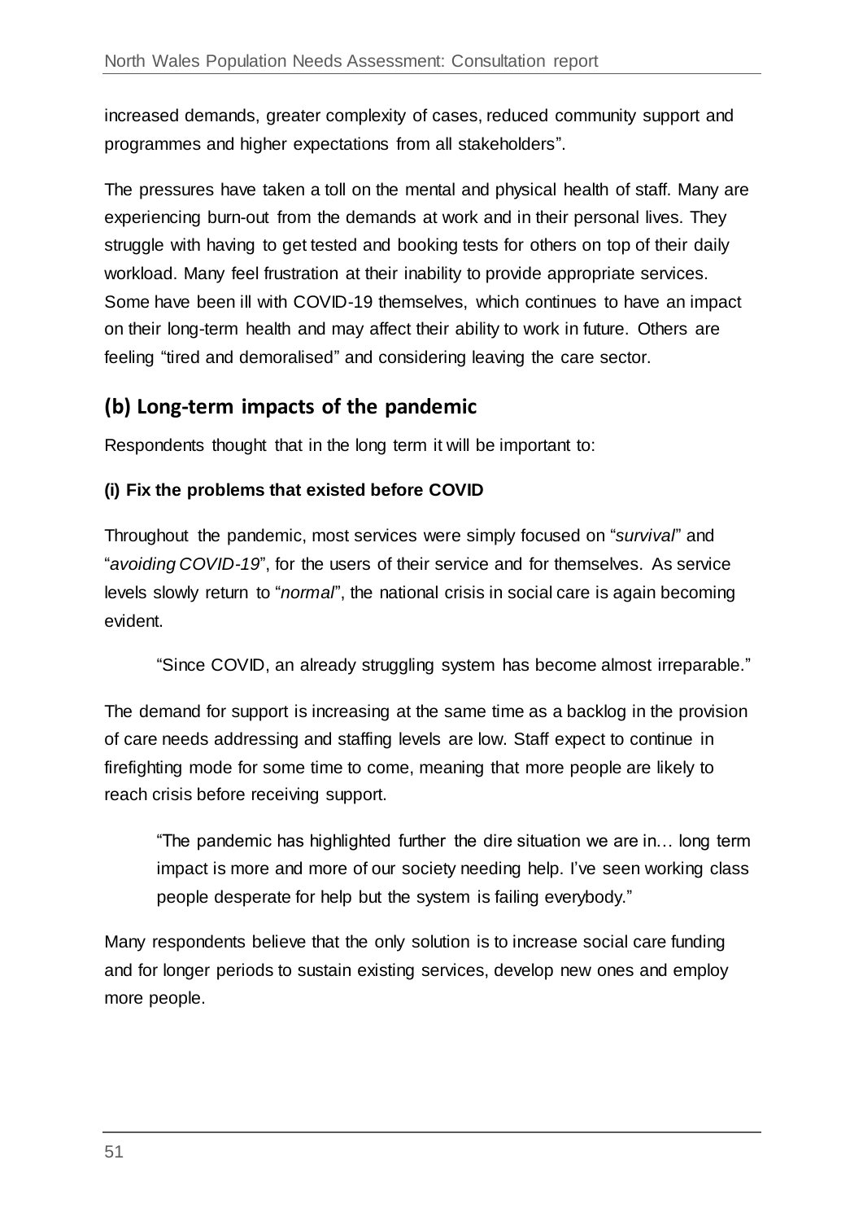increased demands, greater complexity of cases, reduced community support and programmes and higher expectations from all stakeholders".

The pressures have taken a toll on the mental and physical health of staff. Many are experiencing burn-out from the demands at work and in their personal lives. They struggle with having to get tested and booking tests for others on top of their daily workload. Many feel frustration at their inability to provide appropriate services. Some have been ill with COVID-19 themselves, which continues to have an impact on their long-term health and may affect their ability to work in future. Others are feeling "tired and demoralised" and considering leaving the care sector.

## (b) Long-term impacts of the pandemic

Respondents thought that in the long term it will be important to:

### (i) Fix the problems that existed before COVID

Throughout the pandemic, most services were simply focused on "*survival*" and "*avoiding COVID-19*", for the users of their service and for themselves. As service levels slowly return to "*normal*", the national crisis in social care is again becoming evident.

> "Since COVID, an already struggling system has become almost irreparable."

The demand for support is increasing at the same time as a backlog in the provision of care needs addressing and staffing levels are low. Staff expect to continue in firefighting mode for some time to come, meaning that more people are likely to reach crisis before receiving support.

> "The pandemic has highlighted further the dire situation we are in… long term impact is more and more of our society needing help. I've seen working class people desperate for help but the system is failing everybody."

Many respondents believe that the only solution is to increase social care funding and for longer periods to sustain existing services, develop new ones and employ more people.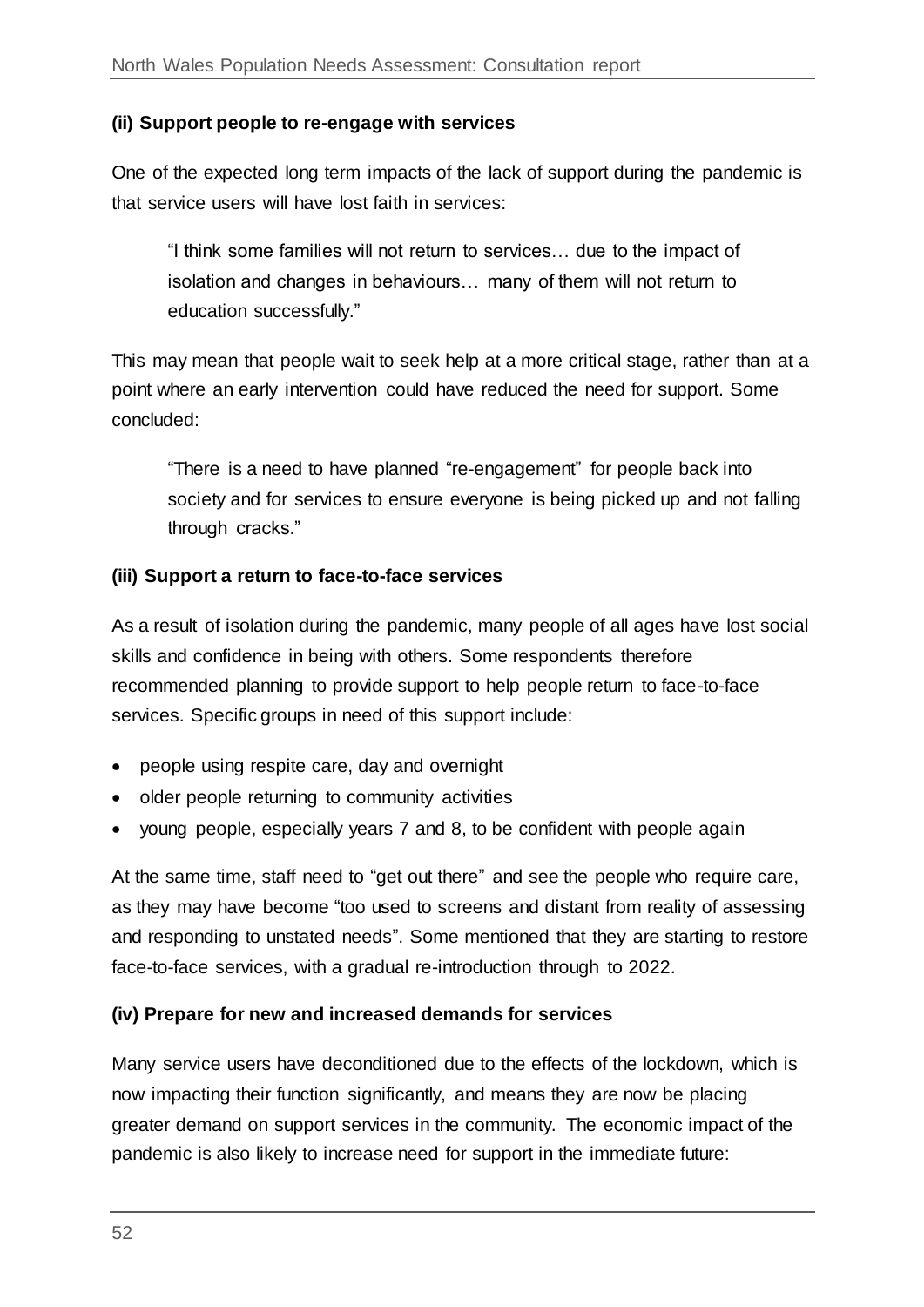**(ii) Support people to re-engage with services**

One of the expected long term impacts of the lack of support during the pandemic is that service users will have lost faith in services:

> "I think some families will not return to services… due to the impact of isolation and changes in behaviours… many of them will not return to education successfully."

This may mean that people wait to seek help at a more critical stage, rather than at a point where an early intervention could have reduced the need for support. Some concluded:

> "There is a need to have planned "re-engagement" for people back into society and for services to ensure everyone is being picked up and not falling through cracks."

**(iii) Support a return to face-to-face services**

As a result of isolation during the pandemic, many people of all ages have lost social skills and confidence in being with others. Some respondents therefore recommended planning to provide support to help people return to face-to-face services. Specific groups in need of this support include:

- people using respite care, day and overnight
- older people returning to community activities
- young people, especially years 7 and 8, to be confident with people again

At the same time, staff need to "get out there" and see the people who require care, as they may have become "too used to screens and distant from reality of assessing and responding to unstated needs". Some mentioned that they are starting to restore face-to-face services, with a gradual re-introduction through to 2022.

**(iv) Prepare for new and increased demands for services**

Many service users have deconditioned due to the effects of the lockdown, which is now impacting their function significantly, and means they are now be placing greater demand on support services in the community. The economic impact of the pandemic is also likely to increase need for support in the immediate future: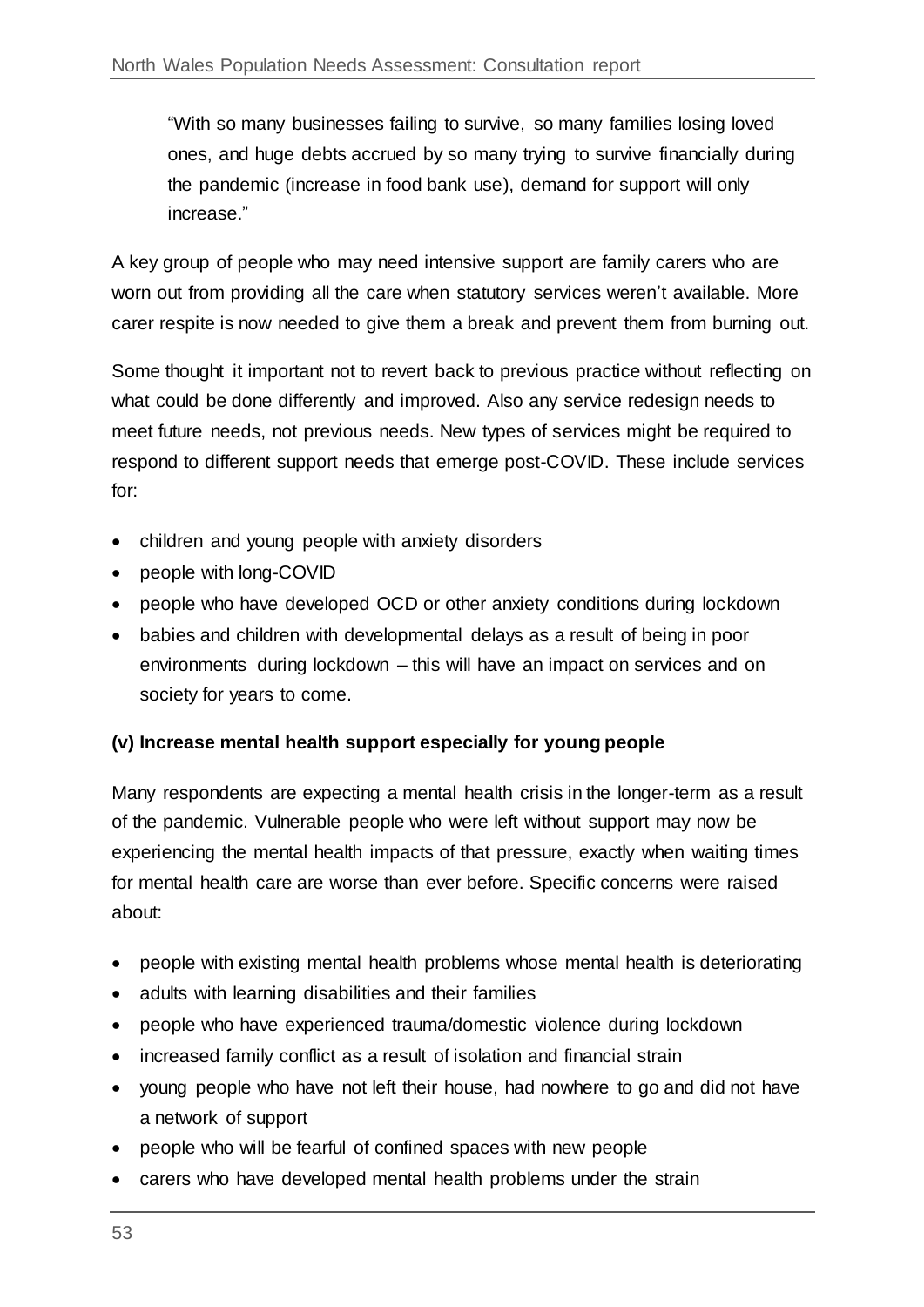> "With so many businesses failing to survive, so many families losing loved ones, and huge debts accrued by so many trying to survive financially during the pandemic (increase in food bank use), demand for support will only increase."

A key group of people who may need intensive support are family carers who are worn out from providing all the care when statutory services weren't available. More carer respite is now needed to give them a break and prevent them from burning out.

Some thought it important not to revert back to previous practice without reflecting on what could be done differently and improved. Also any service redesign needs to meet future needs, not previous needs. New types of services might be required to respond to different support needs that emerge post-COVID. These include services for:

- children and young people with anxiety disorders
- people with long-COVID
- people who have developed OCD or other anxiety conditions during lockdown
- babies and children with developmental delays as a result of being in poor environments during lockdown – this will have an impact on services and on society for years to come.

#### (v) Increase mental health support especially for young people

Many respondents are expecting a mental health crisis in the longer-term as a result of the pandemic. Vulnerable people who were left without support may now be experiencing the mental health impacts of that pressure, exactly when waiting times for mental health care are worse than ever before. Specific concerns were raised about:

- people with existing mental health problems whose mental health is deteriorating
- adults with learning disabilities and their families
- people who have experienced trauma/domestic violence during lockdown
- increased family conflict as a result of isolation and financial strain
- young people who have not left their house, had nowhere to go and did not have a network of support
- people who will be fearful of confined spaces with new people
- carers who have developed mental health problems under the strain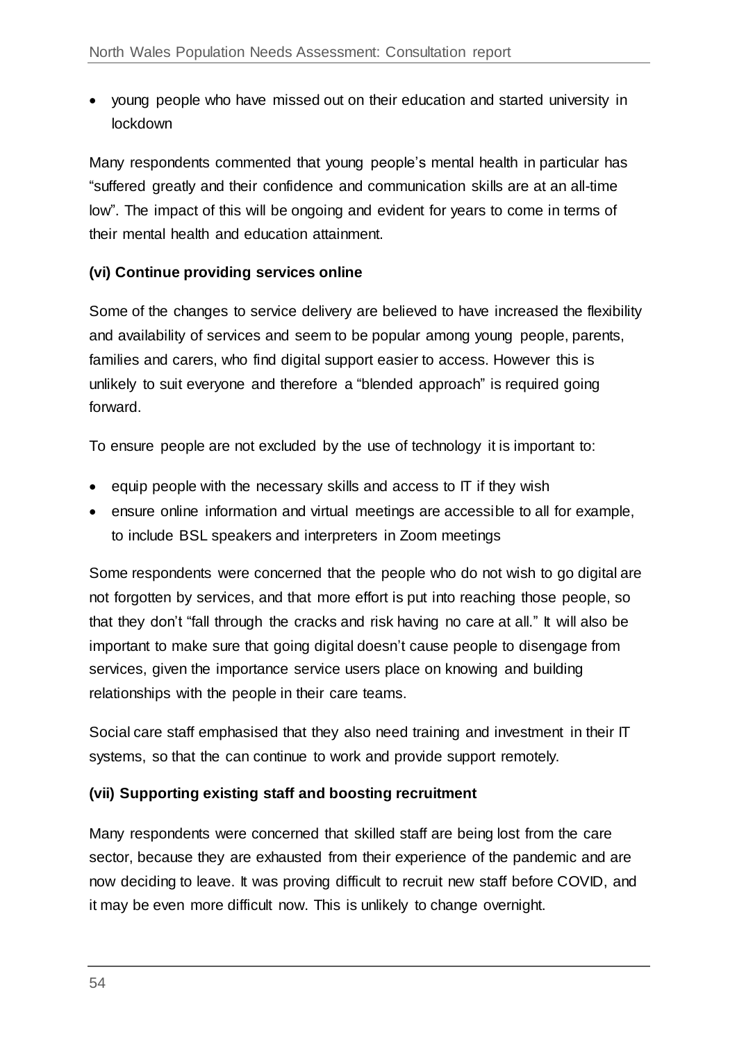- young people who have missed out on their education and started university in lockdown

Many respondents commented that young people's mental health in particular has "suffered greatly and their confidence and communication skills are at an all-time low". The impact of this will be ongoing and evident for years to come in terms of their mental health and education attainment.

**(vi) Continue providing services online**

Some of the changes to service delivery are believed to have increased the flexibility and availability of services and seem to be popular among young people, parents, families and carers, who find digital support easier to access. However this is unlikely to suit everyone and therefore a "blended approach" is required going forward.

To ensure people are not excluded by the use of technology it is important to:

- equip people with the necessary skills and access to IT if they wish
- ensure online information and virtual meetings are accessible to all for example, to include BSL speakers and interpreters in Zoom meetings

Some respondents were concerned that the people who do not wish to go digital are not forgotten by services, and that more effort is put into reaching those people, so that they don't "fall through the cracks and risk having no care at all." It will also be important to make sure that going digital doesn't cause people to disengage from services, given the importance service users place on knowing and building relationships with the people in their care teams.

Social care staff emphasised that they also need training and investment in their IT systems, so that the can continue to work and provide support remotely.

**(vii) Supporting existing staff and boosting recruitment**

Many respondents were concerned that skilled staff are being lost from the care sector, because they are exhausted from their experience of the pandemic and are now deciding to leave. It was proving difficult to recruit new staff before COVID, and it may be even more difficult now. This is unlikely to change overnight.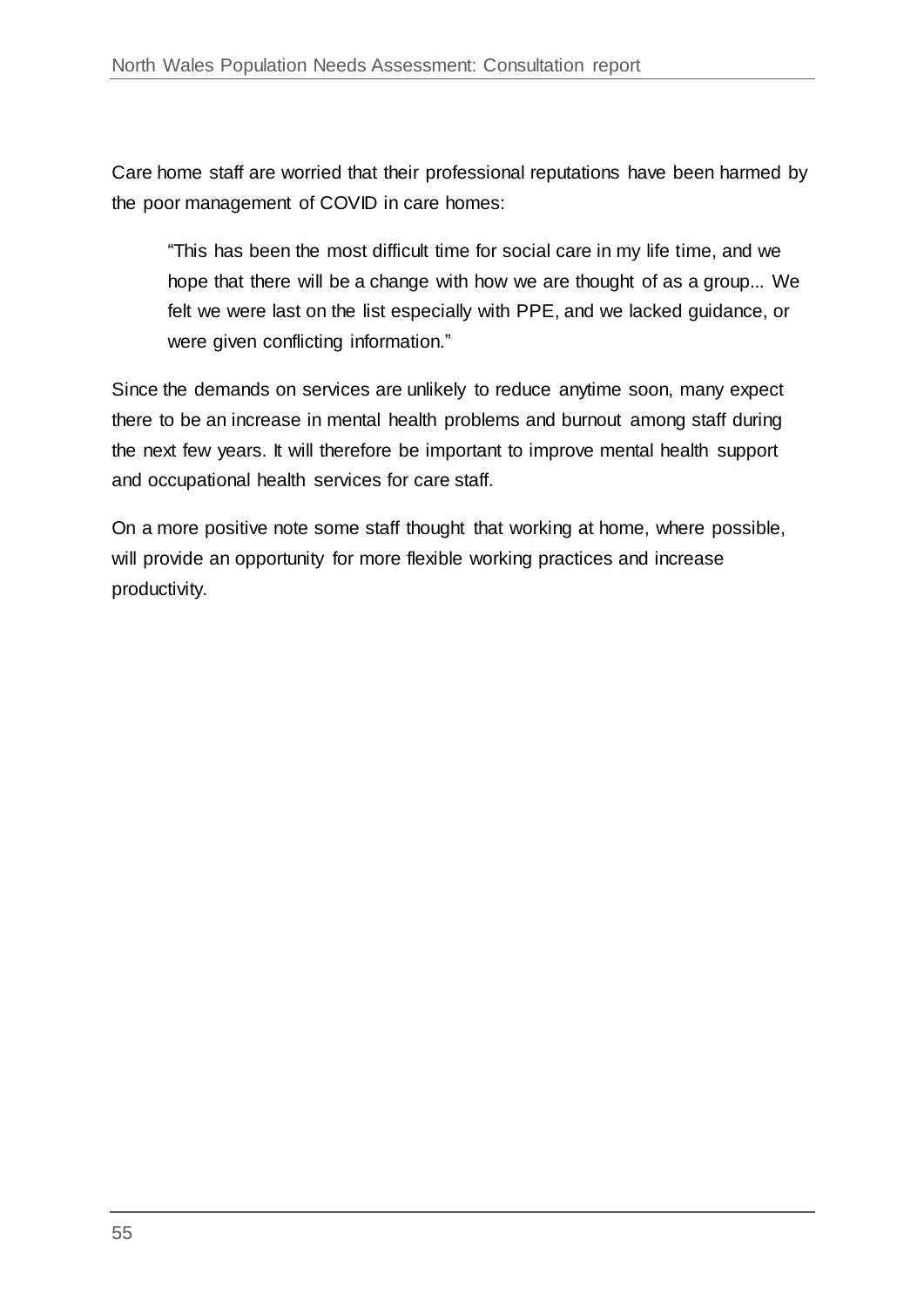Care home staff are worried that their professional reputations have been harmed by the poor management of COVID in care homes:

> "This has been the most difficult time for social care in my life time, and we hope that there will be a change with how we are thought of as a group... We felt we were last on the list especially with PPE, and we lacked guidance, or were given conflicting information."

Since the demands on services are unlikely to reduce anytime soon, many expect there to be an increase in mental health problems and burnout among staff during the next few years. It will therefore be important to improve mental health support and occupational health services for care staff.

On a more positive note some staff thought that working at home, where possible, will provide an opportunity for more flexible working practices and increase productivity.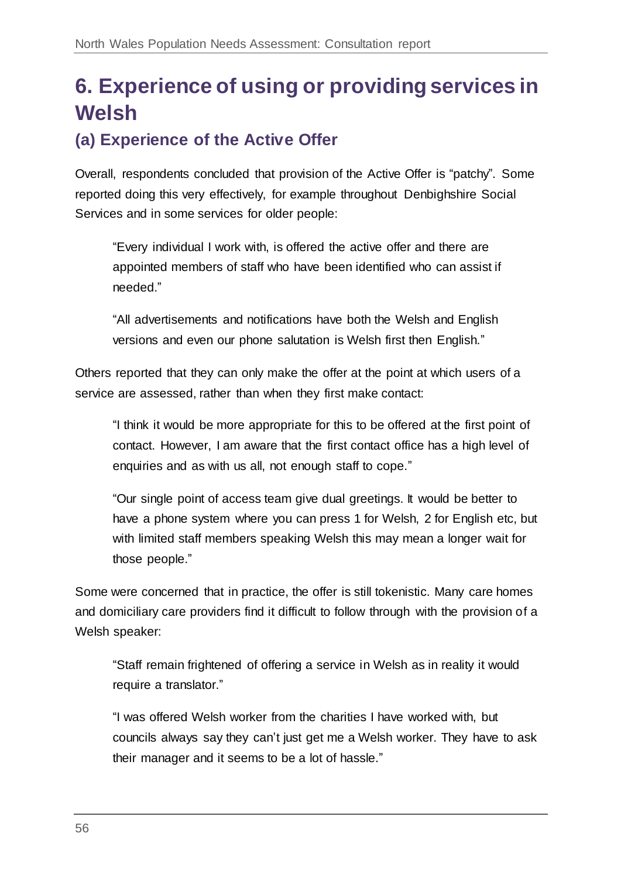# 6. Experience of using or providing services in Welsh

## (a) Experience of the Active Offer

Overall, respondents concluded that provision of the Active Offer is "patchy". Some reported doing this very effectively, for example throughout Denbighshire Social Services and in some services for older people:

> "Every individual I work with, is offered the active offer and there are appointed members of staff who have been identified who can assist if needed."

> "All advertisements and notifications have both the Welsh and English versions and even our phone salutation is Welsh first then English."

Others reported that they can only make the offer at the point at which users of a service are assessed, rather than when they first make contact:

> "I think it would be more appropriate for this to be offered at the first point of contact. However, I am aware that the first contact office has a high level of enquiries and as with us all, not enough staff to cope."

> "Our single point of access team give dual greetings. It would be better to have a phone system where you can press 1 for Welsh, 2 for English etc, but with limited staff members speaking Welsh this may mean a longer wait for those people."

Some were concerned that in practice, the offer is still tokenistic. Many care homes and domiciliary care providers find it difficult to follow through with the provision of a Welsh speaker:

> "Staff remain frightened of offering a service in Welsh as in reality it would require a translator."

> "I was offered Welsh worker from the charities I have worked with, but councils always say they can't just get me a Welsh worker. They have to ask their manager and it seems to be a lot of hassle."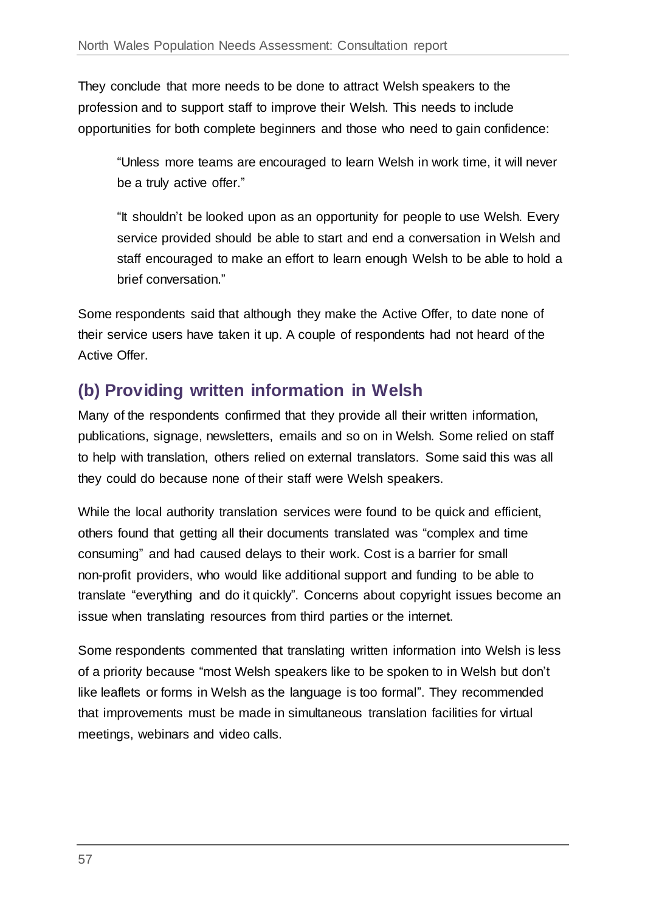They conclude that more needs to be done to attract Welsh speakers to the profession and to support staff to improve their Welsh. This needs to include opportunities for both complete beginners and those who need to gain confidence:

> "Unless more teams are encouraged to learn Welsh in work time, it will never be a truly active offer."

> "It shouldn't be looked upon as an opportunity for people to use Welsh. Every service provided should be able to start and end a conversation in Welsh and staff encouraged to make an effort to learn enough Welsh to be able to hold a brief conversation."

Some respondents said that although they make the Active Offer, to date none of their service users have taken it up. A couple of respondents had not heard of the Active Offer.

## (b) Providing written information in Welsh

Many of the respondents confirmed that they provide all their written information, publications, signage, newsletters, emails and so on in Welsh. Some relied on staff to help with translation, others relied on external translators. Some said this was all they could do because none of their staff were Welsh speakers.

While the local authority translation services were found to be quick and efficient, others found that getting all their documents translated was "complex and time consuming" and had caused delays to their work. Cost is a barrier for small non-profit providers, who would like additional support and funding to be able to translate "everything and do it quickly". Concerns about copyright issues become an issue when translating resources from third parties or the internet.

Some respondents commented that translating written information into Welsh is less of a priority because "most Welsh speakers like to be spoken to in Welsh but don't like leaflets or forms in Welsh as the language is too formal". They recommended that improvements must be made in simultaneous translation facilities for virtual meetings, webinars and video calls.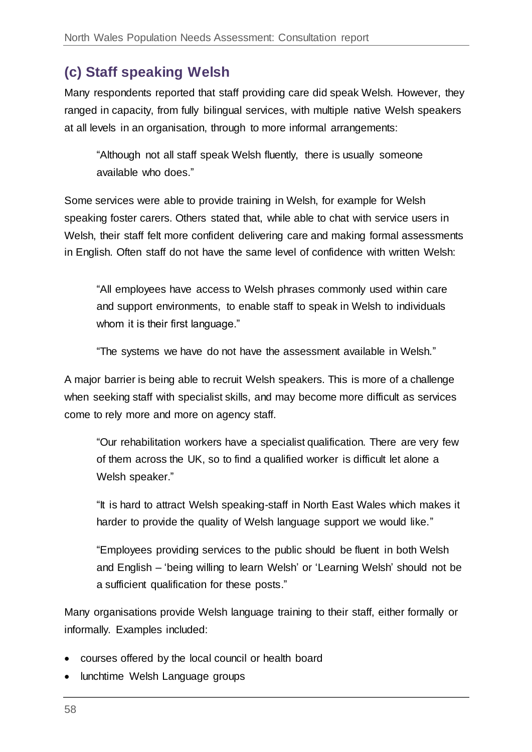## (c) Staff speaking Welsh

Many respondents reported that staff providing care did speak Welsh. However, they ranged in capacity, from fully bilingual services, with multiple native Welsh speakers at all levels in an organisation, through to more informal arrangements:

> "Although not all staff speak Welsh fluently, there is usually someone available who does."

Some services were able to provide training in Welsh, for example for Welsh speaking foster carers. Others stated that, while able to chat with service users in Welsh, their staff felt more confident delivering care and making formal assessments in English. Often staff do not have the same level of confidence with written Welsh:

> "All employees have access to Welsh phrases commonly used within care and support environments, to enable staff to speak in Welsh to individuals whom it is their first language."

> "The systems we have do not have the assessment available in Welsh."

A major barrier is being able to recruit Welsh speakers. This is more of a challenge when seeking staff with specialist skills, and may become more difficult as services come to rely more and more on agency staff.

> "Our rehabilitation workers have a specialist qualification. There are very few of them across the UK, so to find a qualified worker is difficult let alone a Welsh speaker."

> "It is hard to attract Welsh speaking-staff in North East Wales which makes it harder to provide the quality of Welsh language support we would like."

> "Employees providing services to the public should be fluent in both Welsh and English – 'being willing to learn Welsh' or 'Learning Welsh' should not be a sufficient qualification for these posts."

Many organisations provide Welsh language training to their staff, either formally or informally. Examples included:

- courses offered by the local council or health board
- lunchtime Welsh Language groups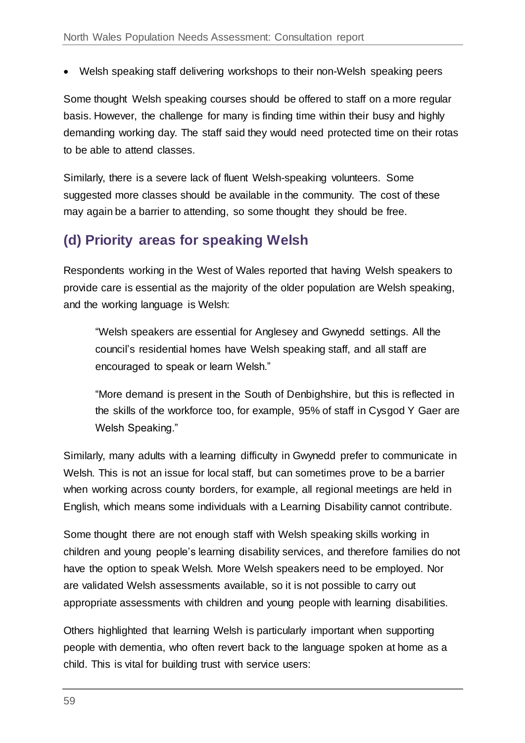- Welsh speaking staff delivering workshops to their non-Welsh speaking peers

Some thought Welsh speaking courses should be offered to staff on a more regular basis. However, the challenge for many is finding time within their busy and highly demanding working day. The staff said they would need protected time on their rotas to be able to attend classes.

Similarly, there is a severe lack of fluent Welsh-speaking volunteers. Some suggested more classes should be available in the community. The cost of these may again be a barrier to attending, so some thought they should be free.

## (d) Priority areas for speaking Welsh

Respondents working in the West of Wales reported that having Welsh speakers to provide care is essential as the majority of the older population are Welsh speaking, and the working language is Welsh:

> "Welsh speakers are essential for Anglesey and Gwynedd settings. All the council's residential homes have Welsh speaking staff, and all staff are encouraged to speak or learn Welsh."

> "More demand is present in the South of Denbighshire, but this is reflected in the skills of the workforce too, for example, 95% of staff in Cysgod Y Gaer are Welsh Speaking."

Similarly, many adults with a learning difficulty in Gwynedd prefer to communicate in Welsh. This is not an issue for local staff, but can sometimes prove to be a barrier when working across county borders, for example, all regional meetings are held in English, which means some individuals with a Learning Disability cannot contribute.

Some thought there are not enough staff with Welsh speaking skills working in children and young people's learning disability services, and therefore families do not have the option to speak Welsh. More Welsh speakers need to be employed. Nor are validated Welsh assessments available, so it is not possible to carry out appropriate assessments with children and young people with learning disabilities.

Others highlighted that learning Welsh is particularly important when supporting people with dementia, who often revert back to the language spoken at home as a child. This is vital for building trust with service users: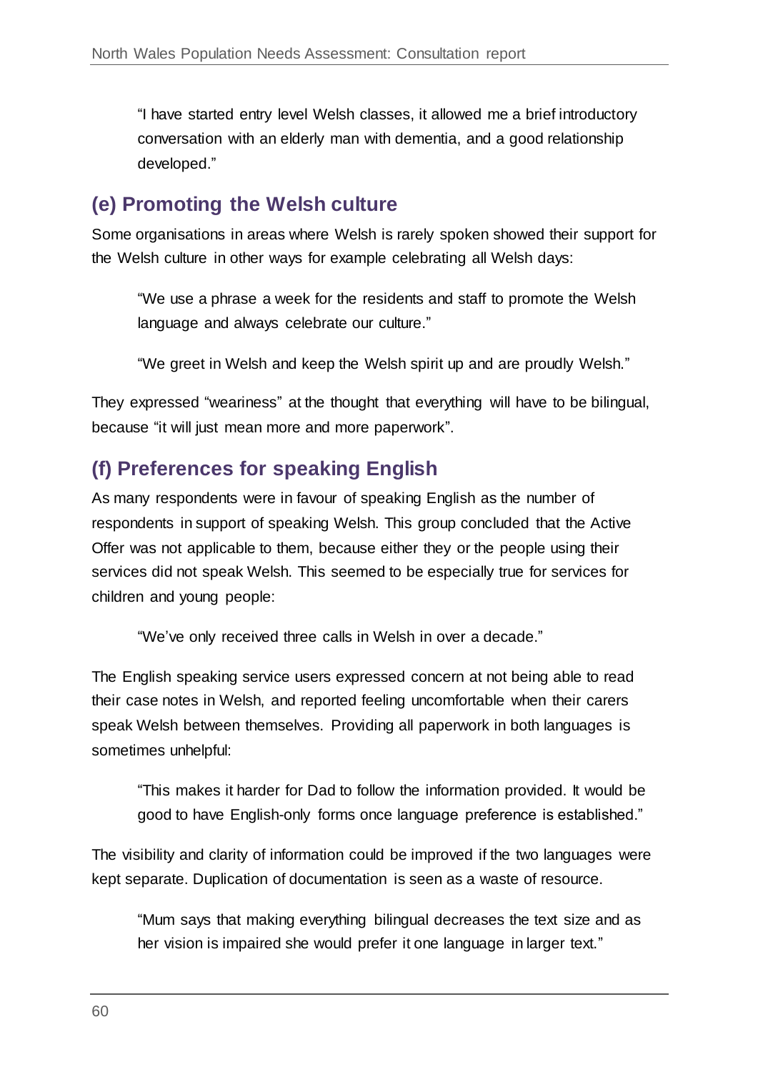> "I have started entry level Welsh classes, it allowed me a brief introductory conversation with an elderly man with dementia, and a good relationship developed."

## (e) Promoting the Welsh culture

Some organisations in areas where Welsh is rarely spoken showed their support for the Welsh culture in other ways for example celebrating all Welsh days:

> "We use a phrase a week for the residents and staff to promote the Welsh language and always celebrate our culture."

> "We greet in Welsh and keep the Welsh spirit up and are proudly Welsh."

They expressed "weariness" at the thought that everything will have to be bilingual, because "it will just mean more and more paperwork".

## (f) Preferences for speaking English

As many respondents were in favour of speaking English as the number of respondents in support of speaking Welsh. This group concluded that the Active Offer was not applicable to them, because either they or the people using their services did not speak Welsh. This seemed to be especially true for services for children and young people:

> "We've only received three calls in Welsh in over a decade."

The English speaking service users expressed concern at not being able to read their case notes in Welsh, and reported feeling uncomfortable when their carers speak Welsh between themselves. Providing all paperwork in both languages is sometimes unhelpful:

> "This makes it harder for Dad to follow the information provided. It would be good to have English-only forms once language preference is established."

The visibility and clarity of information could be improved if the two languages were kept separate. Duplication of documentation is seen as a waste of resource.

> "Mum says that making everything bilingual decreases the text size and as her vision is impaired she would prefer it one language in larger text."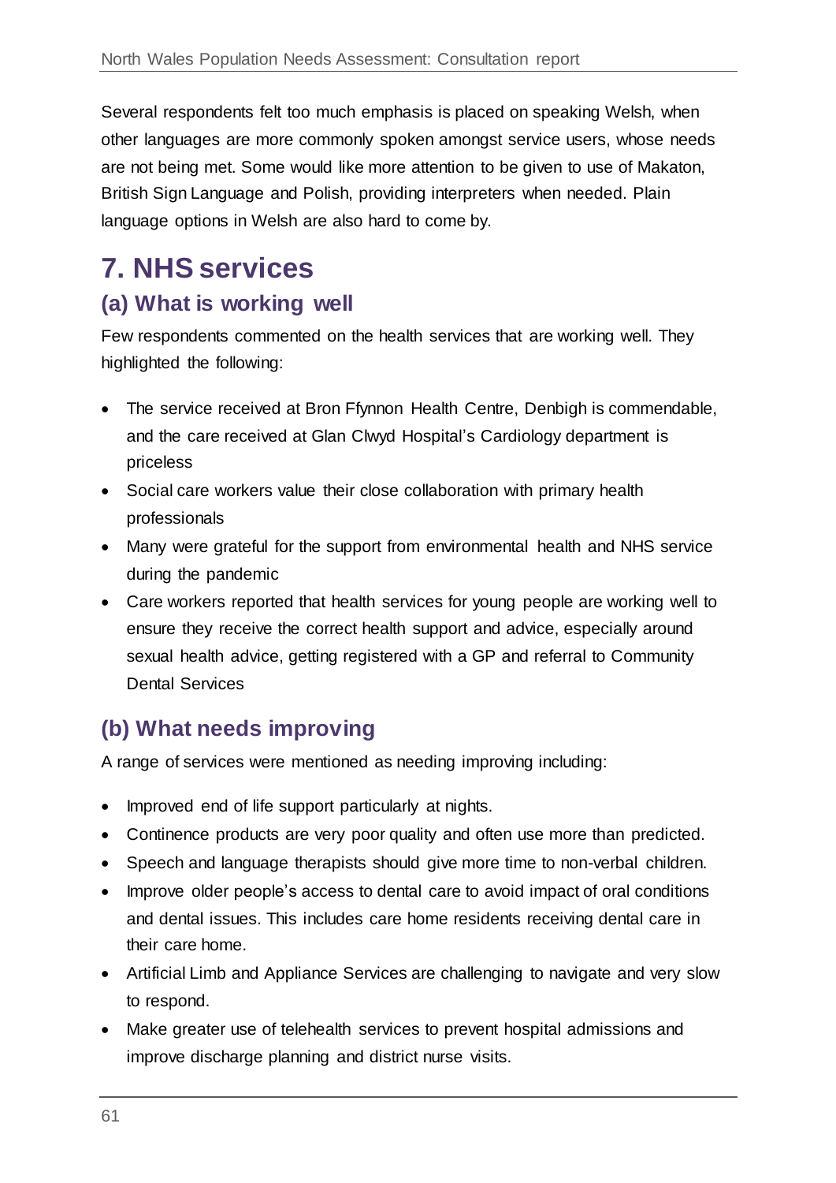Several respondents felt too much emphasis is placed on speaking Welsh, when other languages are more commonly spoken amongst service users, whose needs are not being met. Some would like more attention to be given to use of Makaton, British Sign Language and Polish, providing interpreters when needed. Plain language options in Welsh are also hard to come by.

# 7. NHS services

## (a) What is working well

Few respondents commented on the health services that are working well. They highlighted the following:

- The service received at Bron Ffynnon Health Centre, Denbigh is commendable, and the care received at Glan Clwyd Hospital's Cardiology department is priceless
- Social care workers value their close collaboration with primary health professionals
- Many were grateful for the support from environmental health and NHS service during the pandemic
- Care workers reported that health services for young people are working well to ensure they receive the correct health support and advice, especially around sexual health advice, getting registered with a GP and referral to Community Dental Services

## (b) What needs improving

A range of services were mentioned as needing improving including:

- Improved end of life support particularly at nights.
- Continence products are very poor quality and often use more than predicted.
- Speech and language therapists should give more time to non-verbal children.
- Improve older people's access to dental care to avoid impact of oral conditions and dental issues. This includes care home residents receiving dental care in their care home.
- Artificial Limb and Appliance Services are challenging to navigate and very slow to respond.
- Make greater use of telehealth services to prevent hospital admissions and improve discharge planning and district nurse visits.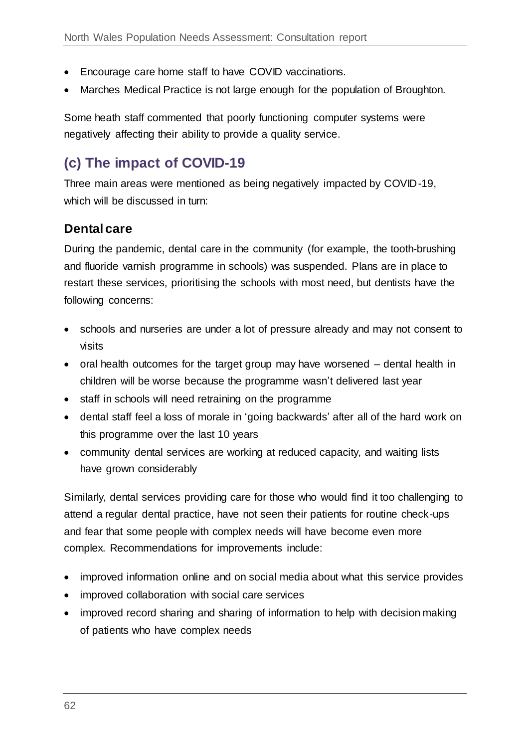- Encourage care home staff to have COVID vaccinations.
- Marches Medical Practice is not large enough for the population of Broughton.

Some heath staff commented that poorly functioning computer systems were negatively affecting their ability to provide a quality service.

## (c) The impact of COVID-19

Three main areas were mentioned as being negatively impacted by COVID-19, which will be discussed in turn:

### Dental care

During the pandemic, dental care in the community (for example, the tooth-brushing and fluoride varnish programme in schools) was suspended. Plans are in place to restart these services, prioritising the schools with most need, but dentists have the following concerns:

- schools and nurseries are under a lot of pressure already and may not consent to visits
- oral health outcomes for the target group may have worsened – dental health in children will be worse because the programme wasn't delivered last year
- staff in schools will need retraining on the programme
- dental staff feel a loss of morale in 'going backwards' after all of the hard work on this programme over the last 10 years
- community dental services are working at reduced capacity, and waiting lists have grown considerably

Similarly, dental services providing care for those who would find it too challenging to attend a regular dental practice, have not seen their patients for routine check-ups and fear that some people with complex needs will have become even more complex. Recommendations for improvements include:

- improved information online and on social media about what this service provides
- improved collaboration with social care services
- improved record sharing and sharing of information to help with decision making of patients who have complex needs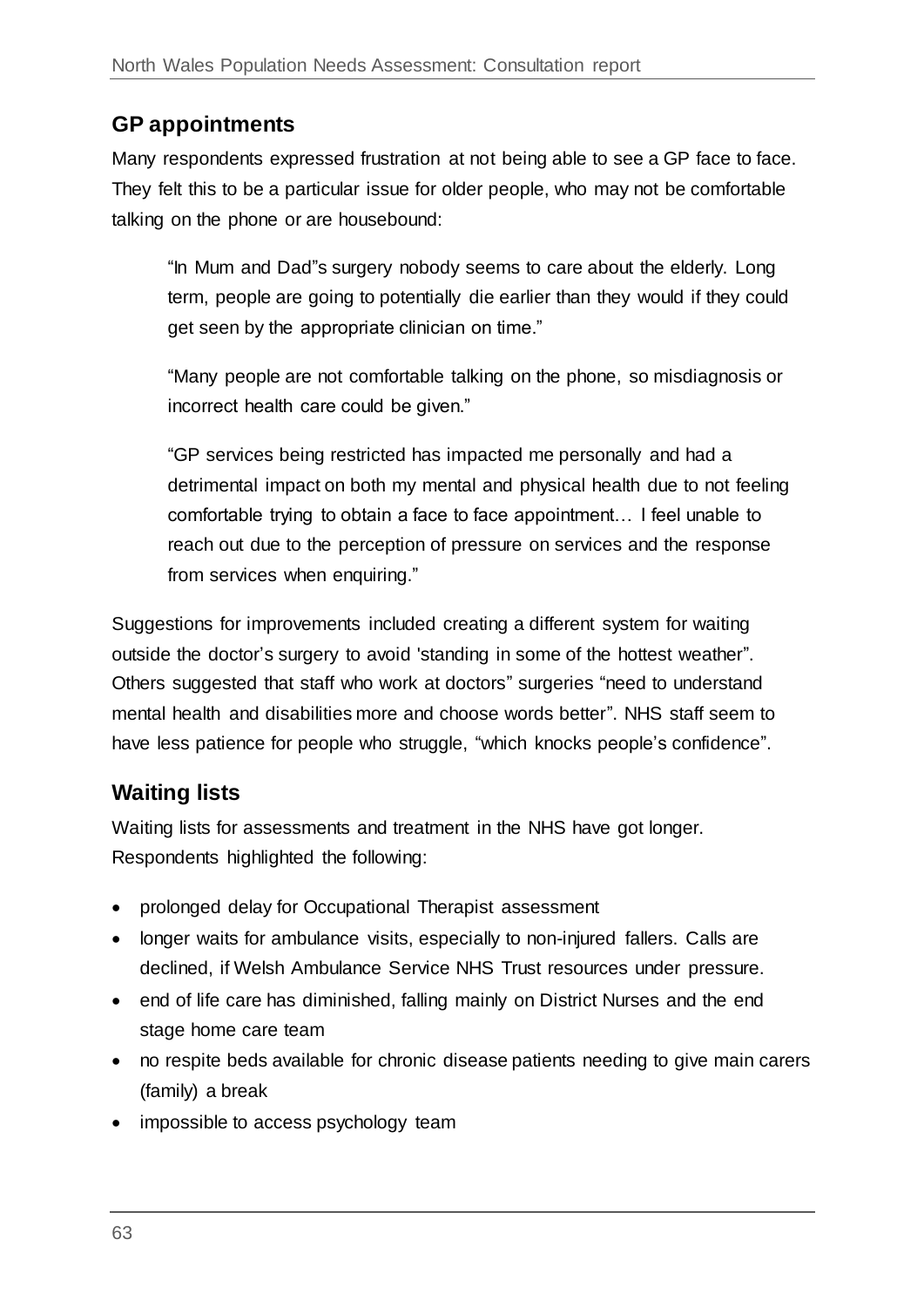## GP appointments

Many respondents expressed frustration at not being able to see a GP face to face. They felt this to be a particular issue for older people, who may not be comfortable talking on the phone or are housebound:

> "In Mum and Dad"s surgery nobody seems to care about the elderly. Long term, people are going to potentially die earlier than they would if they could get seen by the appropriate clinician on time."
>
> "Many people are not comfortable talking on the phone, so misdiagnosis or incorrect health care could be given."
>
> "GP services being restricted has impacted me personally and had a detrimental impact on both my mental and physical health due to not feeling comfortable trying to obtain a face to face appointment… I feel unable to reach out due to the perception of pressure on services and the response from services when enquiring."

Suggestions for improvements included creating a different system for waiting outside the doctor's surgery to avoid 'standing in some of the hottest weather". Others suggested that staff who work at doctors" surgeries "need to understand mental health and disabilities more and choose words better". NHS staff seem to have less patience for people who struggle, "which knocks people's confidence".

## Waiting lists

Waiting lists for assessments and treatment in the NHS have got longer. Respondents highlighted the following:

- prolonged delay for Occupational Therapist assessment
- longer waits for ambulance visits, especially to non-injured fallers. Calls are declined, if Welsh Ambulance Service NHS Trust resources under pressure.
- end of life care has diminished, falling mainly on District Nurses and the end stage home care team
- no respite beds available for chronic disease patients needing to give main carers (family) a break
- impossible to access psychology team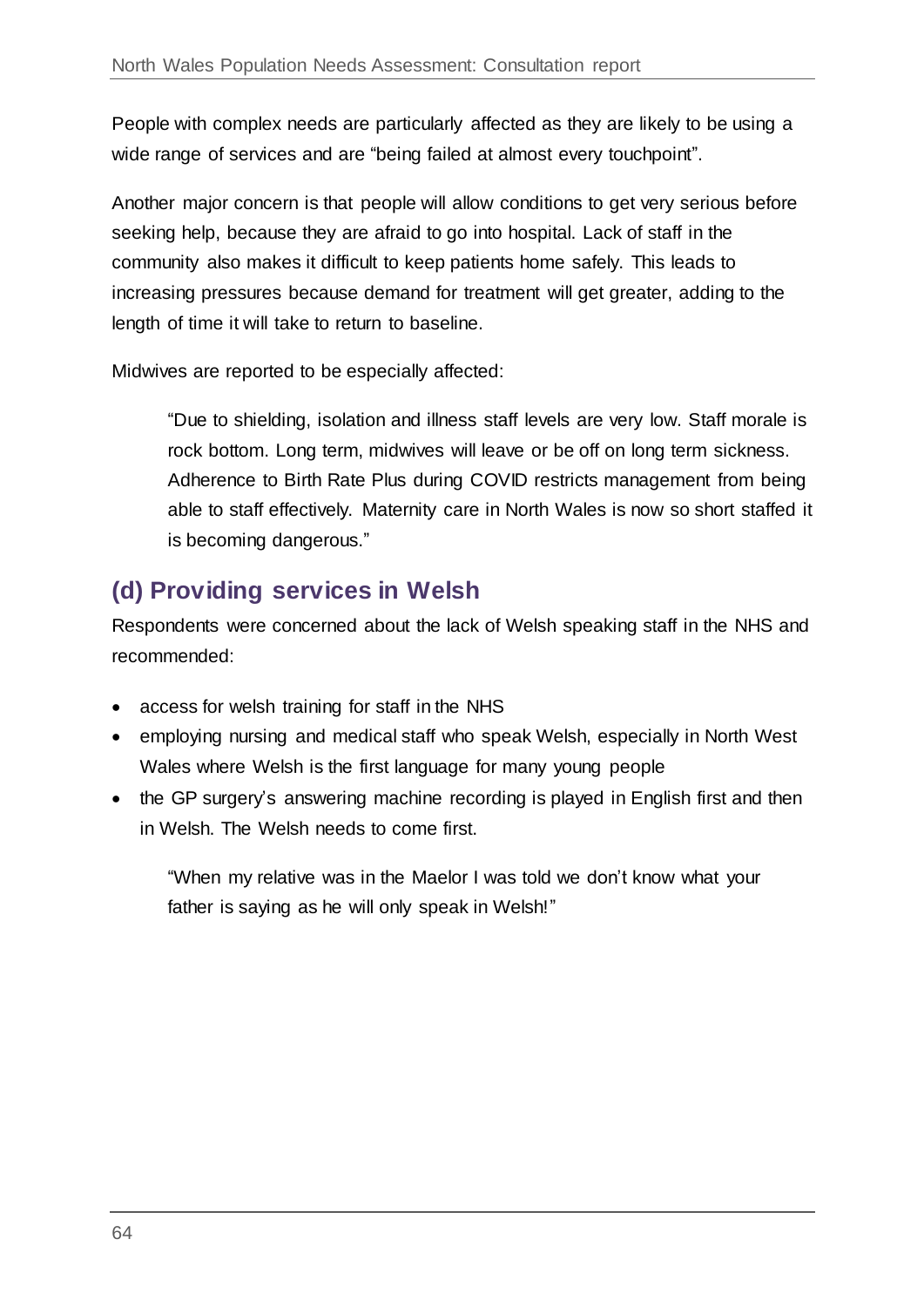People with complex needs are particularly affected as they are likely to be using a wide range of services and are "being failed at almost every touchpoint".

Another major concern is that people will allow conditions to get very serious before seeking help, because they are afraid to go into hospital. Lack of staff in the community also makes it difficult to keep patients home safely. This leads to increasing pressures because demand for treatment will get greater, adding to the length of time it will take to return to baseline.

Midwives are reported to be especially affected:

> "Due to shielding, isolation and illness staff levels are very low. Staff morale is rock bottom. Long term, midwives will leave or be off on long term sickness. Adherence to Birth Rate Plus during COVID restricts management from being able to staff effectively. Maternity care in North Wales is now so short staffed it is becoming dangerous."

## (d) Providing services in Welsh

Respondents were concerned about the lack of Welsh speaking staff in the NHS and recommended:

- access for welsh training for staff in the NHS
- employing nursing and medical staff who speak Welsh, especially in North West Wales where Welsh is the first language for many young people
- the GP surgery's answering machine recording is played in English first and then in Welsh. The Welsh needs to come first.

> "When my relative was in the Maelor I was told we don't know what your father is saying as he will only speak in Welsh!"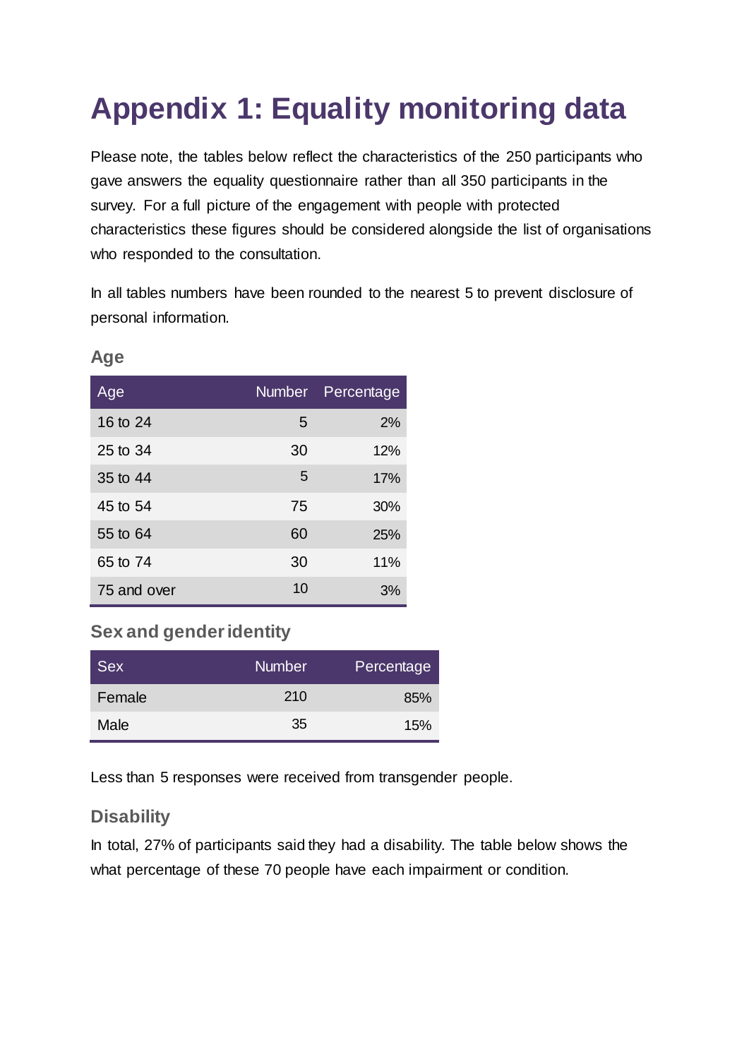# Appendix 1: Equality monitoring data

Please note, the tables below reflect the characteristics of the 250 participants who gave answers the equality questionnaire rather than all 350 participants in the survey. For a full picture of the engagement with people with protected characteristics these figures should be considered alongside the list of organisations who responded to the consultation.

In all tables numbers have been rounded to the nearest 5 to prevent disclosure of personal information.

### Age

| Age | Number | Percentage |
|---|---|---|
| 16 to 24 | 5 | 2% |
| 25 to 34 | 30 | 12% |
| 35 to 44 | 5 | 17% |
| 45 to 54 | 75 | 30% |
| 55 to 64 | 60 | 25% |
| 65 to 74 | 30 | 11% |
| 75 and over | 10 | 3% |

### Sex and gender identity

| Sex | Number | Percentage |
|---|---|---|
| Female | 210 | 85% |
| Male | 35 | 15% |

Less than 5 responses were received from transgender people.

### Disability

In total, 27% of participants said they had a disability. The table below shows the what percentage of these 70 people have each impairment or condition.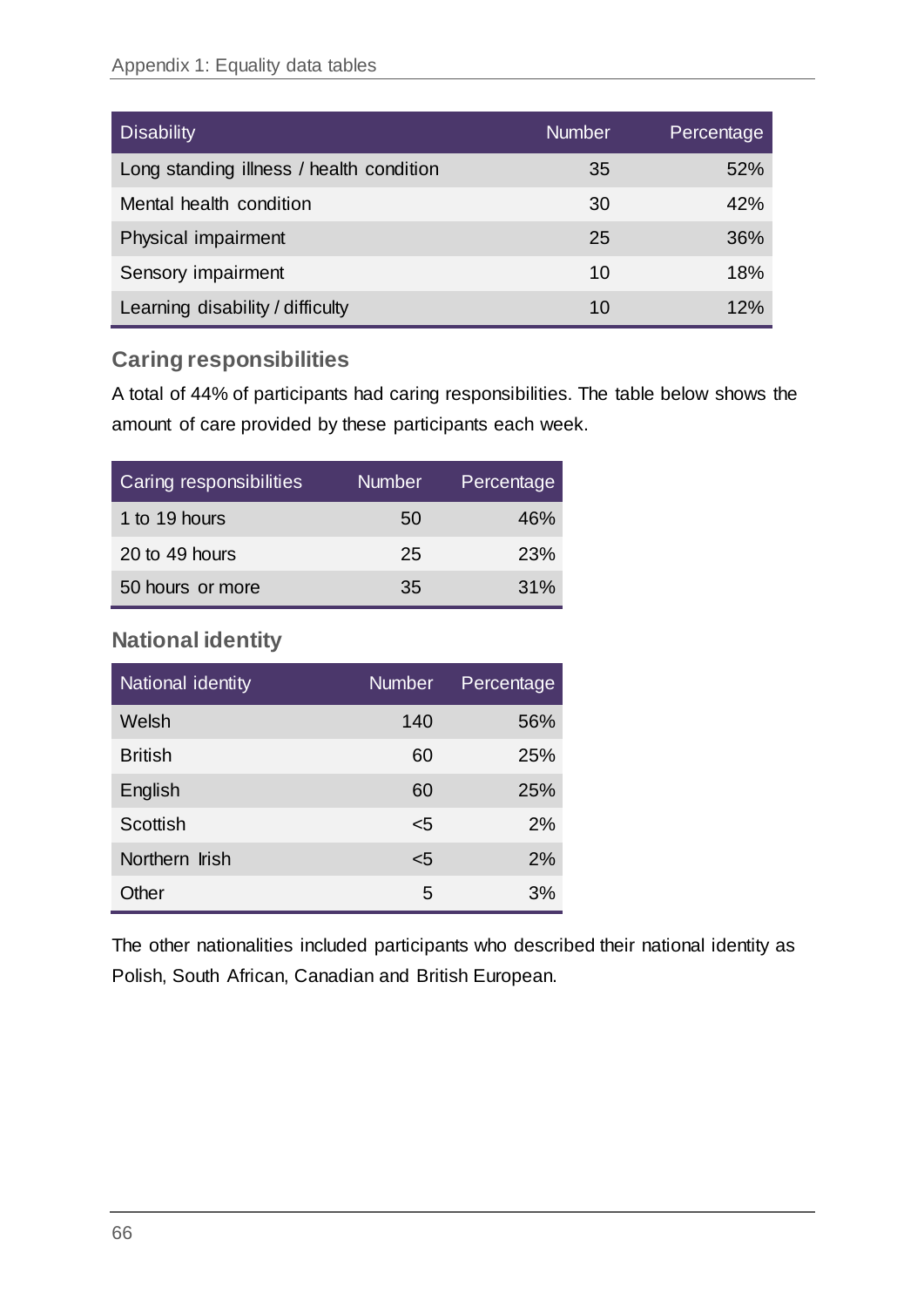| Disability | Number | Percentage |
|---|---|---|
| Long standing illness / health condition | 35 | 52% |
| Mental health condition | 30 | 42% |
| Physical impairment | 25 | 36% |
| Sensory impairment | 10 | 18% |
| Learning disability / difficulty | 10 | 12% |

## Caring responsibilities

A total of 44% of participants had caring responsibilities. The table below shows the amount of care provided by these participants each week.

| Caring responsibilities | Number | Percentage |
|---|---|---|
| 1 to 19 hours | 50 | 46% |
| 20 to 49 hours | 25 | 23% |
| 50 hours or more | 35 | 31% |

## National identity

| National identity | Number | Percentage |
|---|---|---|
| Welsh | 140 | 56% |
| British | 60 | 25% |
| English | 60 | 25% |
| Scottish | <5 | 2% |
| Northern Irish | <5 | 2% |
| Other | 5 | 3% |

The other nationalities included participants who described their national identity as Polish, South African, Canadian and British European.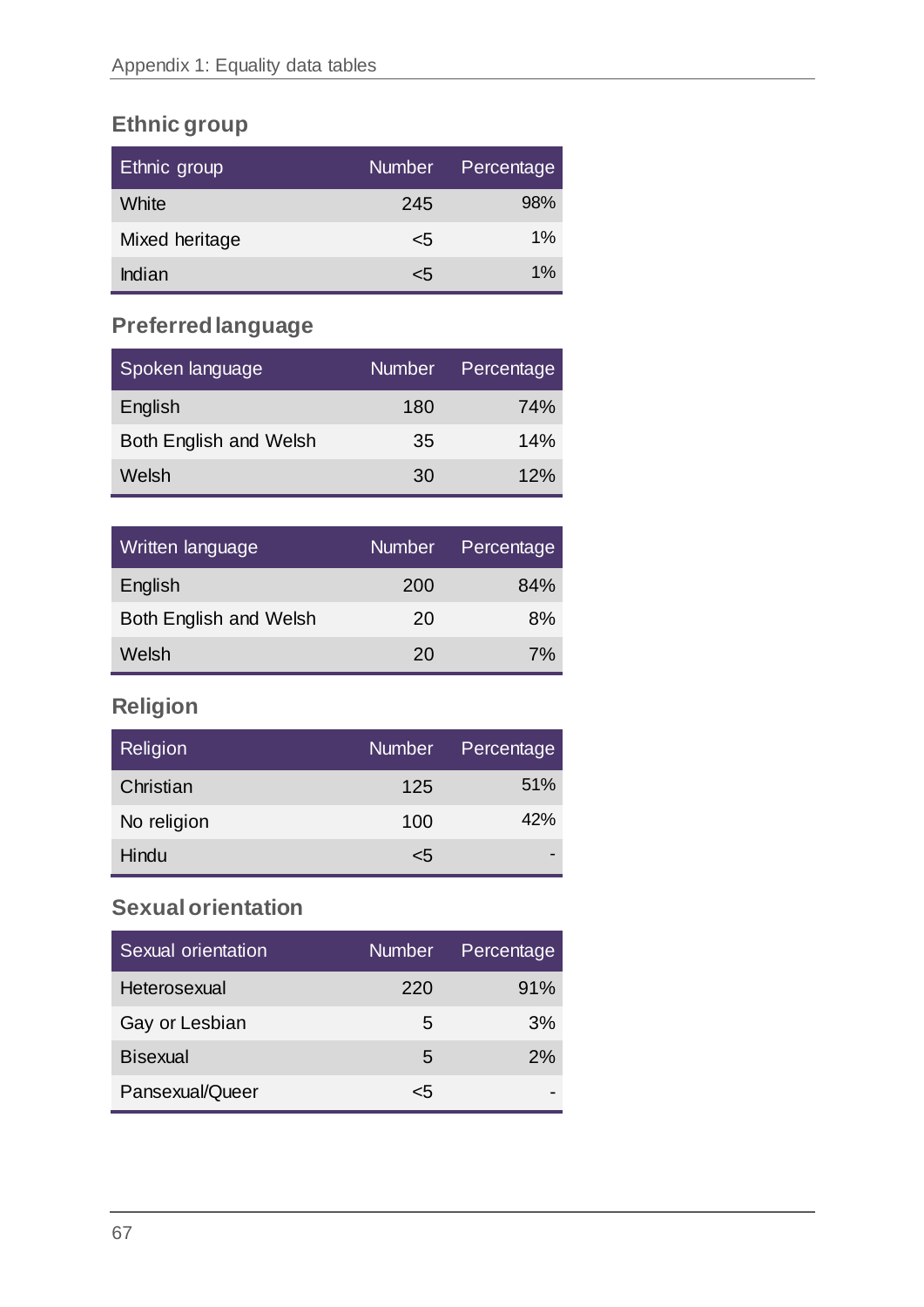## Ethnic group

| Ethnic group | Number | Percentage |
|---|---|---|
| White | 245 | 98% |
| Mixed heritage | <5 | 1% |
| Indian | <5 | 1% |

## Preferred language

| Spoken language | Number | Percentage |
|---|---|---|
| English | 180 | 74% |
| Both English and Welsh | 35 | 14% |
| Welsh | 30 | 12% |

| Written language | Number | Percentage |
|---|---|---|
| English | 200 | 84% |
| Both English and Welsh | 20 | 8% |
| Welsh | 20 | 7% |

## Religion

| Religion | Number | Percentage |
|---|---|---|
| Christian | 125 | 51% |
| No religion | 100 | 42% |
| Hindu | <5 | - |

## Sexual orientation

| Sexual orientation | Number | Percentage |
|---|---|---|
| Heterosexual | 220 | 91% |
| Gay or Lesbian | 5 | 3% |
| Bisexual | 5 | 2% |
| Pansexual/Queer | <5 | - |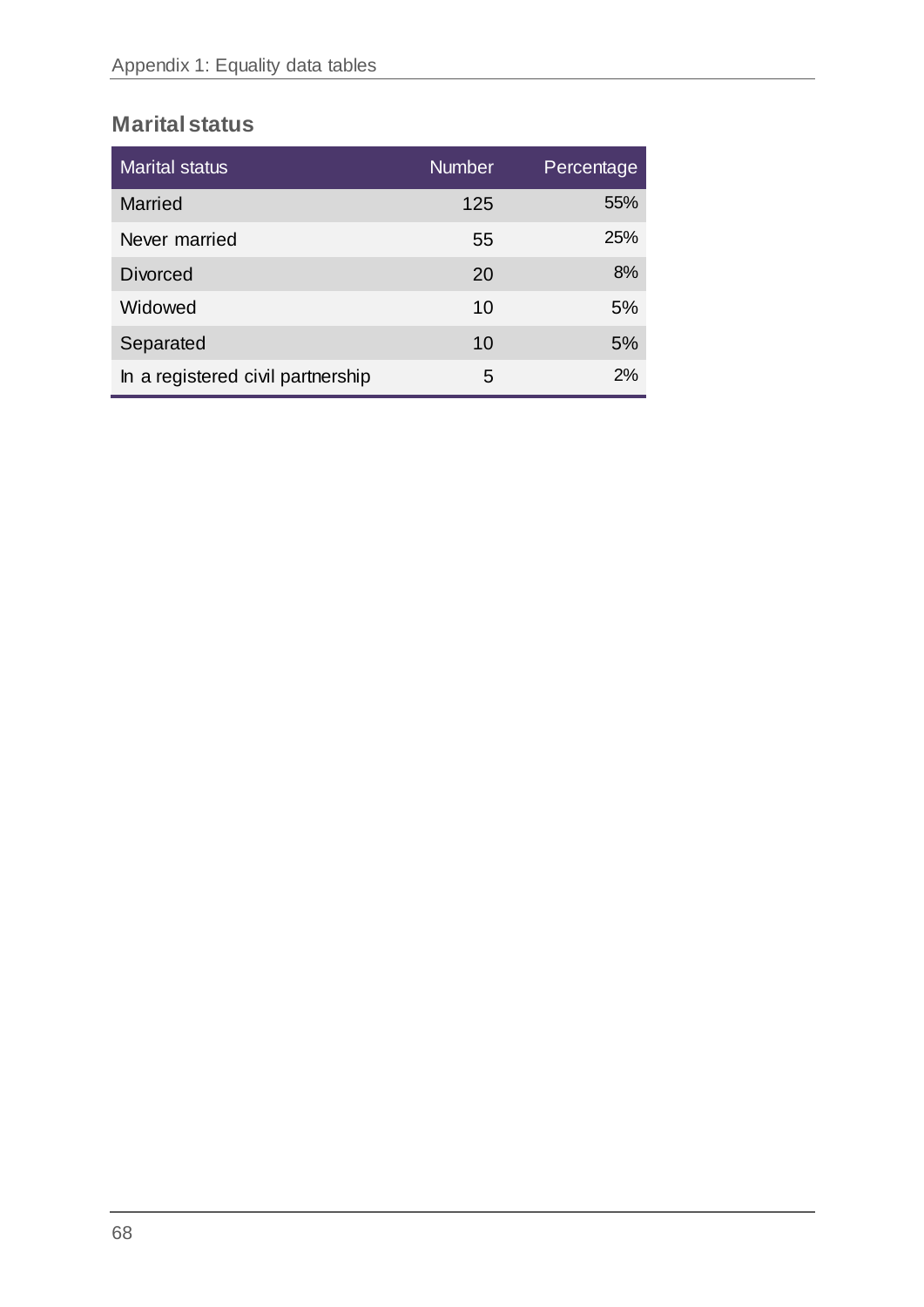## Marital status

| Marital status | Number | Percentage |
|---|---|---|
| Married | 125 | 55% |
| Never married | 55 | 25% |
| Divorced | 20 | 8% |
| Widowed | 10 | 5% |
| Separated | 10 | 5% |
| In a registered civil partnership | 5 | 2% |